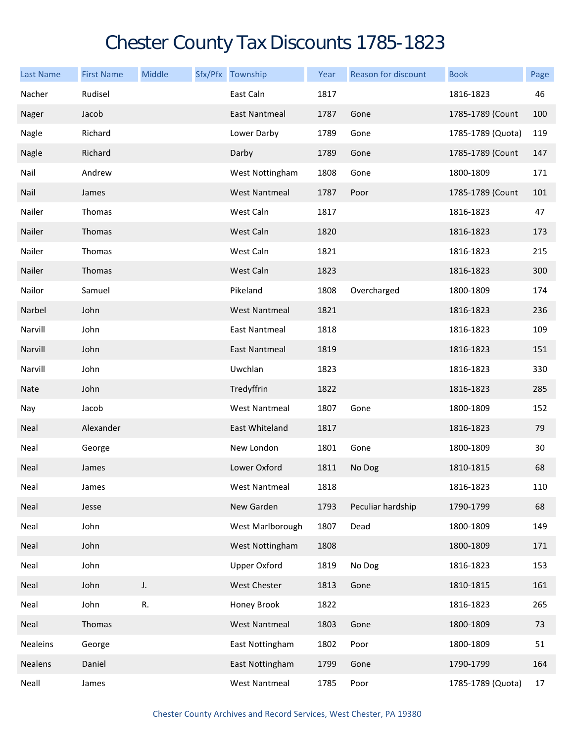# Chester County Tax Discounts 1785-1823

| Last Name | First Name | Middle | Sfx/Pfx | Township | Year | Reason for discount | Book | Page |
|---|---|---|---|---|---|---|---|---|
| Nacher | Rudisel | | | East Caln | 1817 | | 1816-1823 | 46 |
| Nager | Jacob | | | East Nantmeal | 1787 | Gone | 1785-1789 (Count | 100 |
| Nagle | Richard | | | Lower Darby | 1789 | Gone | 1785-1789 (Quota) | 119 |
| Nagle | Richard | | | Darby | 1789 | Gone | 1785-1789 (Count | 147 |
| Nail | Andrew | | | West Nottingham | 1808 | Gone | 1800-1809 | 171 |
| Nail | James | | | West Nantmeal | 1787 | Poor | 1785-1789 (Count | 101 |
| Nailer | Thomas | | | West Caln | 1817 | | 1816-1823 | 47 |
| Nailer | Thomas | | | West Caln | 1820 | | 1816-1823 | 173 |
| Nailer | Thomas | | | West Caln | 1821 | | 1816-1823 | 215 |
| Nailer | Thomas | | | West Caln | 1823 | | 1816-1823 | 300 |
| Nailor | Samuel | | | Pikeland | 1808 | Overcharged | 1800-1809 | 174 |
| Narbel | John | | | West Nantmeal | 1821 | | 1816-1823 | 236 |
| Narvill | John | | | East Nantmeal | 1818 | | 1816-1823 | 109 |
| Narvill | John | | | East Nantmeal | 1819 | | 1816-1823 | 151 |
| Narvill | John | | | Uwchlan | 1823 | | 1816-1823 | 330 |
| Nate | John | | | Tredyffrin | 1822 | | 1816-1823 | 285 |
| Nay | Jacob | | | West Nantmeal | 1807 | Gone | 1800-1809 | 152 |
| Neal | Alexander | | | East Whiteland | 1817 | | 1816-1823 | 79 |
| Neal | George | | | New London | 1801 | Gone | 1800-1809 | 30 |
| Neal | James | | | Lower Oxford | 1811 | No Dog | 1810-1815 | 68 |
| Neal | James | | | West Nantmeal | 1818 | | 1816-1823 | 110 |
| Neal | Jesse | | | New Garden | 1793 | Peculiar hardship | 1790-1799 | 68 |
| Neal | John | | | West Marlborough | 1807 | Dead | 1800-1809 | 149 |
| Neal | John | | | West Nottingham | 1808 | | 1800-1809 | 171 |
| Neal | John | | | Upper Oxford | 1819 | No Dog | 1816-1823 | 153 |
| Neal | John | J. | | West Chester | 1813 | Gone | 1810-1815 | 161 |
| Neal | John | R. | | Honey Brook | 1822 | | 1816-1823 | 265 |
| Neal | Thomas | | | West Nantmeal | 1803 | Gone | 1800-1809 | 73 |
| Nealeins | George | | | East Nottingham | 1802 | Poor | 1800-1809 | 51 |
| Nealens | Daniel | | | East Nottingham | 1799 | Gone | 1790-1799 | 164 |
| Neall | James | | | West Nantmeal | 1785 | Poor | 1785-1789 (Quota) | 17 |

Chester County Archives and Record Services, West Chester, PA 19380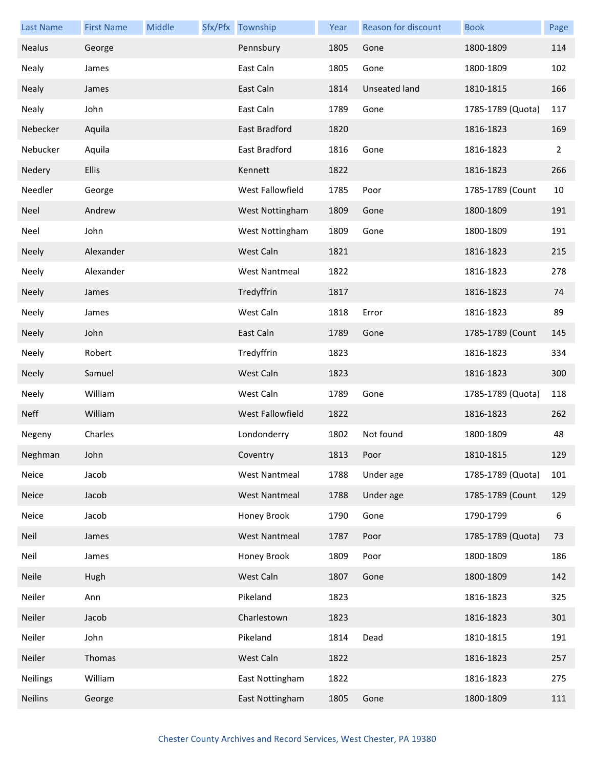| Last Name | First Name | Middle | Sfx/Pfx | Township | Year | Reason for discount | Book | Page |
|---|---|---|---|---|---|---|---|---|
| Nealus | George | | | Pennsbury | 1805 | Gone | 1800-1809 | 114 |
| Nealy | James | | | East Caln | 1805 | Gone | 1800-1809 | 102 |
| Nealy | James | | | East Caln | 1814 | Unseated land | 1810-1815 | 166 |
| Nealy | John | | | East Caln | 1789 | Gone | 1785-1789 (Quota) | 117 |
| Nebecker | Aquila | | | East Bradford | 1820 | | 1816-1823 | 169 |
| Nebucker | Aquila | | | East Bradford | 1816 | Gone | 1816-1823 | 2 |
| Nedery | Ellis | | | Kennett | 1822 | | 1816-1823 | 266 |
| Needler | George | | | West Fallowfield | 1785 | Poor | 1785-1789 (Count | 10 |
| Neel | Andrew | | | West Nottingham | 1809 | Gone | 1800-1809 | 191 |
| Neel | John | | | West Nottingham | 1809 | Gone | 1800-1809 | 191 |
| Neely | Alexander | | | West Caln | 1821 | | 1816-1823 | 215 |
| Neely | Alexander | | | West Nantmeal | 1822 | | 1816-1823 | 278 |
| Neely | James | | | Tredyffrin | 1817 | | 1816-1823 | 74 |
| Neely | James | | | West Caln | 1818 | Error | 1816-1823 | 89 |
| Neely | John | | | East Caln | 1789 | Gone | 1785-1789 (Count | 145 |
| Neely | Robert | | | Tredyffrin | 1823 | | 1816-1823 | 334 |
| Neely | Samuel | | | West Caln | 1823 | | 1816-1823 | 300 |
| Neely | William | | | West Caln | 1789 | Gone | 1785-1789 (Quota) | 118 |
| Neff | William | | | West Fallowfield | 1822 | | 1816-1823 | 262 |
| Negeny | Charles | | | Londonderry | 1802 | Not found | 1800-1809 | 48 |
| Neghman | John | | | Coventry | 1813 | Poor | 1810-1815 | 129 |
| Neice | Jacob | | | West Nantmeal | 1788 | Under age | 1785-1789 (Quota) | 101 |
| Neice | Jacob | | | West Nantmeal | 1788 | Under age | 1785-1789 (Count | 129 |
| Neice | Jacob | | | Honey Brook | 1790 | Gone | 1790-1799 | 6 |
| Neil | James | | | West Nantmeal | 1787 | Poor | 1785-1789 (Quota) | 73 |
| Neil | James | | | Honey Brook | 1809 | Poor | 1800-1809 | 186 |
| Neile | Hugh | | | West Caln | 1807 | Gone | 1800-1809 | 142 |
| Neiler | Ann | | | Pikeland | 1823 | | 1816-1823 | 325 |
| Neiler | Jacob | | | Charlestown | 1823 | | 1816-1823 | 301 |
| Neiler | John | | | Pikeland | 1814 | Dead | 1810-1815 | 191 |
| Neiler | Thomas | | | West Caln | 1822 | | 1816-1823 | 257 |
| Neilings | William | | | East Nottingham | 1822 | | 1816-1823 | 275 |
| Neilins | George | | | East Nottingham | 1805 | Gone | 1800-1809 | 111 |

Chester County Archives and Record Services, West Chester, PA 19380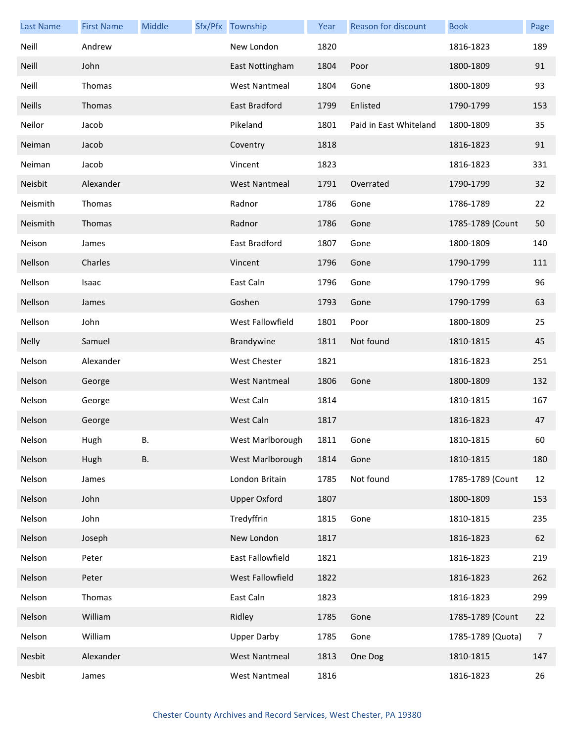| Last Name | First Name | Middle | Sfx/Pfx | Township | Year | Reason for discount | Book | Page |
|---|---|---|---|---|---|---|---|---|
| Neill | Andrew | | | New London | 1820 | | 1816-1823 | 189 |
| Neill | John | | | East Nottingham | 1804 | Poor | 1800-1809 | 91 |
| Neill | Thomas | | | West Nantmeal | 1804 | Gone | 1800-1809 | 93 |
| Neills | Thomas | | | East Bradford | 1799 | Enlisted | 1790-1799 | 153 |
| Neilor | Jacob | | | Pikeland | 1801 | Paid in East Whiteland | 1800-1809 | 35 |
| Neiman | Jacob | | | Coventry | 1818 | | 1816-1823 | 91 |
| Neiman | Jacob | | | Vincent | 1823 | | 1816-1823 | 331 |
| Neisbit | Alexander | | | West Nantmeal | 1791 | Overrated | 1790-1799 | 32 |
| Neismith | Thomas | | | Radnor | 1786 | Gone | 1786-1789 | 22 |
| Neismith | Thomas | | | Radnor | 1786 | Gone | 1785-1789 (Count | 50 |
| Neison | James | | | East Bradford | 1807 | Gone | 1800-1809 | 140 |
| Nellson | Charles | | | Vincent | 1796 | Gone | 1790-1799 | 111 |
| Nellson | Isaac | | | East Caln | 1796 | Gone | 1790-1799 | 96 |
| Nellson | James | | | Goshen | 1793 | Gone | 1790-1799 | 63 |
| Nellson | John | | | West Fallowfield | 1801 | Poor | 1800-1809 | 25 |
| Nelly | Samuel | | | Brandywine | 1811 | Not found | 1810-1815 | 45 |
| Nelson | Alexander | | | West Chester | 1821 | | 1816-1823 | 251 |
| Nelson | George | | | West Nantmeal | 1806 | Gone | 1800-1809 | 132 |
| Nelson | George | | | West Caln | 1814 | | 1810-1815 | 167 |
| Nelson | George | | | West Caln | 1817 | | 1816-1823 | 47 |
| Nelson | Hugh | B. | | West Marlborough | 1811 | Gone | 1810-1815 | 60 |
| Nelson | Hugh | B. | | West Marlborough | 1814 | Gone | 1810-1815 | 180 |
| Nelson | James | | | London Britain | 1785 | Not found | 1785-1789 (Count | 12 |
| Nelson | John | | | Upper Oxford | 1807 | | 1800-1809 | 153 |
| Nelson | John | | | Tredyffrin | 1815 | Gone | 1810-1815 | 235 |
| Nelson | Joseph | | | New London | 1817 | | 1816-1823 | 62 |
| Nelson | Peter | | | East Fallowfield | 1821 | | 1816-1823 | 219 |
| Nelson | Peter | | | West Fallowfield | 1822 | | 1816-1823 | 262 |
| Nelson | Thomas | | | East Caln | 1823 | | 1816-1823 | 299 |
| Nelson | William | | | Ridley | 1785 | Gone | 1785-1789 (Count | 22 |
| Nelson | William | | | Upper Darby | 1785 | Gone | 1785-1789 (Quota) | 7 |
| Nesbit | Alexander | | | West Nantmeal | 1813 | One Dog | 1810-1815 | 147 |
| Nesbit | James | | | West Nantmeal | 1816 | | 1816-1823 | 26 |

Chester County Archives and Record Services, West Chester, PA 19380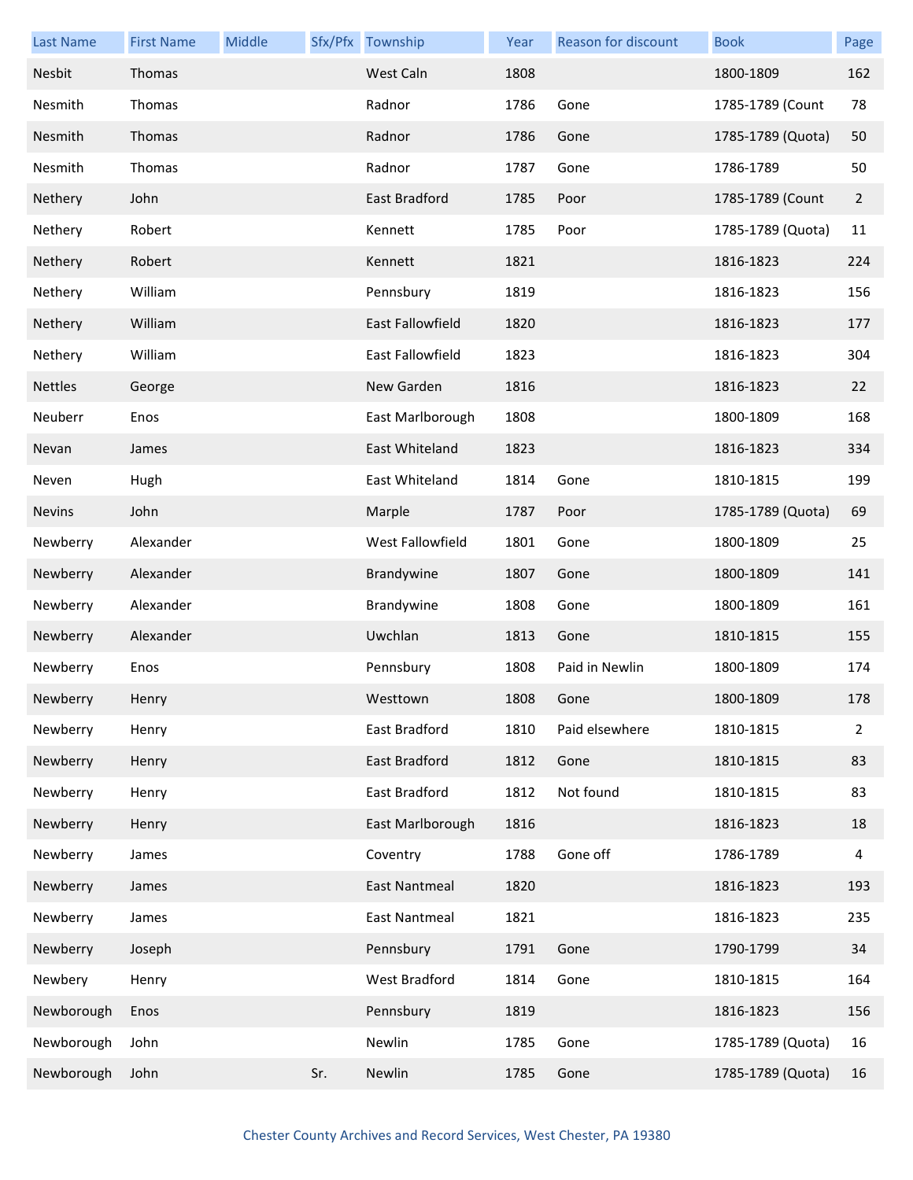| Last Name | First Name | Middle | Sfx/Pfx | Township | Year | Reason for discount | Book | Page |
|---|---|---|---|---|---|---|---|---|
| Nesbit | Thomas | | | West Caln | 1808 | | 1800-1809 | 162 |
| Nesmith | Thomas | | | Radnor | 1786 | Gone | 1785-1789 (Count | 78 |
| Nesmith | Thomas | | | Radnor | 1786 | Gone | 1785-1789 (Quota) | 50 |
| Nesmith | Thomas | | | Radnor | 1787 | Gone | 1786-1789 | 50 |
| Nethery | John | | | East Bradford | 1785 | Poor | 1785-1789 (Count | 2 |
| Nethery | Robert | | | Kennett | 1785 | Poor | 1785-1789 (Quota) | 11 |
| Nethery | Robert | | | Kennett | 1821 | | 1816-1823 | 224 |
| Nethery | William | | | Pennsbury | 1819 | | 1816-1823 | 156 |
| Nethery | William | | | East Fallowfield | 1820 | | 1816-1823 | 177 |
| Nethery | William | | | East Fallowfield | 1823 | | 1816-1823 | 304 |
| Nettles | George | | | New Garden | 1816 | | 1816-1823 | 22 |
| Neuberr | Enos | | | East Marlborough | 1808 | | 1800-1809 | 168 |
| Nevan | James | | | East Whiteland | 1823 | | 1816-1823 | 334 |
| Neven | Hugh | | | East Whiteland | 1814 | Gone | 1810-1815 | 199 |
| Nevins | John | | | Marple | 1787 | Poor | 1785-1789 (Quota) | 69 |
| Newberry | Alexander | | | West Fallowfield | 1801 | Gone | 1800-1809 | 25 |
| Newberry | Alexander | | | Brandywine | 1807 | Gone | 1800-1809 | 141 |
| Newberry | Alexander | | | Brandywine | 1808 | Gone | 1800-1809 | 161 |
| Newberry | Alexander | | | Uwchlan | 1813 | Gone | 1810-1815 | 155 |
| Newberry | Enos | | | Pennsbury | 1808 | Paid in Newlin | 1800-1809 | 174 |
| Newberry | Henry | | | Westtown | 1808 | Gone | 1800-1809 | 178 |
| Newberry | Henry | | | East Bradford | 1810 | Paid elsewhere | 1810-1815 | 2 |
| Newberry | Henry | | | East Bradford | 1812 | Gone | 1810-1815 | 83 |
| Newberry | Henry | | | East Bradford | 1812 | Not found | 1810-1815 | 83 |
| Newberry | Henry | | | East Marlborough | 1816 | | 1816-1823 | 18 |
| Newberry | James | | | Coventry | 1788 | Gone off | 1786-1789 | 4 |
| Newberry | James | | | East Nantmeal | 1820 | | 1816-1823 | 193 |
| Newberry | James | | | East Nantmeal | 1821 | | 1816-1823 | 235 |
| Newberry | Joseph | | | Pennsbury | 1791 | Gone | 1790-1799 | 34 |
| Newbery | Henry | | | West Bradford | 1814 | Gone | 1810-1815 | 164 |
| Newborough | Enos | | | Pennsbury | 1819 | | 1816-1823 | 156 |
| Newborough | John | | | Newlin | 1785 | Gone | 1785-1789 (Quota) | 16 |
| Newborough | John | | Sr. | Newlin | 1785 | Gone | 1785-1789 (Quota) | 16 |

Chester County Archives and Record Services, West Chester, PA 19380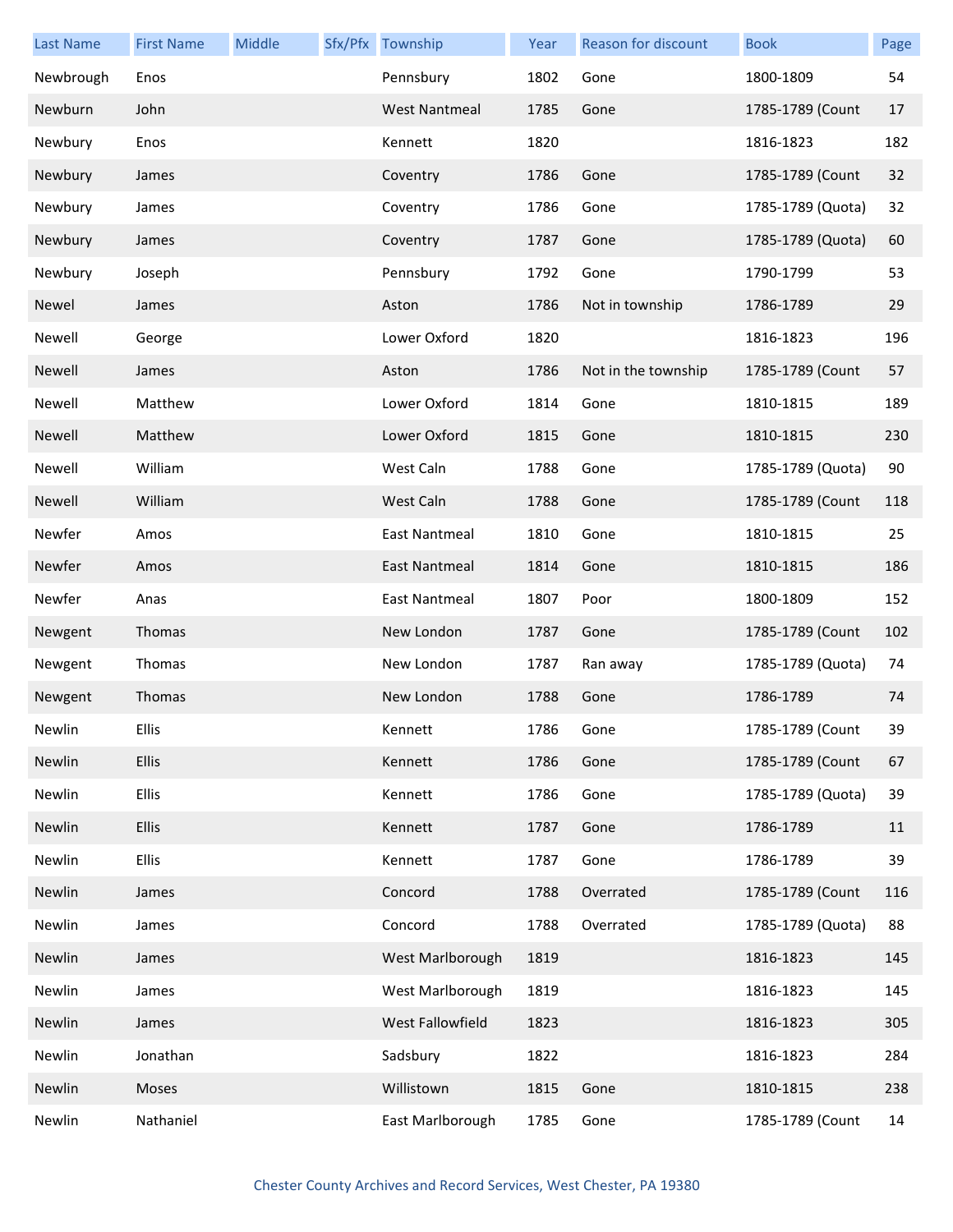| Last Name | First Name | Middle | Sfx/Pfx | Township | Year | Reason for discount | Book | Page |
|---|---|---|---|---|---|---|---|---|
| Newbrough | Enos | | | Pennsbury | 1802 | Gone | 1800-1809 | 54 |
| Newburn | John | | | West Nantmeal | 1785 | Gone | 1785-1789 (Count | 17 |
| Newbury | Enos | | | Kennett | 1820 | | 1816-1823 | 182 |
| Newbury | James | | | Coventry | 1786 | Gone | 1785-1789 (Count | 32 |
| Newbury | James | | | Coventry | 1786 | Gone | 1785-1789 (Quota) | 32 |
| Newbury | James | | | Coventry | 1787 | Gone | 1785-1789 (Quota) | 60 |
| Newbury | Joseph | | | Pennsbury | 1792 | Gone | 1790-1799 | 53 |
| Newel | James | | | Aston | 1786 | Not in township | 1786-1789 | 29 |
| Newell | George | | | Lower Oxford | 1820 | | 1816-1823 | 196 |
| Newell | James | | | Aston | 1786 | Not in the township | 1785-1789 (Count | 57 |
| Newell | Matthew | | | Lower Oxford | 1814 | Gone | 1810-1815 | 189 |
| Newell | Matthew | | | Lower Oxford | 1815 | Gone | 1810-1815 | 230 |
| Newell | William | | | West Caln | 1788 | Gone | 1785-1789 (Quota) | 90 |
| Newell | William | | | West Caln | 1788 | Gone | 1785-1789 (Count | 118 |
| Newfer | Amos | | | East Nantmeal | 1810 | Gone | 1810-1815 | 25 |
| Newfer | Amos | | | East Nantmeal | 1814 | Gone | 1810-1815 | 186 |
| Newfer | Anas | | | East Nantmeal | 1807 | Poor | 1800-1809 | 152 |
| Newgent | Thomas | | | New London | 1787 | Gone | 1785-1789 (Count | 102 |
| Newgent | Thomas | | | New London | 1787 | Ran away | 1785-1789 (Quota) | 74 |
| Newgent | Thomas | | | New London | 1788 | Gone | 1786-1789 | 74 |
| Newlin | Ellis | | | Kennett | 1786 | Gone | 1785-1789 (Count | 39 |
| Newlin | Ellis | | | Kennett | 1786 | Gone | 1785-1789 (Count | 67 |
| Newlin | Ellis | | | Kennett | 1786 | Gone | 1785-1789 (Quota) | 39 |
| Newlin | Ellis | | | Kennett | 1787 | Gone | 1786-1789 | 11 |
| Newlin | Ellis | | | Kennett | 1787 | Gone | 1786-1789 | 39 |
| Newlin | James | | | Concord | 1788 | Overrated | 1785-1789 (Count | 116 |
| Newlin | James | | | Concord | 1788 | Overrated | 1785-1789 (Quota) | 88 |
| Newlin | James | | | West Marlborough | 1819 | | 1816-1823 | 145 |
| Newlin | James | | | West Marlborough | 1819 | | 1816-1823 | 145 |
| Newlin | James | | | West Fallowfield | 1823 | | 1816-1823 | 305 |
| Newlin | Jonathan | | | Sadsbury | 1822 | | 1816-1823 | 284 |
| Newlin | Moses | | | Willistown | 1815 | Gone | 1810-1815 | 238 |
| Newlin | Nathaniel | | | East Marlborough | 1785 | Gone | 1785-1789 (Count | 14 |

Chester County Archives and Record Services, West Chester, PA 19380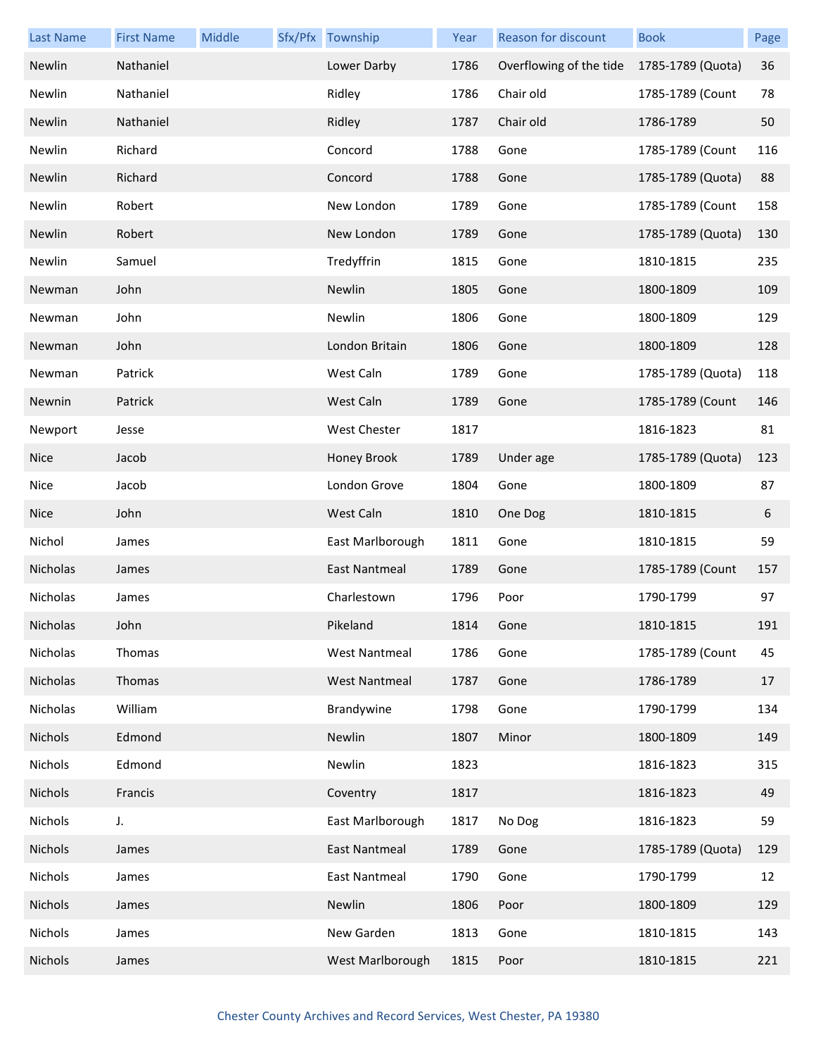| Last Name | First Name | Middle | Sfx/Pfx | Township | Year | Reason for discount | Book | Page |
|---|---|---|---|---|---|---|---|---|
| Newlin | Nathaniel | | | Lower Darby | 1786 | Overflowing of the tide | 1785-1789 (Quota) | 36 |
| Newlin | Nathaniel | | | Ridley | 1786 | Chair old | 1785-1789 (Count | 78 |
| Newlin | Nathaniel | | | Ridley | 1787 | Chair old | 1786-1789 | 50 |
| Newlin | Richard | | | Concord | 1788 | Gone | 1785-1789 (Count | 116 |
| Newlin | Richard | | | Concord | 1788 | Gone | 1785-1789 (Quota) | 88 |
| Newlin | Robert | | | New London | 1789 | Gone | 1785-1789 (Count | 158 |
| Newlin | Robert | | | New London | 1789 | Gone | 1785-1789 (Quota) | 130 |
| Newlin | Samuel | | | Tredyffrin | 1815 | Gone | 1810-1815 | 235 |
| Newman | John | | | Newlin | 1805 | Gone | 1800-1809 | 109 |
| Newman | John | | | Newlin | 1806 | Gone | 1800-1809 | 129 |
| Newman | John | | | London Britain | 1806 | Gone | 1800-1809 | 128 |
| Newman | Patrick | | | West Caln | 1789 | Gone | 1785-1789 (Quota) | 118 |
| Newnin | Patrick | | | West Caln | 1789 | Gone | 1785-1789 (Count | 146 |
| Newport | Jesse | | | West Chester | 1817 | | 1816-1823 | 81 |
| Nice | Jacob | | | Honey Brook | 1789 | Under age | 1785-1789 (Quota) | 123 |
| Nice | Jacob | | | London Grove | 1804 | Gone | 1800-1809 | 87 |
| Nice | John | | | West Caln | 1810 | One Dog | 1810-1815 | 6 |
| Nichol | James | | | East Marlborough | 1811 | Gone | 1810-1815 | 59 |
| Nicholas | James | | | East Nantmeal | 1789 | Gone | 1785-1789 (Count | 157 |
| Nicholas | James | | | Charlestown | 1796 | Poor | 1790-1799 | 97 |
| Nicholas | John | | | Pikeland | 1814 | Gone | 1810-1815 | 191 |
| Nicholas | Thomas | | | West Nantmeal | 1786 | Gone | 1785-1789 (Count | 45 |
| Nicholas | Thomas | | | West Nantmeal | 1787 | Gone | 1786-1789 | 17 |
| Nicholas | William | | | Brandywine | 1798 | Gone | 1790-1799 | 134 |
| Nichols | Edmond | | | Newlin | 1807 | Minor | 1800-1809 | 149 |
| Nichols | Edmond | | | Newlin | 1823 | | 1816-1823 | 315 |
| Nichols | Francis | | | Coventry | 1817 | | 1816-1823 | 49 |
| Nichols | J. | | | East Marlborough | 1817 | No Dog | 1816-1823 | 59 |
| Nichols | James | | | East Nantmeal | 1789 | Gone | 1785-1789 (Quota) | 129 |
| Nichols | James | | | East Nantmeal | 1790 | Gone | 1790-1799 | 12 |
| Nichols | James | | | Newlin | 1806 | Poor | 1800-1809 | 129 |
| Nichols | James | | | New Garden | 1813 | Gone | 1810-1815 | 143 |
| Nichols | James | | | West Marlborough | 1815 | Poor | 1810-1815 | 221 |

Chester County Archives and Record Services, West Chester, PA 19380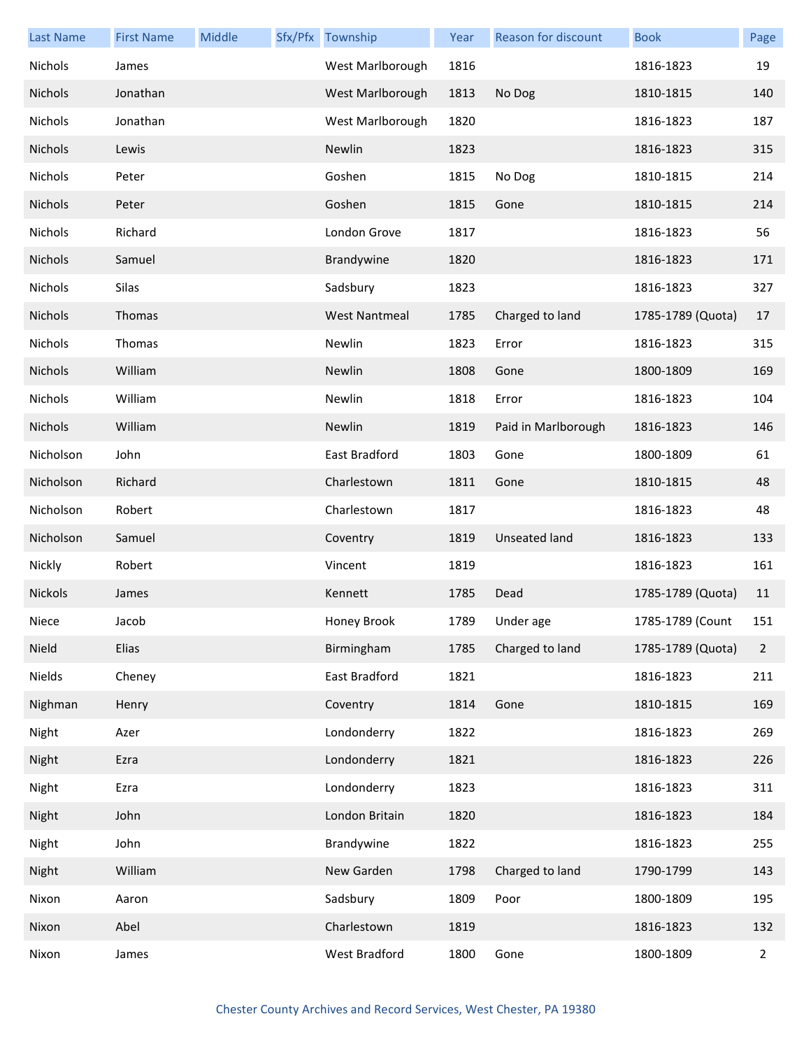| Last Name | First Name | Middle | Sfx/Pfx | Township | Year | Reason for discount | Book | Page |
| --- | --- | --- | --- | --- | --- | --- | --- | --- |
| Nichols | James | | | West Marlborough | 1816 | | 1816-1823 | 19 |
| Nichols | Jonathan | | | West Marlborough | 1813 | No Dog | 1810-1815 | 140 |
| Nichols | Jonathan | | | West Marlborough | 1820 | | 1816-1823 | 187 |
| Nichols | Lewis | | | Newlin | 1823 | | 1816-1823 | 315 |
| Nichols | Peter | | | Goshen | 1815 | No Dog | 1810-1815 | 214 |
| Nichols | Peter | | | Goshen | 1815 | Gone | 1810-1815 | 214 |
| Nichols | Richard | | | London Grove | 1817 | | 1816-1823 | 56 |
| Nichols | Samuel | | | Brandywine | 1820 | | 1816-1823 | 171 |
| Nichols | Silas | | | Sadsbury | 1823 | | 1816-1823 | 327 |
| Nichols | Thomas | | | West Nantmeal | 1785 | Charged to land | 1785-1789 (Quota) | 17 |
| Nichols | Thomas | | | Newlin | 1823 | Error | 1816-1823 | 315 |
| Nichols | William | | | Newlin | 1808 | Gone | 1800-1809 | 169 |
| Nichols | William | | | Newlin | 1818 | Error | 1816-1823 | 104 |
| Nichols | William | | | Newlin | 1819 | Paid in Marlborough | 1816-1823 | 146 |
| Nicholson | John | | | East Bradford | 1803 | Gone | 1800-1809 | 61 |
| Nicholson | Richard | | | Charlestown | 1811 | Gone | 1810-1815 | 48 |
| Nicholson | Robert | | | Charlestown | 1817 | | 1816-1823 | 48 |
| Nicholson | Samuel | | | Coventry | 1819 | Unseated land | 1816-1823 | 133 |
| Nickly | Robert | | | Vincent | 1819 | | 1816-1823 | 161 |
| Nickols | James | | | Kennett | 1785 | Dead | 1785-1789 (Quota) | 11 |
| Niece | Jacob | | | Honey Brook | 1789 | Under age | 1785-1789 (Count | 151 |
| Nield | Elias | | | Birmingham | 1785 | Charged to land | 1785-1789 (Quota) | 2 |
| Nields | Cheney | | | East Bradford | 1821 | | 1816-1823 | 211 |
| Nighman | Henry | | | Coventry | 1814 | Gone | 1810-1815 | 169 |
| Night | Azer | | | Londonderry | 1822 | | 1816-1823 | 269 |
| Night | Ezra | | | Londonderry | 1821 | | 1816-1823 | 226 |
| Night | Ezra | | | Londonderry | 1823 | | 1816-1823 | 311 |
| Night | John | | | London Britain | 1820 | | 1816-1823 | 184 |
| Night | John | | | Brandywine | 1822 | | 1816-1823 | 255 |
| Night | William | | | New Garden | 1798 | Charged to land | 1790-1799 | 143 |
| Nixon | Aaron | | | Sadsbury | 1809 | Poor | 1800-1809 | 195 |
| Nixon | Abel | | | Charlestown | 1819 | | 1816-1823 | 132 |
| Nixon | James | | | West Bradford | 1800 | Gone | 1800-1809 | 2 |

Chester County Archives and Record Services, West Chester, PA 19380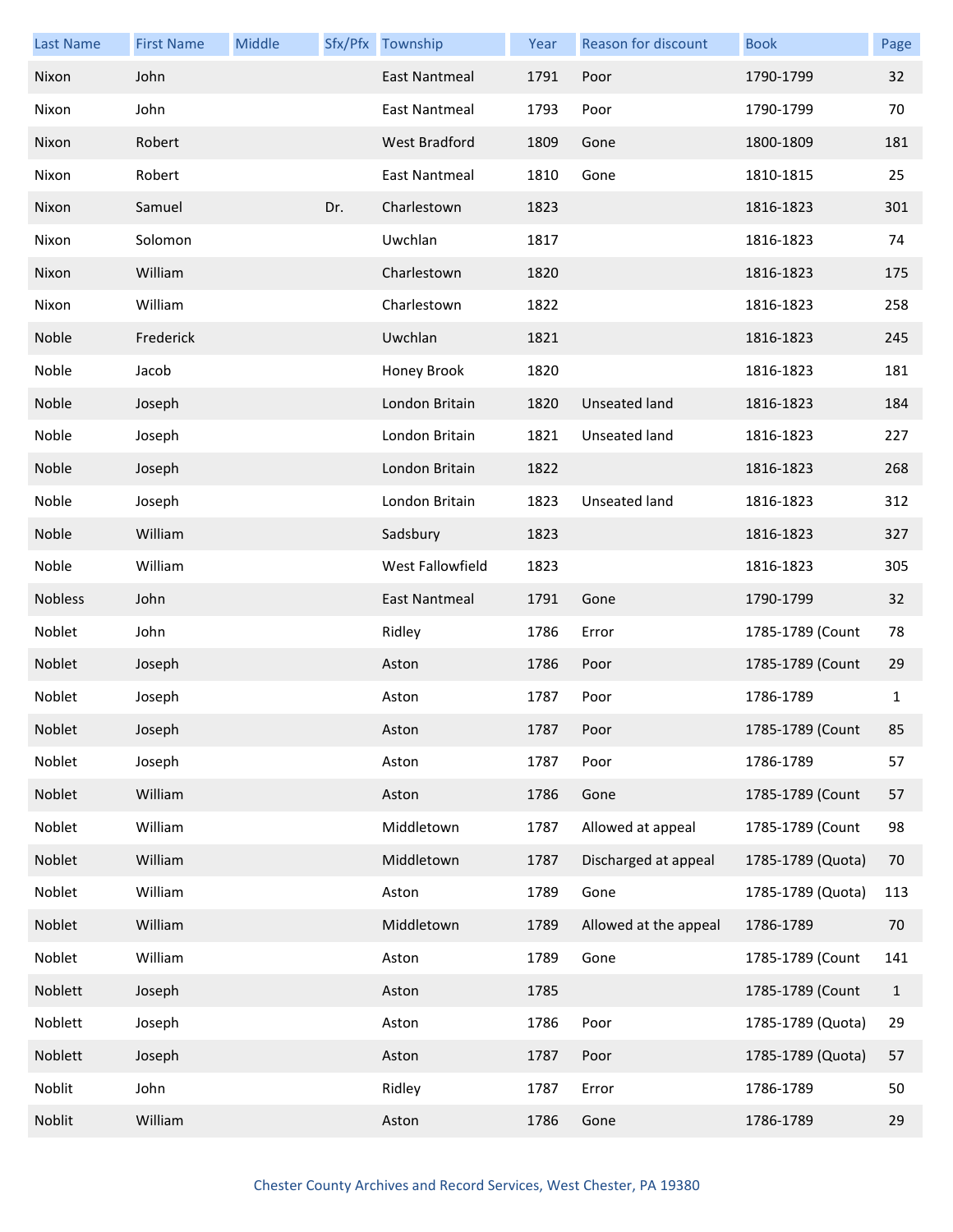| Last Name | First Name | Middle | Sfx/Pfx | Township | Year | Reason for discount | Book | Page |
| --- | --- | --- | --- | --- | --- | --- | --- | --- |
| Nixon | John | | | East Nantmeal | 1791 | Poor | 1790-1799 | 32 |
| Nixon | John | | | East Nantmeal | 1793 | Poor | 1790-1799 | 70 |
| Nixon | Robert | | | West Bradford | 1809 | Gone | 1800-1809 | 181 |
| Nixon | Robert | | | East Nantmeal | 1810 | Gone | 1810-1815 | 25 |
| Nixon | Samuel | | Dr. | Charlestown | 1823 | | 1816-1823 | 301 |
| Nixon | Solomon | | | Uwchlan | 1817 | | 1816-1823 | 74 |
| Nixon | William | | | Charlestown | 1820 | | 1816-1823 | 175 |
| Nixon | William | | | Charlestown | 1822 | | 1816-1823 | 258 |
| Noble | Frederick | | | Uwchlan | 1821 | | 1816-1823 | 245 |
| Noble | Jacob | | | Honey Brook | 1820 | | 1816-1823 | 181 |
| Noble | Joseph | | | London Britain | 1820 | Unseated land | 1816-1823 | 184 |
| Noble | Joseph | | | London Britain | 1821 | Unseated land | 1816-1823 | 227 |
| Noble | Joseph | | | London Britain | 1822 | | 1816-1823 | 268 |
| Noble | Joseph | | | London Britain | 1823 | Unseated land | 1816-1823 | 312 |
| Noble | William | | | Sadsbury | 1823 | | 1816-1823 | 327 |
| Noble | William | | | West Fallowfield | 1823 | | 1816-1823 | 305 |
| Nobless | John | | | East Nantmeal | 1791 | Gone | 1790-1799 | 32 |
| Noblet | John | | | Ridley | 1786 | Error | 1785-1789 (Count | 78 |
| Noblet | Joseph | | | Aston | 1786 | Poor | 1785-1789 (Count | 29 |
| Noblet | Joseph | | | Aston | 1787 | Poor | 1786-1789 | 1 |
| Noblet | Joseph | | | Aston | 1787 | Poor | 1785-1789 (Count | 85 |
| Noblet | Joseph | | | Aston | 1787 | Poor | 1786-1789 | 57 |
| Noblet | William | | | Aston | 1786 | Gone | 1785-1789 (Count | 57 |
| Noblet | William | | | Middletown | 1787 | Allowed at appeal | 1785-1789 (Count | 98 |
| Noblet | William | | | Middletown | 1787 | Discharged at appeal | 1785-1789 (Quota) | 70 |
| Noblet | William | | | Aston | 1789 | Gone | 1785-1789 (Quota) | 113 |
| Noblet | William | | | Middletown | 1789 | Allowed at the appeal | 1786-1789 | 70 |
| Noblet | William | | | Aston | 1789 | Gone | 1785-1789 (Count | 141 |
| Noblett | Joseph | | | Aston | 1785 | | 1785-1789 (Count | 1 |
| Noblett | Joseph | | | Aston | 1786 | Poor | 1785-1789 (Quota) | 29 |
| Noblett | Joseph | | | Aston | 1787 | Poor | 1785-1789 (Quota) | 57 |
| Noblit | John | | | Ridley | 1787 | Error | 1786-1789 | 50 |
| Noblit | William | | | Aston | 1786 | Gone | 1786-1789 | 29 |

Chester County Archives and Record Services, West Chester, PA 19380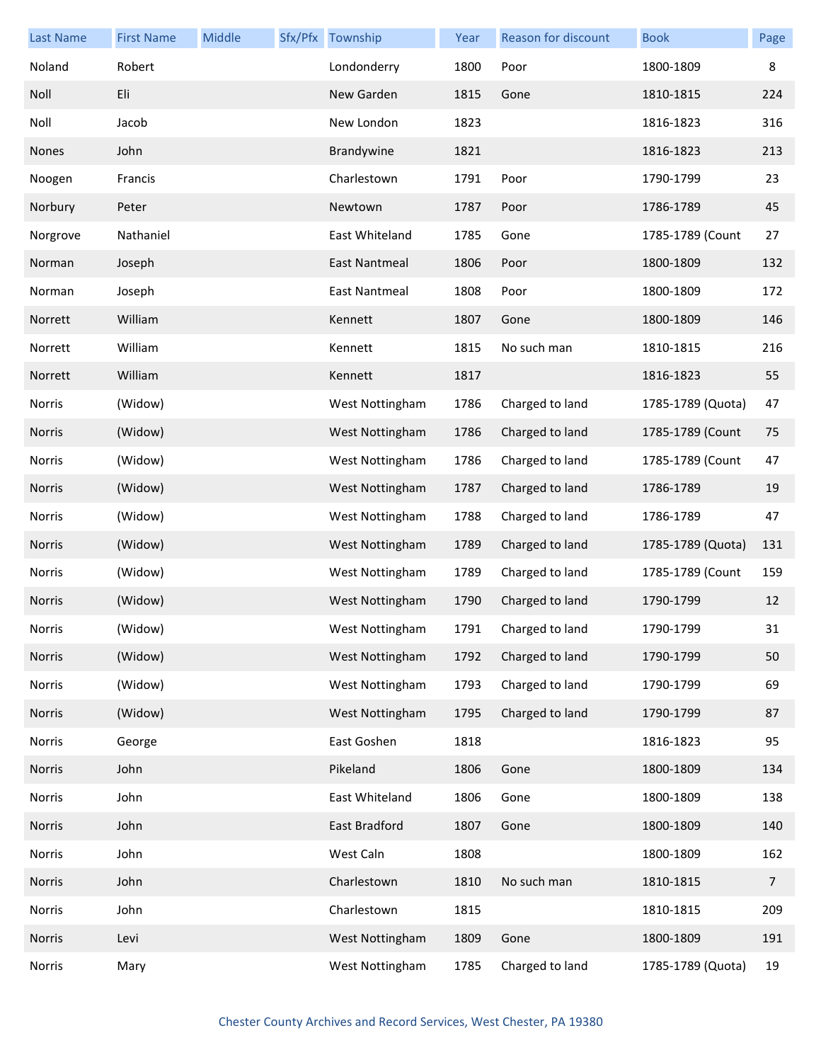| Last Name | First Name | Middle | Sfx/Pfx | Township | Year | Reason for discount | Book | Page |
|---|---|---|---|---|---|---|---|---|
| Noland | Robert | | | Londonderry | 1800 | Poor | 1800-1809 | 8 |
| Noll | Eli | | | New Garden | 1815 | Gone | 1810-1815 | 224 |
| Noll | Jacob | | | New London | 1823 | | 1816-1823 | 316 |
| Nones | John | | | Brandywine | 1821 | | 1816-1823 | 213 |
| Noogen | Francis | | | Charlestown | 1791 | Poor | 1790-1799 | 23 |
| Norbury | Peter | | | Newtown | 1787 | Poor | 1786-1789 | 45 |
| Norgrove | Nathaniel | | | East Whiteland | 1785 | Gone | 1785-1789 (Count | 27 |
| Norman | Joseph | | | East Nantmeal | 1806 | Poor | 1800-1809 | 132 |
| Norman | Joseph | | | East Nantmeal | 1808 | Poor | 1800-1809 | 172 |
| Norrett | William | | | Kennett | 1807 | Gone | 1800-1809 | 146 |
| Norrett | William | | | Kennett | 1815 | No such man | 1810-1815 | 216 |
| Norrett | William | | | Kennett | 1817 | | 1816-1823 | 55 |
| Norris | (Widow) | | | West Nottingham | 1786 | Charged to land | 1785-1789 (Quota) | 47 |
| Norris | (Widow) | | | West Nottingham | 1786 | Charged to land | 1785-1789 (Count | 75 |
| Norris | (Widow) | | | West Nottingham | 1786 | Charged to land | 1785-1789 (Count | 47 |
| Norris | (Widow) | | | West Nottingham | 1787 | Charged to land | 1786-1789 | 19 |
| Norris | (Widow) | | | West Nottingham | 1788 | Charged to land | 1786-1789 | 47 |
| Norris | (Widow) | | | West Nottingham | 1789 | Charged to land | 1785-1789 (Quota) | 131 |
| Norris | (Widow) | | | West Nottingham | 1789 | Charged to land | 1785-1789 (Count | 159 |
| Norris | (Widow) | | | West Nottingham | 1790 | Charged to land | 1790-1799 | 12 |
| Norris | (Widow) | | | West Nottingham | 1791 | Charged to land | 1790-1799 | 31 |
| Norris | (Widow) | | | West Nottingham | 1792 | Charged to land | 1790-1799 | 50 |
| Norris | (Widow) | | | West Nottingham | 1793 | Charged to land | 1790-1799 | 69 |
| Norris | (Widow) | | | West Nottingham | 1795 | Charged to land | 1790-1799 | 87 |
| Norris | George | | | East Goshen | 1818 | | 1816-1823 | 95 |
| Norris | John | | | Pikeland | 1806 | Gone | 1800-1809 | 134 |
| Norris | John | | | East Whiteland | 1806 | Gone | 1800-1809 | 138 |
| Norris | John | | | East Bradford | 1807 | Gone | 1800-1809 | 140 |
| Norris | John | | | West Caln | 1808 | | 1800-1809 | 162 |
| Norris | John | | | Charlestown | 1810 | No such man | 1810-1815 | 7 |
| Norris | John | | | Charlestown | 1815 | | 1810-1815 | 209 |
| Norris | Levi | | | West Nottingham | 1809 | Gone | 1800-1809 | 191 |
| Norris | Mary | | | West Nottingham | 1785 | Charged to land | 1785-1789 (Quota) | 19 |

Chester County Archives and Record Services, West Chester, PA 19380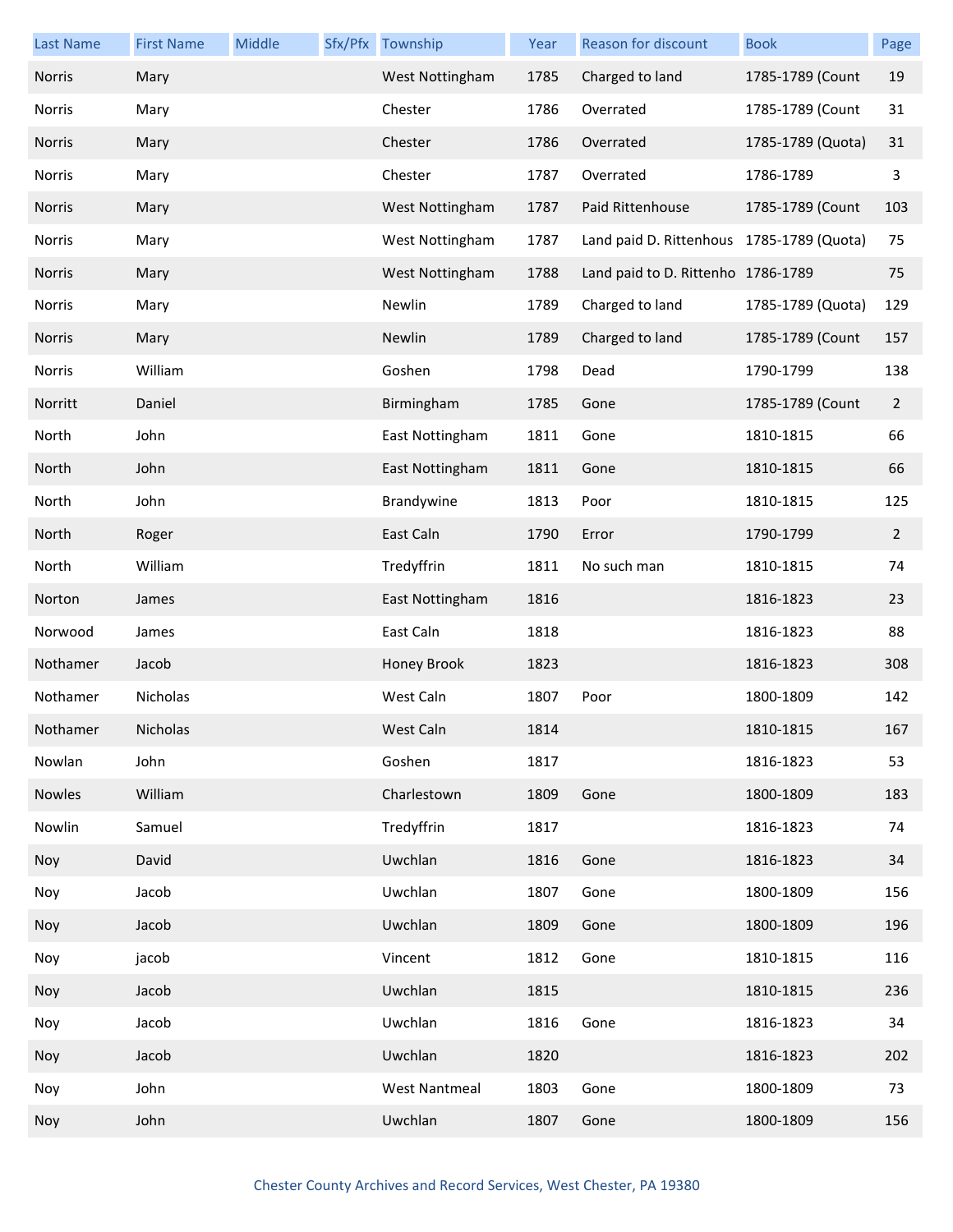| Last Name | First Name | Middle | Sfx/Pfx | Township | Year | Reason for discount | Book | Page |
|---|---|---|---|---|---|---|---|---|
| Norris | Mary | | | West Nottingham | 1785 | Charged to land | 1785-1789 (Count | 19 |
| Norris | Mary | | | Chester | 1786 | Overrated | 1785-1789 (Count | 31 |
| Norris | Mary | | | Chester | 1786 | Overrated | 1785-1789 (Quota) | 31 |
| Norris | Mary | | | Chester | 1787 | Overrated | 1786-1789 | 3 |
| Norris | Mary | | | West Nottingham | 1787 | Paid Rittenhouse | 1785-1789 (Count | 103 |
| Norris | Mary | | | West Nottingham | 1787 | Land paid D. Rittenhous | 1785-1789 (Quota) | 75 |
| Norris | Mary | | | West Nottingham | 1788 | Land paid to D. Rittenho | 1786-1789 | 75 |
| Norris | Mary | | | Newlin | 1789 | Charged to land | 1785-1789 (Quota) | 129 |
| Norris | Mary | | | Newlin | 1789 | Charged to land | 1785-1789 (Count | 157 |
| Norris | William | | | Goshen | 1798 | Dead | 1790-1799 | 138 |
| Norritt | Daniel | | | Birmingham | 1785 | Gone | 1785-1789 (Count | 2 |
| North | John | | | East Nottingham | 1811 | Gone | 1810-1815 | 66 |
| North | John | | | East Nottingham | 1811 | Gone | 1810-1815 | 66 |
| North | John | | | Brandywine | 1813 | Poor | 1810-1815 | 125 |
| North | Roger | | | East Caln | 1790 | Error | 1790-1799 | 2 |
| North | William | | | Tredyffrin | 1811 | No such man | 1810-1815 | 74 |
| Norton | James | | | East Nottingham | 1816 | | 1816-1823 | 23 |
| Norwood | James | | | East Caln | 1818 | | 1816-1823 | 88 |
| Nothamer | Jacob | | | Honey Brook | 1823 | | 1816-1823 | 308 |
| Nothamer | Nicholas | | | West Caln | 1807 | Poor | 1800-1809 | 142 |
| Nothamer | Nicholas | | | West Caln | 1814 | | 1810-1815 | 167 |
| Nowlan | John | | | Goshen | 1817 | | 1816-1823 | 53 |
| Nowles | William | | | Charlestown | 1809 | Gone | 1800-1809 | 183 |
| Nowlin | Samuel | | | Tredyffrin | 1817 | | 1816-1823 | 74 |
| Noy | David | | | Uwchlan | 1816 | Gone | 1816-1823 | 34 |
| Noy | Jacob | | | Uwchlan | 1807 | Gone | 1800-1809 | 156 |
| Noy | Jacob | | | Uwchlan | 1809 | Gone | 1800-1809 | 196 |
| Noy | jacob | | | Vincent | 1812 | Gone | 1810-1815 | 116 |
| Noy | Jacob | | | Uwchlan | 1815 | | 1810-1815 | 236 |
| Noy | Jacob | | | Uwchlan | 1816 | Gone | 1816-1823 | 34 |
| Noy | Jacob | | | Uwchlan | 1820 | | 1816-1823 | 202 |
| Noy | John | | | West Nantmeal | 1803 | Gone | 1800-1809 | 73 |
| Noy | John | | | Uwchlan | 1807 | Gone | 1800-1809 | 156 |

Chester County Archives and Record Services, West Chester, PA 19380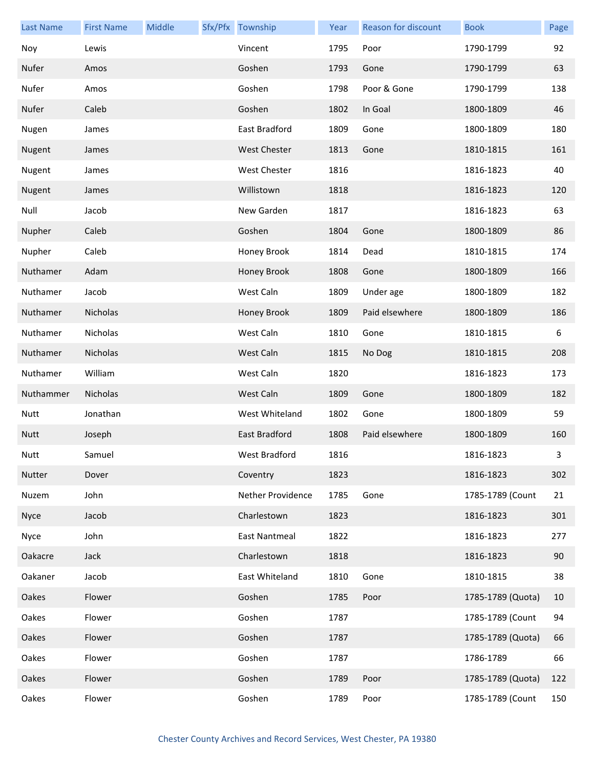| Last Name | First Name | Middle | Sfx/Pfx | Township | Year | Reason for discount | Book | Page |
| --- | --- | --- | --- | --- | --- | --- | --- | --- |
| Noy | Lewis | | | Vincent | 1795 | Poor | 1790-1799 | 92 |
| Nufer | Amos | | | Goshen | 1793 | Gone | 1790-1799 | 63 |
| Nufer | Amos | | | Goshen | 1798 | Poor & Gone | 1790-1799 | 138 |
| Nufer | Caleb | | | Goshen | 1802 | In Goal | 1800-1809 | 46 |
| Nugen | James | | | East Bradford | 1809 | Gone | 1800-1809 | 180 |
| Nugent | James | | | West Chester | 1813 | Gone | 1810-1815 | 161 |
| Nugent | James | | | West Chester | 1816 | | 1816-1823 | 40 |
| Nugent | James | | | Willistown | 1818 | | 1816-1823 | 120 |
| Null | Jacob | | | New Garden | 1817 | | 1816-1823 | 63 |
| Nupher | Caleb | | | Goshen | 1804 | Gone | 1800-1809 | 86 |
| Nupher | Caleb | | | Honey Brook | 1814 | Dead | 1810-1815 | 174 |
| Nuthamer | Adam | | | Honey Brook | 1808 | Gone | 1800-1809 | 166 |
| Nuthamer | Jacob | | | West Caln | 1809 | Under age | 1800-1809 | 182 |
| Nuthamer | Nicholas | | | Honey Brook | 1809 | Paid elsewhere | 1800-1809 | 186 |
| Nuthamer | Nicholas | | | West Caln | 1810 | Gone | 1810-1815 | 6 |
| Nuthamer | Nicholas | | | West Caln | 1815 | No Dog | 1810-1815 | 208 |
| Nuthamer | William | | | West Caln | 1820 | | 1816-1823 | 173 |
| Nuthammer | Nicholas | | | West Caln | 1809 | Gone | 1800-1809 | 182 |
| Nutt | Jonathan | | | West Whiteland | 1802 | Gone | 1800-1809 | 59 |
| Nutt | Joseph | | | East Bradford | 1808 | Paid elsewhere | 1800-1809 | 160 |
| Nutt | Samuel | | | West Bradford | 1816 | | 1816-1823 | 3 |
| Nutter | Dover | | | Coventry | 1823 | | 1816-1823 | 302 |
| Nuzem | John | | | Nether Providence | 1785 | Gone | 1785-1789 (Count | 21 |
| Nyce | Jacob | | | Charlestown | 1823 | | 1816-1823 | 301 |
| Nyce | John | | | East Nantmeal | 1822 | | 1816-1823 | 277 |
| Oakacre | Jack | | | Charlestown | 1818 | | 1816-1823 | 90 |
| Oakaner | Jacob | | | East Whiteland | 1810 | Gone | 1810-1815 | 38 |
| Oakes | Flower | | | Goshen | 1785 | Poor | 1785-1789 (Quota) | 10 |
| Oakes | Flower | | | Goshen | 1787 | | 1785-1789 (Count | 94 |
| Oakes | Flower | | | Goshen | 1787 | | 1785-1789 (Quota) | 66 |
| Oakes | Flower | | | Goshen | 1787 | | 1786-1789 | 66 |
| Oakes | Flower | | | Goshen | 1789 | Poor | 1785-1789 (Quota) | 122 |
| Oakes | Flower | | | Goshen | 1789 | Poor | 1785-1789 (Count | 150 |

Chester County Archives and Record Services, West Chester, PA 19380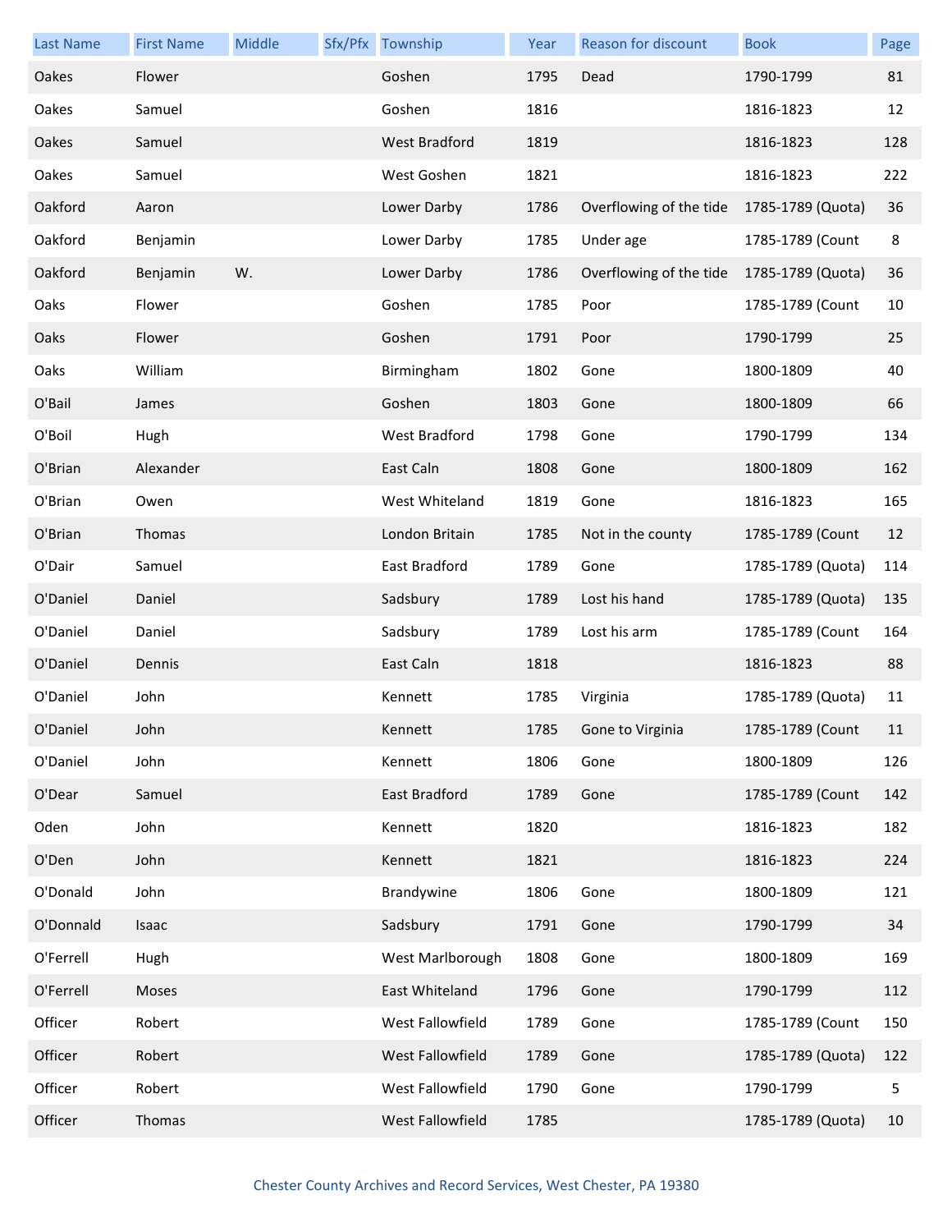| Last Name | First Name | Middle | Sfx/Pfx | Township | Year | Reason for discount | Book | Page |
|---|---|---|---|---|---|---|---|---|
| Oakes | Flower | | | Goshen | 1795 | Dead | 1790-1799 | 81 |
| Oakes | Samuel | | | Goshen | 1816 | | 1816-1823 | 12 |
| Oakes | Samuel | | | West Bradford | 1819 | | 1816-1823 | 128 |
| Oakes | Samuel | | | West Goshen | 1821 | | 1816-1823 | 222 |
| Oakford | Aaron | | | Lower Darby | 1786 | Overflowing of the tide | 1785-1789 (Quota) | 36 |
| Oakford | Benjamin | | | Lower Darby | 1785 | Under age | 1785-1789 (Count | 8 |
| Oakford | Benjamin | W. | | Lower Darby | 1786 | Overflowing of the tide | 1785-1789 (Quota) | 36 |
| Oaks | Flower | | | Goshen | 1785 | Poor | 1785-1789 (Count | 10 |
| Oaks | Flower | | | Goshen | 1791 | Poor | 1790-1799 | 25 |
| Oaks | William | | | Birmingham | 1802 | Gone | 1800-1809 | 40 |
| O'Bail | James | | | Goshen | 1803 | Gone | 1800-1809 | 66 |
| O'Boil | Hugh | | | West Bradford | 1798 | Gone | 1790-1799 | 134 |
| O'Brian | Alexander | | | East Caln | 1808 | Gone | 1800-1809 | 162 |
| O'Brian | Owen | | | West Whiteland | 1819 | Gone | 1816-1823 | 165 |
| O'Brian | Thomas | | | London Britain | 1785 | Not in the county | 1785-1789 (Count | 12 |
| O'Dair | Samuel | | | East Bradford | 1789 | Gone | 1785-1789 (Quota) | 114 |
| O'Daniel | Daniel | | | Sadsbury | 1789 | Lost his hand | 1785-1789 (Quota) | 135 |
| O'Daniel | Daniel | | | Sadsbury | 1789 | Lost his arm | 1785-1789 (Count | 164 |
| O'Daniel | Dennis | | | East Caln | 1818 | | 1816-1823 | 88 |
| O'Daniel | John | | | Kennett | 1785 | Virginia | 1785-1789 (Quota) | 11 |
| O'Daniel | John | | | Kennett | 1785 | Gone to Virginia | 1785-1789 (Count | 11 |
| O'Daniel | John | | | Kennett | 1806 | Gone | 1800-1809 | 126 |
| O'Dear | Samuel | | | East Bradford | 1789 | Gone | 1785-1789 (Count | 142 |
| Oden | John | | | Kennett | 1820 | | 1816-1823 | 182 |
| O'Den | John | | | Kennett | 1821 | | 1816-1823 | 224 |
| O'Donald | John | | | Brandywine | 1806 | Gone | 1800-1809 | 121 |
| O'Donnald | Isaac | | | Sadsbury | 1791 | Gone | 1790-1799 | 34 |
| O'Ferrell | Hugh | | | West Marlborough | 1808 | Gone | 1800-1809 | 169 |
| O'Ferrell | Moses | | | East Whiteland | 1796 | Gone | 1790-1799 | 112 |
| Officer | Robert | | | West Fallowfield | 1789 | Gone | 1785-1789 (Count | 150 |
| Officer | Robert | | | West Fallowfield | 1789 | Gone | 1785-1789 (Quota) | 122 |
| Officer | Robert | | | West Fallowfield | 1790 | Gone | 1790-1799 | 5 |
| Officer | Thomas | | | West Fallowfield | 1785 | | 1785-1789 (Quota) | 10 |

Chester County Archives and Record Services, West Chester, PA 19380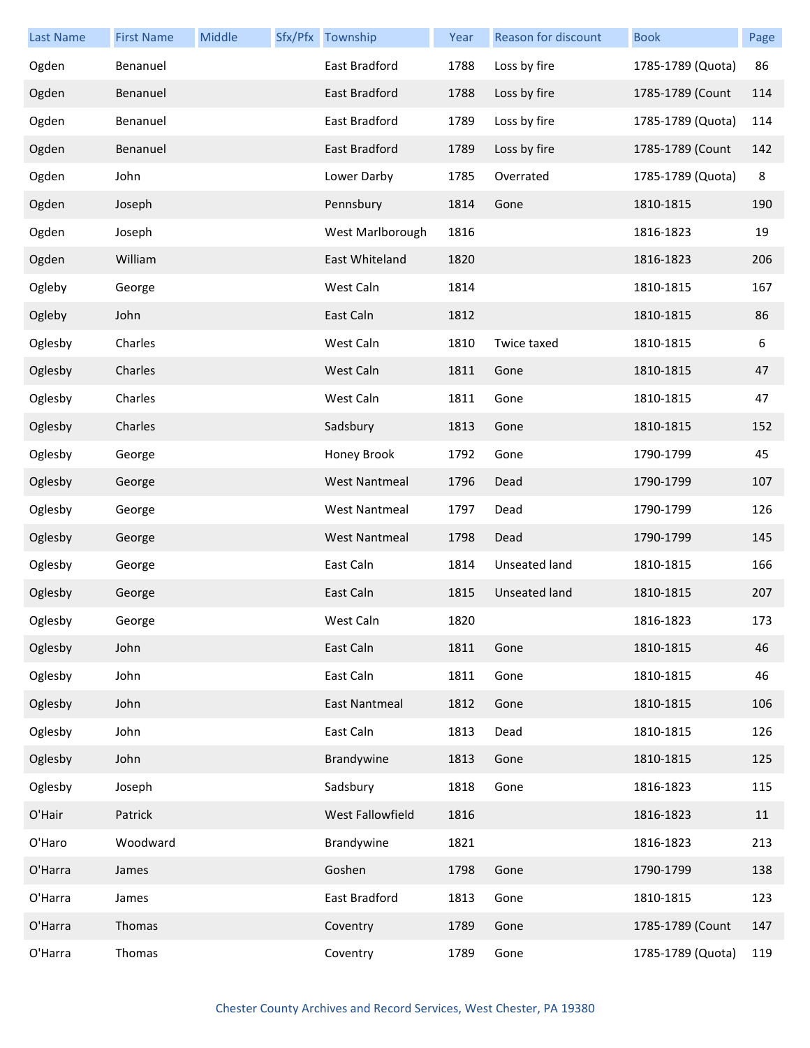| Last Name | First Name | Middle | Sfx/Pfx | Township | Year | Reason for discount | Book | Page |
|---|---|---|---|---|---|---|---|---|
| Ogden | Benanuel | | | East Bradford | 1788 | Loss by fire | 1785-1789 (Quota) | 86 |
| Ogden | Benanuel | | | East Bradford | 1788 | Loss by fire | 1785-1789 (Count | 114 |
| Ogden | Benanuel | | | East Bradford | 1789 | Loss by fire | 1785-1789 (Quota) | 114 |
| Ogden | Benanuel | | | East Bradford | 1789 | Loss by fire | 1785-1789 (Count | 142 |
| Ogden | John | | | Lower Darby | 1785 | Overrated | 1785-1789 (Quota) | 8 |
| Ogden | Joseph | | | Pennsbury | 1814 | Gone | 1810-1815 | 190 |
| Ogden | Joseph | | | West Marlborough | 1816 | | 1816-1823 | 19 |
| Ogden | William | | | East Whiteland | 1820 | | 1816-1823 | 206 |
| Ogleby | George | | | West Caln | 1814 | | 1810-1815 | 167 |
| Ogleby | John | | | East Caln | 1812 | | 1810-1815 | 86 |
| Oglesby | Charles | | | West Caln | 1810 | Twice taxed | 1810-1815 | 6 |
| Oglesby | Charles | | | West Caln | 1811 | Gone | 1810-1815 | 47 |
| Oglesby | Charles | | | West Caln | 1811 | Gone | 1810-1815 | 47 |
| Oglesby | Charles | | | Sadsbury | 1813 | Gone | 1810-1815 | 152 |
| Oglesby | George | | | Honey Brook | 1792 | Gone | 1790-1799 | 45 |
| Oglesby | George | | | West Nantmeal | 1796 | Dead | 1790-1799 | 107 |
| Oglesby | George | | | West Nantmeal | 1797 | Dead | 1790-1799 | 126 |
| Oglesby | George | | | West Nantmeal | 1798 | Dead | 1790-1799 | 145 |
| Oglesby | George | | | East Caln | 1814 | Unseated land | 1810-1815 | 166 |
| Oglesby | George | | | East Caln | 1815 | Unseated land | 1810-1815 | 207 |
| Oglesby | George | | | West Caln | 1820 | | 1816-1823 | 173 |
| Oglesby | John | | | East Caln | 1811 | Gone | 1810-1815 | 46 |
| Oglesby | John | | | East Caln | 1811 | Gone | 1810-1815 | 46 |
| Oglesby | John | | | East Nantmeal | 1812 | Gone | 1810-1815 | 106 |
| Oglesby | John | | | East Caln | 1813 | Dead | 1810-1815 | 126 |
| Oglesby | John | | | Brandywine | 1813 | Gone | 1810-1815 | 125 |
| Oglesby | Joseph | | | Sadsbury | 1818 | Gone | 1816-1823 | 115 |
| O'Hair | Patrick | | | West Fallowfield | 1816 | | 1816-1823 | 11 |
| O'Haro | Woodward | | | Brandywine | 1821 | | 1816-1823 | 213 |
| O'Harra | James | | | Goshen | 1798 | Gone | 1790-1799 | 138 |
| O'Harra | James | | | East Bradford | 1813 | Gone | 1810-1815 | 123 |
| O'Harra | Thomas | | | Coventry | 1789 | Gone | 1785-1789 (Count | 147 |
| O'Harra | Thomas | | | Coventry | 1789 | Gone | 1785-1789 (Quota) | 119 |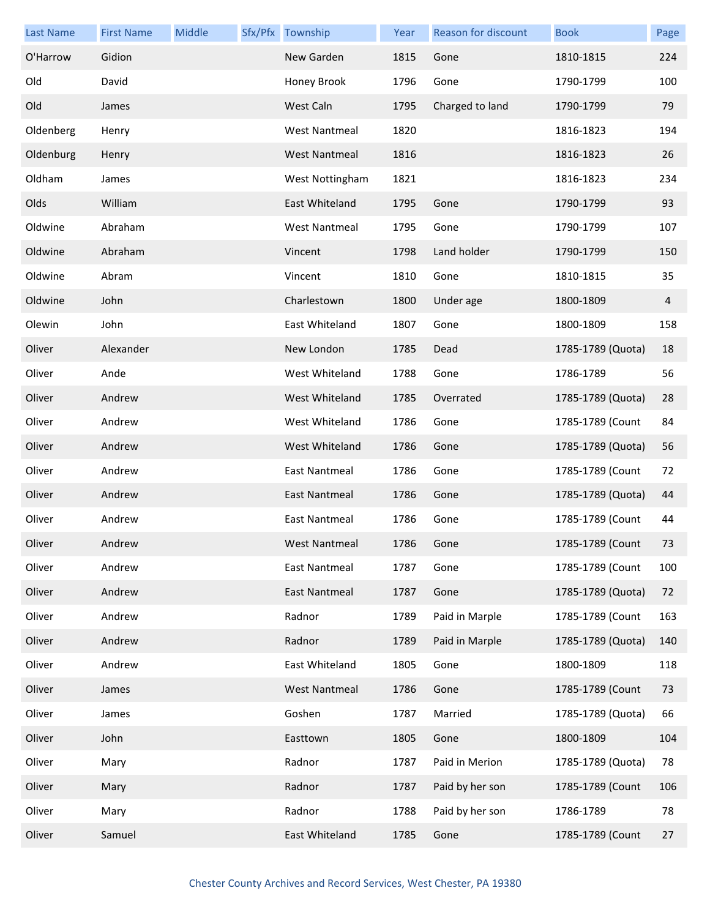| Last Name | First Name | Middle | Sfx/Pfx | Township | Year | Reason for discount | Book | Page |
|---|---|---|---|---|---|---|---|---|
| O'Harrow | Gidion | | | New Garden | 1815 | Gone | 1810-1815 | 224 |
| Old | David | | | Honey Brook | 1796 | Gone | 1790-1799 | 100 |
| Old | James | | | West Caln | 1795 | Charged to land | 1790-1799 | 79 |
| Oldenberg | Henry | | | West Nantmeal | 1820 | | 1816-1823 | 194 |
| Oldenburg | Henry | | | West Nantmeal | 1816 | | 1816-1823 | 26 |
| Oldham | James | | | West Nottingham | 1821 | | 1816-1823 | 234 |
| Olds | William | | | East Whiteland | 1795 | Gone | 1790-1799 | 93 |
| Oldwine | Abraham | | | West Nantmeal | 1795 | Gone | 1790-1799 | 107 |
| Oldwine | Abraham | | | Vincent | 1798 | Land holder | 1790-1799 | 150 |
| Oldwine | Abram | | | Vincent | 1810 | Gone | 1810-1815 | 35 |
| Oldwine | John | | | Charlestown | 1800 | Under age | 1800-1809 | 4 |
| Olewin | John | | | East Whiteland | 1807 | Gone | 1800-1809 | 158 |
| Oliver | Alexander | | | New London | 1785 | Dead | 1785-1789 (Quota) | 18 |
| Oliver | Ande | | | West Whiteland | 1788 | Gone | 1786-1789 | 56 |
| Oliver | Andrew | | | West Whiteland | 1785 | Overrated | 1785-1789 (Quota) | 28 |
| Oliver | Andrew | | | West Whiteland | 1786 | Gone | 1785-1789 (Count | 84 |
| Oliver | Andrew | | | West Whiteland | 1786 | Gone | 1785-1789 (Quota) | 56 |
| Oliver | Andrew | | | East Nantmeal | 1786 | Gone | 1785-1789 (Count | 72 |
| Oliver | Andrew | | | East Nantmeal | 1786 | Gone | 1785-1789 (Quota) | 44 |
| Oliver | Andrew | | | East Nantmeal | 1786 | Gone | 1785-1789 (Count | 44 |
| Oliver | Andrew | | | West Nantmeal | 1786 | Gone | 1785-1789 (Count | 73 |
| Oliver | Andrew | | | East Nantmeal | 1787 | Gone | 1785-1789 (Count | 100 |
| Oliver | Andrew | | | East Nantmeal | 1787 | Gone | 1785-1789 (Quota) | 72 |
| Oliver | Andrew | | | Radnor | 1789 | Paid in Marple | 1785-1789 (Count | 163 |
| Oliver | Andrew | | | Radnor | 1789 | Paid in Marple | 1785-1789 (Quota) | 140 |
| Oliver | Andrew | | | East Whiteland | 1805 | Gone | 1800-1809 | 118 |
| Oliver | James | | | West Nantmeal | 1786 | Gone | 1785-1789 (Count | 73 |
| Oliver | James | | | Goshen | 1787 | Married | 1785-1789 (Quota) | 66 |
| Oliver | John | | | Easttown | 1805 | Gone | 1800-1809 | 104 |
| Oliver | Mary | | | Radnor | 1787 | Paid in Merion | 1785-1789 (Quota) | 78 |
| Oliver | Mary | | | Radnor | 1787 | Paid by her son | 1785-1789 (Count | 106 |
| Oliver | Mary | | | Radnor | 1788 | Paid by her son | 1786-1789 | 78 |
| Oliver | Samuel | | | East Whiteland | 1785 | Gone | 1785-1789 (Count | 27 |

Chester County Archives and Record Services, West Chester, PA 19380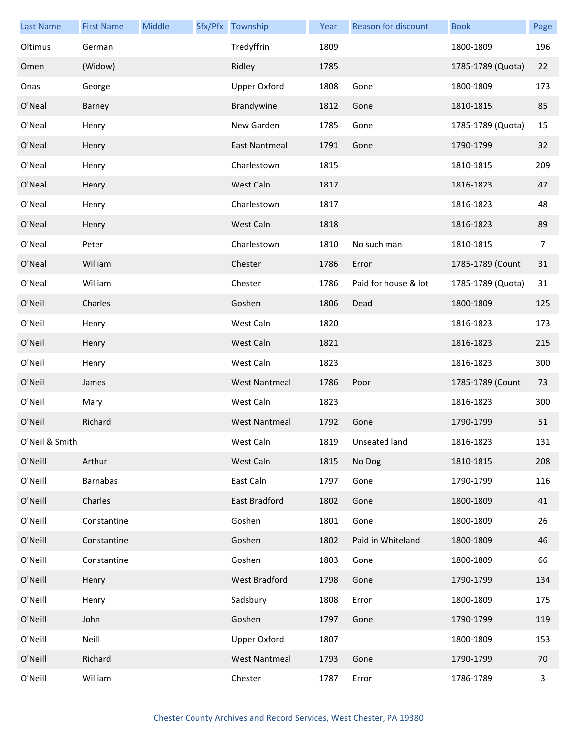| Last Name | First Name | Middle | Sfx/Pfx | Township | Year | Reason for discount | Book | Page |
|---|---|---|---|---|---|---|---|---|
| Oltimus | German | | | Tredyffrin | 1809 | | 1800-1809 | 196 |
| Omen | (Widow) | | | Ridley | 1785 | | 1785-1789 (Quota) | 22 |
| Onas | George | | | Upper Oxford | 1808 | Gone | 1800-1809 | 173 |
| O'Neal | Barney | | | Brandywine | 1812 | Gone | 1810-1815 | 85 |
| O'Neal | Henry | | | New Garden | 1785 | Gone | 1785-1789 (Quota) | 15 |
| O'Neal | Henry | | | East Nantmeal | 1791 | Gone | 1790-1799 | 32 |
| O'Neal | Henry | | | Charlestown | 1815 | | 1810-1815 | 209 |
| O'Neal | Henry | | | West Caln | 1817 | | 1816-1823 | 47 |
| O'Neal | Henry | | | Charlestown | 1817 | | 1816-1823 | 48 |
| O'Neal | Henry | | | West Caln | 1818 | | 1816-1823 | 89 |
| O'Neal | Peter | | | Charlestown | 1810 | No such man | 1810-1815 | 7 |
| O'Neal | William | | | Chester | 1786 | Error | 1785-1789 (Count | 31 |
| O'Neal | William | | | Chester | 1786 | Paid for house & lot | 1785-1789 (Quota) | 31 |
| O'Neil | Charles | | | Goshen | 1806 | Dead | 1800-1809 | 125 |
| O'Neil | Henry | | | West Caln | 1820 | | 1816-1823 | 173 |
| O'Neil | Henry | | | West Caln | 1821 | | 1816-1823 | 215 |
| O'Neil | Henry | | | West Caln | 1823 | | 1816-1823 | 300 |
| O'Neil | James | | | West Nantmeal | 1786 | Poor | 1785-1789 (Count | 73 |
| O'Neil | Mary | | | West Caln | 1823 | | 1816-1823 | 300 |
| O'Neil | Richard | | | West Nantmeal | 1792 | Gone | 1790-1799 | 51 |
| O'Neil & Smith | | | | West Caln | 1819 | Unseated land | 1816-1823 | 131 |
| O'Neill | Arthur | | | West Caln | 1815 | No Dog | 1810-1815 | 208 |
| O'Neill | Barnabas | | | East Caln | 1797 | Gone | 1790-1799 | 116 |
| O'Neill | Charles | | | East Bradford | 1802 | Gone | 1800-1809 | 41 |
| O'Neill | Constantine | | | Goshen | 1801 | Gone | 1800-1809 | 26 |
| O'Neill | Constantine | | | Goshen | 1802 | Paid in Whiteland | 1800-1809 | 46 |
| O'Neill | Constantine | | | Goshen | 1803 | Gone | 1800-1809 | 66 |
| O'Neill | Henry | | | West Bradford | 1798 | Gone | 1790-1799 | 134 |
| O'Neill | Henry | | | Sadsbury | 1808 | Error | 1800-1809 | 175 |
| O'Neill | John | | | Goshen | 1797 | Gone | 1790-1799 | 119 |
| O'Neill | Neill | | | Upper Oxford | 1807 | | 1800-1809 | 153 |
| O'Neill | Richard | | | West Nantmeal | 1793 | Gone | 1790-1799 | 70 |
| O'Neill | William | | | Chester | 1787 | Error | 1786-1789 | 3 |

Chester County Archives and Record Services, West Chester, PA 19380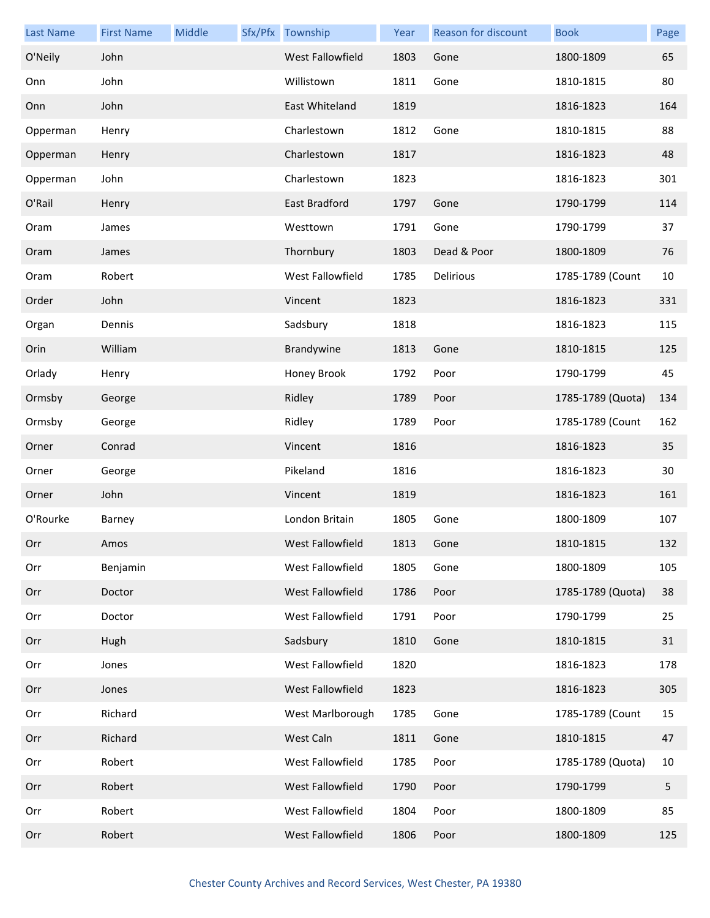| Last Name | First Name | Middle | Sfx/Pfx | Township | Year | Reason for discount | Book | Page |
|---|---|---|---|---|---|---|---|---|
| O'Neily | John | | | West Fallowfield | 1803 | Gone | 1800-1809 | 65 |
| Onn | John | | | Willistown | 1811 | Gone | 1810-1815 | 80 |
| Onn | John | | | East Whiteland | 1819 | | 1816-1823 | 164 |
| Opperman | Henry | | | Charlestown | 1812 | Gone | 1810-1815 | 88 |
| Opperman | Henry | | | Charlestown | 1817 | | 1816-1823 | 48 |
| Opperman | John | | | Charlestown | 1823 | | 1816-1823 | 301 |
| O'Rail | Henry | | | East Bradford | 1797 | Gone | 1790-1799 | 114 |
| Oram | James | | | Westtown | 1791 | Gone | 1790-1799 | 37 |
| Oram | James | | | Thornbury | 1803 | Dead & Poor | 1800-1809 | 76 |
| Oram | Robert | | | West Fallowfield | 1785 | Delirious | 1785-1789 (Count | 10 |
| Order | John | | | Vincent | 1823 | | 1816-1823 | 331 |
| Organ | Dennis | | | Sadsbury | 1818 | | 1816-1823 | 115 |
| Orin | William | | | Brandywine | 1813 | Gone | 1810-1815 | 125 |
| Orlady | Henry | | | Honey Brook | 1792 | Poor | 1790-1799 | 45 |
| Ormsby | George | | | Ridley | 1789 | Poor | 1785-1789 (Quota) | 134 |
| Ormsby | George | | | Ridley | 1789 | Poor | 1785-1789 (Count | 162 |
| Orner | Conrad | | | Vincent | 1816 | | 1816-1823 | 35 |
| Orner | George | | | Pikeland | 1816 | | 1816-1823 | 30 |
| Orner | John | | | Vincent | 1819 | | 1816-1823 | 161 |
| O'Rourke | Barney | | | London Britain | 1805 | Gone | 1800-1809 | 107 |
| Orr | Amos | | | West Fallowfield | 1813 | Gone | 1810-1815 | 132 |
| Orr | Benjamin | | | West Fallowfield | 1805 | Gone | 1800-1809 | 105 |
| Orr | Doctor | | | West Fallowfield | 1786 | Poor | 1785-1789 (Quota) | 38 |
| Orr | Doctor | | | West Fallowfield | 1791 | Poor | 1790-1799 | 25 |
| Orr | Hugh | | | Sadsbury | 1810 | Gone | 1810-1815 | 31 |
| Orr | Jones | | | West Fallowfield | 1820 | | 1816-1823 | 178 |
| Orr | Jones | | | West Fallowfield | 1823 | | 1816-1823 | 305 |
| Orr | Richard | | | West Marlborough | 1785 | Gone | 1785-1789 (Count | 15 |
| Orr | Richard | | | West Caln | 1811 | Gone | 1810-1815 | 47 |
| Orr | Robert | | | West Fallowfield | 1785 | Poor | 1785-1789 (Quota) | 10 |
| Orr | Robert | | | West Fallowfield | 1790 | Poor | 1790-1799 | 5 |
| Orr | Robert | | | West Fallowfield | 1804 | Poor | 1800-1809 | 85 |
| Orr | Robert | | | West Fallowfield | 1806 | Poor | 1800-1809 | 125 |

Chester County Archives and Record Services, West Chester, PA 19380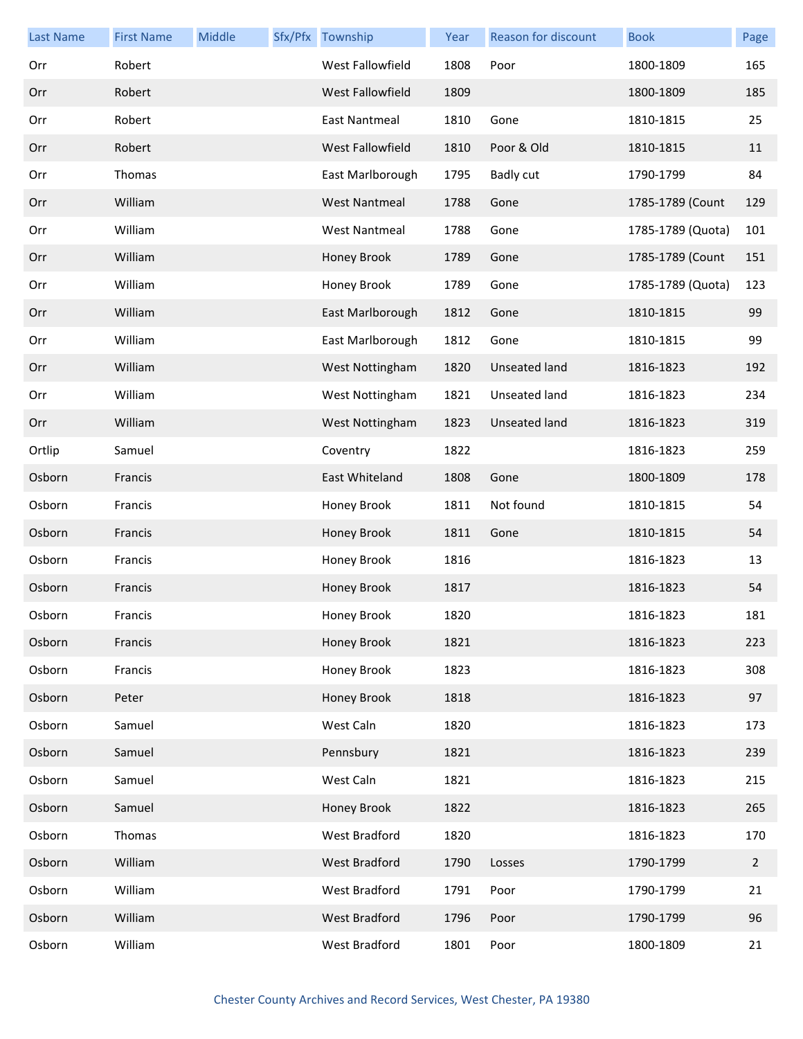| Last Name | First Name | Middle | Sfx/Pfx | Township | Year | Reason for discount | Book | Page |
|---|---|---|---|---|---|---|---|---|
| Orr | Robert | | | West Fallowfield | 1808 | Poor | 1800-1809 | 165 |
| Orr | Robert | | | West Fallowfield | 1809 | | 1800-1809 | 185 |
| Orr | Robert | | | East Nantmeal | 1810 | Gone | 1810-1815 | 25 |
| Orr | Robert | | | West Fallowfield | 1810 | Poor & Old | 1810-1815 | 11 |
| Orr | Thomas | | | East Marlborough | 1795 | Badly cut | 1790-1799 | 84 |
| Orr | William | | | West Nantmeal | 1788 | Gone | 1785-1789 (Count | 129 |
| Orr | William | | | West Nantmeal | 1788 | Gone | 1785-1789 (Quota) | 101 |
| Orr | William | | | Honey Brook | 1789 | Gone | 1785-1789 (Count | 151 |
| Orr | William | | | Honey Brook | 1789 | Gone | 1785-1789 (Quota) | 123 |
| Orr | William | | | East Marlborough | 1812 | Gone | 1810-1815 | 99 |
| Orr | William | | | East Marlborough | 1812 | Gone | 1810-1815 | 99 |
| Orr | William | | | West Nottingham | 1820 | Unseated land | 1816-1823 | 192 |
| Orr | William | | | West Nottingham | 1821 | Unseated land | 1816-1823 | 234 |
| Orr | William | | | West Nottingham | 1823 | Unseated land | 1816-1823 | 319 |
| Ortlip | Samuel | | | Coventry | 1822 | | 1816-1823 | 259 |
| Osborn | Francis | | | East Whiteland | 1808 | Gone | 1800-1809 | 178 |
| Osborn | Francis | | | Honey Brook | 1811 | Not found | 1810-1815 | 54 |
| Osborn | Francis | | | Honey Brook | 1811 | Gone | 1810-1815 | 54 |
| Osborn | Francis | | | Honey Brook | 1816 | | 1816-1823 | 13 |
| Osborn | Francis | | | Honey Brook | 1817 | | 1816-1823 | 54 |
| Osborn | Francis | | | Honey Brook | 1820 | | 1816-1823 | 181 |
| Osborn | Francis | | | Honey Brook | 1821 | | 1816-1823 | 223 |
| Osborn | Francis | | | Honey Brook | 1823 | | 1816-1823 | 308 |
| Osborn | Peter | | | Honey Brook | 1818 | | 1816-1823 | 97 |
| Osborn | Samuel | | | West Caln | 1820 | | 1816-1823 | 173 |
| Osborn | Samuel | | | Pennsbury | 1821 | | 1816-1823 | 239 |
| Osborn | Samuel | | | West Caln | 1821 | | 1816-1823 | 215 |
| Osborn | Samuel | | | Honey Brook | 1822 | | 1816-1823 | 265 |
| Osborn | Thomas | | | West Bradford | 1820 | | 1816-1823 | 170 |
| Osborn | William | | | West Bradford | 1790 | Losses | 1790-1799 | 2 |
| Osborn | William | | | West Bradford | 1791 | Poor | 1790-1799 | 21 |
| Osborn | William | | | West Bradford | 1796 | Poor | 1790-1799 | 96 |
| Osborn | William | | | West Bradford | 1801 | Poor | 1800-1809 | 21 |

Chester County Archives and Record Services, West Chester, PA 19380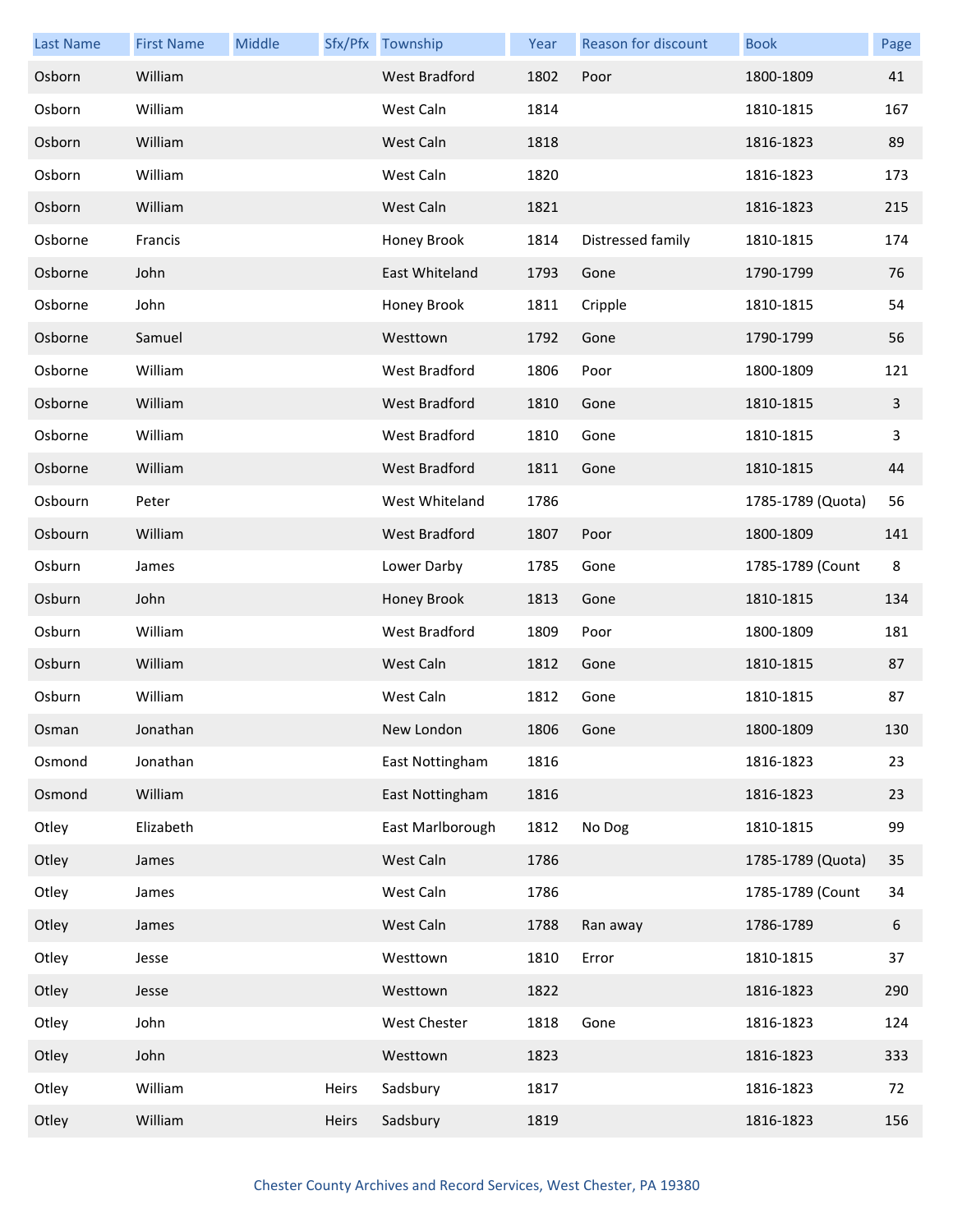| Last Name | First Name | Middle | Sfx/Pfx | Township | Year | Reason for discount | Book | Page |
|---|---|---|---|---|---|---|---|---|
| Osborn | William | | | West Bradford | 1802 | Poor | 1800-1809 | 41 |
| Osborn | William | | | West Caln | 1814 | | 1810-1815 | 167 |
| Osborn | William | | | West Caln | 1818 | | 1816-1823 | 89 |
| Osborn | William | | | West Caln | 1820 | | 1816-1823 | 173 |
| Osborn | William | | | West Caln | 1821 | | 1816-1823 | 215 |
| Osborne | Francis | | | Honey Brook | 1814 | Distressed family | 1810-1815 | 174 |
| Osborne | John | | | East Whiteland | 1793 | Gone | 1790-1799 | 76 |
| Osborne | John | | | Honey Brook | 1811 | Cripple | 1810-1815 | 54 |
| Osborne | Samuel | | | Westtown | 1792 | Gone | 1790-1799 | 56 |
| Osborne | William | | | West Bradford | 1806 | Poor | 1800-1809 | 121 |
| Osborne | William | | | West Bradford | 1810 | Gone | 1810-1815 | 3 |
| Osborne | William | | | West Bradford | 1810 | Gone | 1810-1815 | 3 |
| Osborne | William | | | West Bradford | 1811 | Gone | 1810-1815 | 44 |
| Osbourn | Peter | | | West Whiteland | 1786 | | 1785-1789 (Quota) | 56 |
| Osbourn | William | | | West Bradford | 1807 | Poor | 1800-1809 | 141 |
| Osburn | James | | | Lower Darby | 1785 | Gone | 1785-1789 (Count | 8 |
| Osburn | John | | | Honey Brook | 1813 | Gone | 1810-1815 | 134 |
| Osburn | William | | | West Bradford | 1809 | Poor | 1800-1809 | 181 |
| Osburn | William | | | West Caln | 1812 | Gone | 1810-1815 | 87 |
| Osburn | William | | | West Caln | 1812 | Gone | 1810-1815 | 87 |
| Osman | Jonathan | | | New London | 1806 | Gone | 1800-1809 | 130 |
| Osmond | Jonathan | | | East Nottingham | 1816 | | 1816-1823 | 23 |
| Osmond | William | | | East Nottingham | 1816 | | 1816-1823 | 23 |
| Otley | Elizabeth | | | East Marlborough | 1812 | No Dog | 1810-1815 | 99 |
| Otley | James | | | West Caln | 1786 | | 1785-1789 (Quota) | 35 |
| Otley | James | | | West Caln | 1786 | | 1785-1789 (Count | 34 |
| Otley | James | | | West Caln | 1788 | Ran away | 1786-1789 | 6 |
| Otley | Jesse | | | Westtown | 1810 | Error | 1810-1815 | 37 |
| Otley | Jesse | | | Westtown | 1822 | | 1816-1823 | 290 |
| Otley | John | | | West Chester | 1818 | Gone | 1816-1823 | 124 |
| Otley | John | | | Westtown | 1823 | | 1816-1823 | 333 |
| Otley | William | | Heirs | Sadsbury | 1817 | | 1816-1823 | 72 |
| Otley | William | | Heirs | Sadsbury | 1819 | | 1816-1823 | 156 |

Chester County Archives and Record Services, West Chester, PA 19380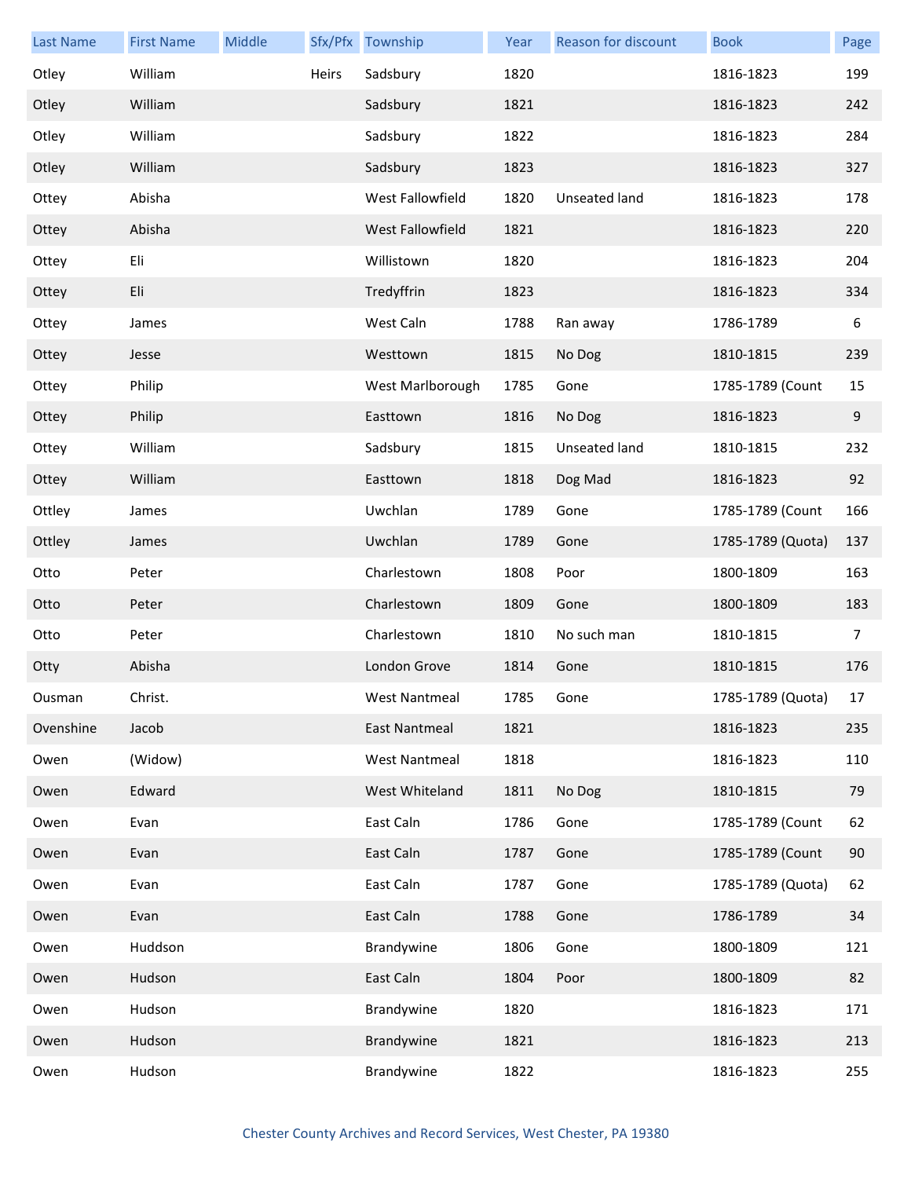| Last Name | First Name | Middle | Sfx/Pfx | Township | Year | Reason for discount | Book | Page |
|---|---|---|---|---|---|---|---|---|
| Otley | William | | Heirs | Sadsbury | 1820 | | 1816-1823 | 199 |
| Otley | William | | | Sadsbury | 1821 | | 1816-1823 | 242 |
| Otley | William | | | Sadsbury | 1822 | | 1816-1823 | 284 |
| Otley | William | | | Sadsbury | 1823 | | 1816-1823 | 327 |
| Ottey | Abisha | | | West Fallowfield | 1820 | Unseated land | 1816-1823 | 178 |
| Ottey | Abisha | | | West Fallowfield | 1821 | | 1816-1823 | 220 |
| Ottey | Eli | | | Willistown | 1820 | | 1816-1823 | 204 |
| Ottey | Eli | | | Tredyffrin | 1823 | | 1816-1823 | 334 |
| Ottey | James | | | West Caln | 1788 | Ran away | 1786-1789 | 6 |
| Ottey | Jesse | | | Westtown | 1815 | No Dog | 1810-1815 | 239 |
| Ottey | Philip | | | West Marlborough | 1785 | Gone | 1785-1789 (Count | 15 |
| Ottey | Philip | | | Easttown | 1816 | No Dog | 1816-1823 | 9 |
| Ottey | William | | | Sadsbury | 1815 | Unseated land | 1810-1815 | 232 |
| Ottey | William | | | Easttown | 1818 | Dog Mad | 1816-1823 | 92 |
| Ottley | James | | | Uwchlan | 1789 | Gone | 1785-1789 (Count | 166 |
| Ottley | James | | | Uwchlan | 1789 | Gone | 1785-1789 (Quota) | 137 |
| Otto | Peter | | | Charlestown | 1808 | Poor | 1800-1809 | 163 |
| Otto | Peter | | | Charlestown | 1809 | Gone | 1800-1809 | 183 |
| Otto | Peter | | | Charlestown | 1810 | No such man | 1810-1815 | 7 |
| Otty | Abisha | | | London Grove | 1814 | Gone | 1810-1815 | 176 |
| Ousman | Christ. | | | West Nantmeal | 1785 | Gone | 1785-1789 (Quota) | 17 |
| Ovenshine | Jacob | | | East Nantmeal | 1821 | | 1816-1823 | 235 |
| Owen | (Widow) | | | West Nantmeal | 1818 | | 1816-1823 | 110 |
| Owen | Edward | | | West Whiteland | 1811 | No Dog | 1810-1815 | 79 |
| Owen | Evan | | | East Caln | 1786 | Gone | 1785-1789 (Count | 62 |
| Owen | Evan | | | East Caln | 1787 | Gone | 1785-1789 (Count | 90 |
| Owen | Evan | | | East Caln | 1787 | Gone | 1785-1789 (Quota) | 62 |
| Owen | Evan | | | East Caln | 1788 | Gone | 1786-1789 | 34 |
| Owen | Huddson | | | Brandywine | 1806 | Gone | 1800-1809 | 121 |
| Owen | Hudson | | | East Caln | 1804 | Poor | 1800-1809 | 82 |
| Owen | Hudson | | | Brandywine | 1820 | | 1816-1823 | 171 |
| Owen | Hudson | | | Brandywine | 1821 | | 1816-1823 | 213 |
| Owen | Hudson | | | Brandywine | 1822 | | 1816-1823 | 255 |

Chester County Archives and Record Services, West Chester, PA 19380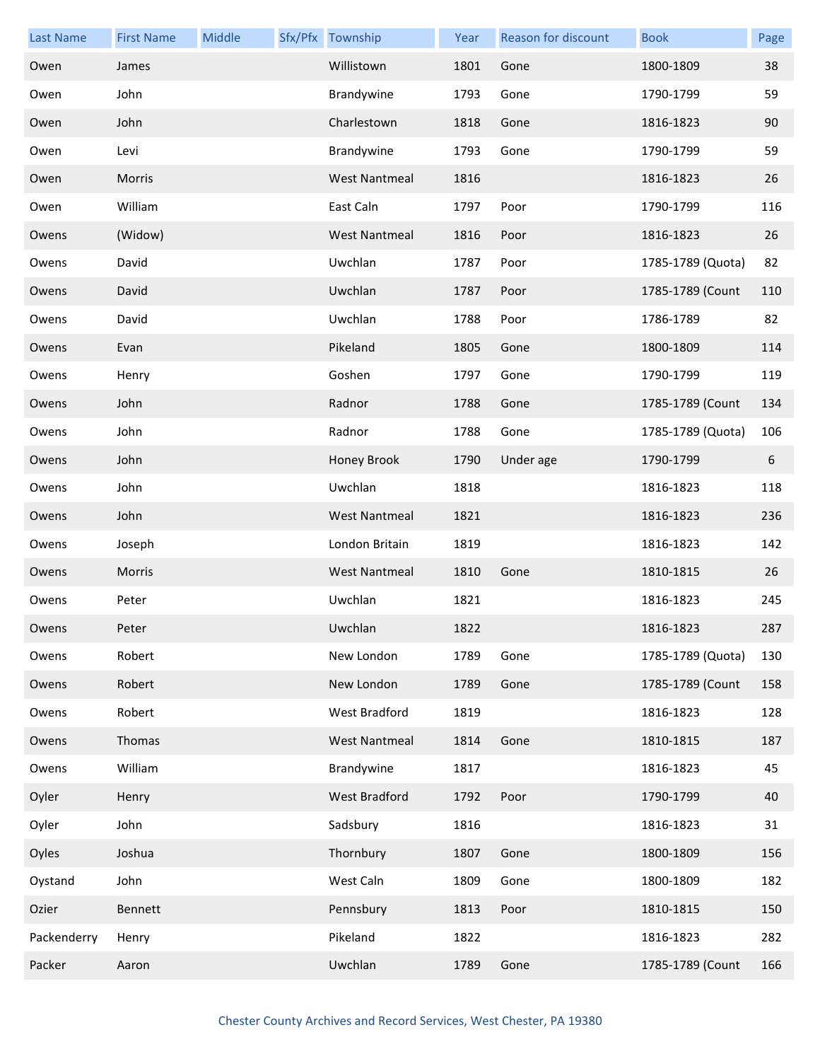| Last Name | First Name | Middle | Sfx/Pfx | Township | Year | Reason for discount | Book | Page |
|---|---|---|---|---|---|---|---|---|
| Owen | James | | | Willistown | 1801 | Gone | 1800-1809 | 38 |
| Owen | John | | | Brandywine | 1793 | Gone | 1790-1799 | 59 |
| Owen | John | | | Charlestown | 1818 | Gone | 1816-1823 | 90 |
| Owen | Levi | | | Brandywine | 1793 | Gone | 1790-1799 | 59 |
| Owen | Morris | | | West Nantmeal | 1816 | | 1816-1823 | 26 |
| Owen | William | | | East Caln | 1797 | Poor | 1790-1799 | 116 |
| Owens | (Widow) | | | West Nantmeal | 1816 | Poor | 1816-1823 | 26 |
| Owens | David | | | Uwchlan | 1787 | Poor | 1785-1789 (Quota) | 82 |
| Owens | David | | | Uwchlan | 1787 | Poor | 1785-1789 (Count | 110 |
| Owens | David | | | Uwchlan | 1788 | Poor | 1786-1789 | 82 |
| Owens | Evan | | | Pikeland | 1805 | Gone | 1800-1809 | 114 |
| Owens | Henry | | | Goshen | 1797 | Gone | 1790-1799 | 119 |
| Owens | John | | | Radnor | 1788 | Gone | 1785-1789 (Count | 134 |
| Owens | John | | | Radnor | 1788 | Gone | 1785-1789 (Quota) | 106 |
| Owens | John | | | Honey Brook | 1790 | Under age | 1790-1799 | 6 |
| Owens | John | | | Uwchlan | 1818 | | 1816-1823 | 118 |
| Owens | John | | | West Nantmeal | 1821 | | 1816-1823 | 236 |
| Owens | Joseph | | | London Britain | 1819 | | 1816-1823 | 142 |
| Owens | Morris | | | West Nantmeal | 1810 | Gone | 1810-1815 | 26 |
| Owens | Peter | | | Uwchlan | 1821 | | 1816-1823 | 245 |
| Owens | Peter | | | Uwchlan | 1822 | | 1816-1823 | 287 |
| Owens | Robert | | | New London | 1789 | Gone | 1785-1789 (Quota) | 130 |
| Owens | Robert | | | New London | 1789 | Gone | 1785-1789 (Count | 158 |
| Owens | Robert | | | West Bradford | 1819 | | 1816-1823 | 128 |
| Owens | Thomas | | | West Nantmeal | 1814 | Gone | 1810-1815 | 187 |
| Owens | William | | | Brandywine | 1817 | | 1816-1823 | 45 |
| Oyler | Henry | | | West Bradford | 1792 | Poor | 1790-1799 | 40 |
| Oyler | John | | | Sadsbury | 1816 | | 1816-1823 | 31 |
| Oyles | Joshua | | | Thornbury | 1807 | Gone | 1800-1809 | 156 |
| Oystand | John | | | West Caln | 1809 | Gone | 1800-1809 | 182 |
| Ozier | Bennett | | | Pennsbury | 1813 | Poor | 1810-1815 | 150 |
| Packenderry | Henry | | | Pikeland | 1822 | | 1816-1823 | 282 |
| Packer | Aaron | | | Uwchlan | 1789 | Gone | 1785-1789 (Count | 166 |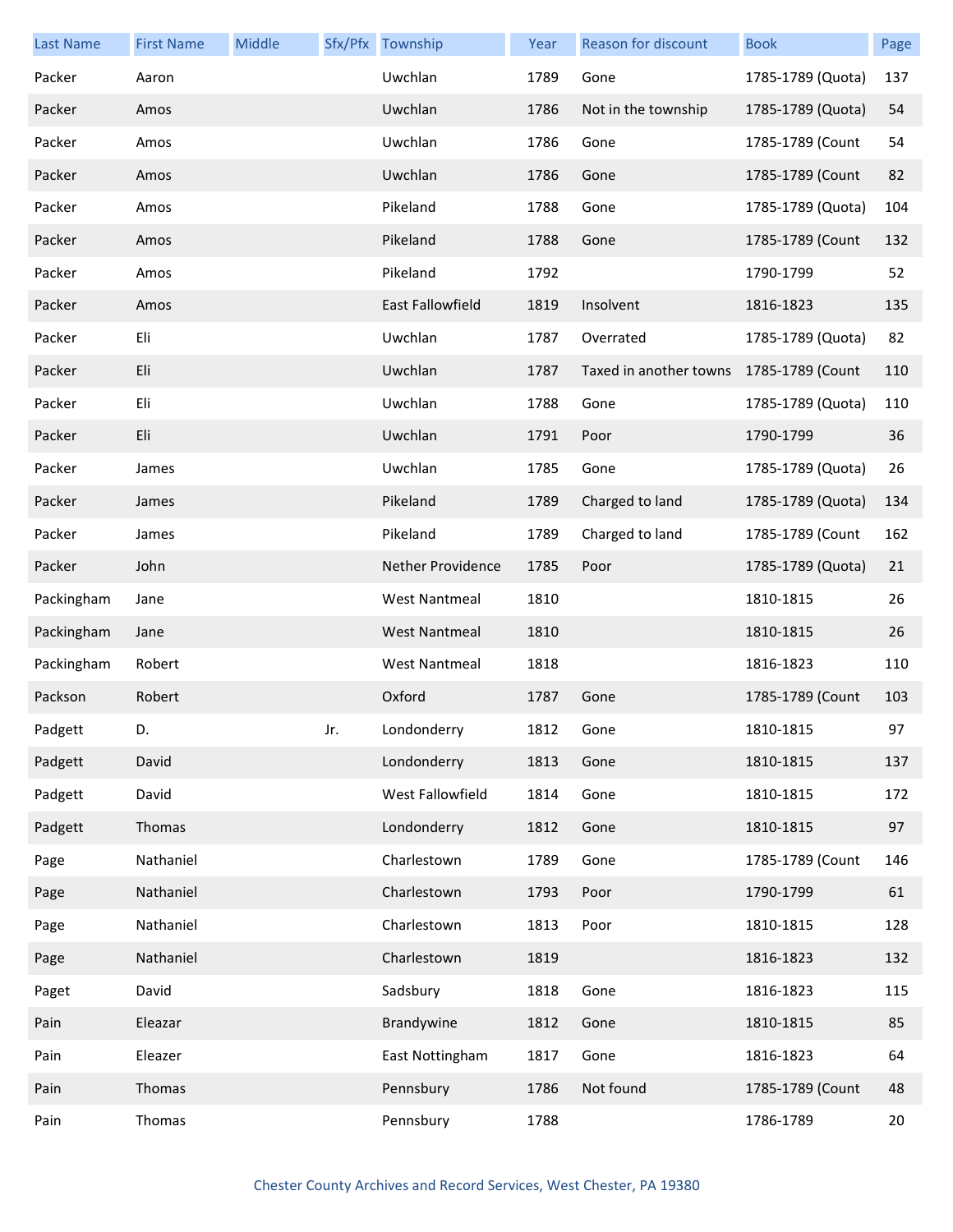| Last Name | First Name | Middle | Sfx/Pfx | Township | Year | Reason for discount | Book | Page |
|---|---|---|---|---|---|---|---|---|
| Packer | Aaron | | | Uwchlan | 1789 | Gone | 1785-1789 (Quota) | 137 |
| Packer | Amos | | | Uwchlan | 1786 | Not in the township | 1785-1789 (Quota) | 54 |
| Packer | Amos | | | Uwchlan | 1786 | Gone | 1785-1789 (Count | 54 |
| Packer | Amos | | | Uwchlan | 1786 | Gone | 1785-1789 (Count | 82 |
| Packer | Amos | | | Pikeland | 1788 | Gone | 1785-1789 (Quota) | 104 |
| Packer | Amos | | | Pikeland | 1788 | Gone | 1785-1789 (Count | 132 |
| Packer | Amos | | | Pikeland | 1792 | | 1790-1799 | 52 |
| Packer | Amos | | | East Fallowfield | 1819 | Insolvent | 1816-1823 | 135 |
| Packer | Eli | | | Uwchlan | 1787 | Overrated | 1785-1789 (Quota) | 82 |
| Packer | Eli | | | Uwchlan | 1787 | Taxed in another towns | 1785-1789 (Count | 110 |
| Packer | Eli | | | Uwchlan | 1788 | Gone | 1785-1789 (Quota) | 110 |
| Packer | Eli | | | Uwchlan | 1791 | Poor | 1790-1799 | 36 |
| Packer | James | | | Uwchlan | 1785 | Gone | 1785-1789 (Quota) | 26 |
| Packer | James | | | Pikeland | 1789 | Charged to land | 1785-1789 (Quota) | 134 |
| Packer | James | | | Pikeland | 1789 | Charged to land | 1785-1789 (Count | 162 |
| Packer | John | | | Nether Providence | 1785 | Poor | 1785-1789 (Quota) | 21 |
| Packingham | Jane | | | West Nantmeal | 1810 | | 1810-1815 | 26 |
| Packingham | Jane | | | West Nantmeal | 1810 | | 1810-1815 | 26 |
| Packingham | Robert | | | West Nantmeal | 1818 | | 1816-1823 | 110 |
| Packson | Robert | | | Oxford | 1787 | Gone | 1785-1789 (Count | 103 |
| Padgett | D. | | Jr. | Londonderry | 1812 | Gone | 1810-1815 | 97 |
| Padgett | David | | | Londonderry | 1813 | Gone | 1810-1815 | 137 |
| Padgett | David | | | West Fallowfield | 1814 | Gone | 1810-1815 | 172 |
| Padgett | Thomas | | | Londonderry | 1812 | Gone | 1810-1815 | 97 |
| Page | Nathaniel | | | Charlestown | 1789 | Gone | 1785-1789 (Count | 146 |
| Page | Nathaniel | | | Charlestown | 1793 | Poor | 1790-1799 | 61 |
| Page | Nathaniel | | | Charlestown | 1813 | Poor | 1810-1815 | 128 |
| Page | Nathaniel | | | Charlestown | 1819 | | 1816-1823 | 132 |
| Paget | David | | | Sadsbury | 1818 | Gone | 1816-1823 | 115 |
| Pain | Eleazar | | | Brandywine | 1812 | Gone | 1810-1815 | 85 |
| Pain | Eleazer | | | East Nottingham | 1817 | Gone | 1816-1823 | 64 |
| Pain | Thomas | | | Pennsbury | 1786 | Not found | 1785-1789 (Count | 48 |
| Pain | Thomas | | | Pennsbury | 1788 | | 1786-1789 | 20 |

Chester County Archives and Record Services, West Chester, PA 19380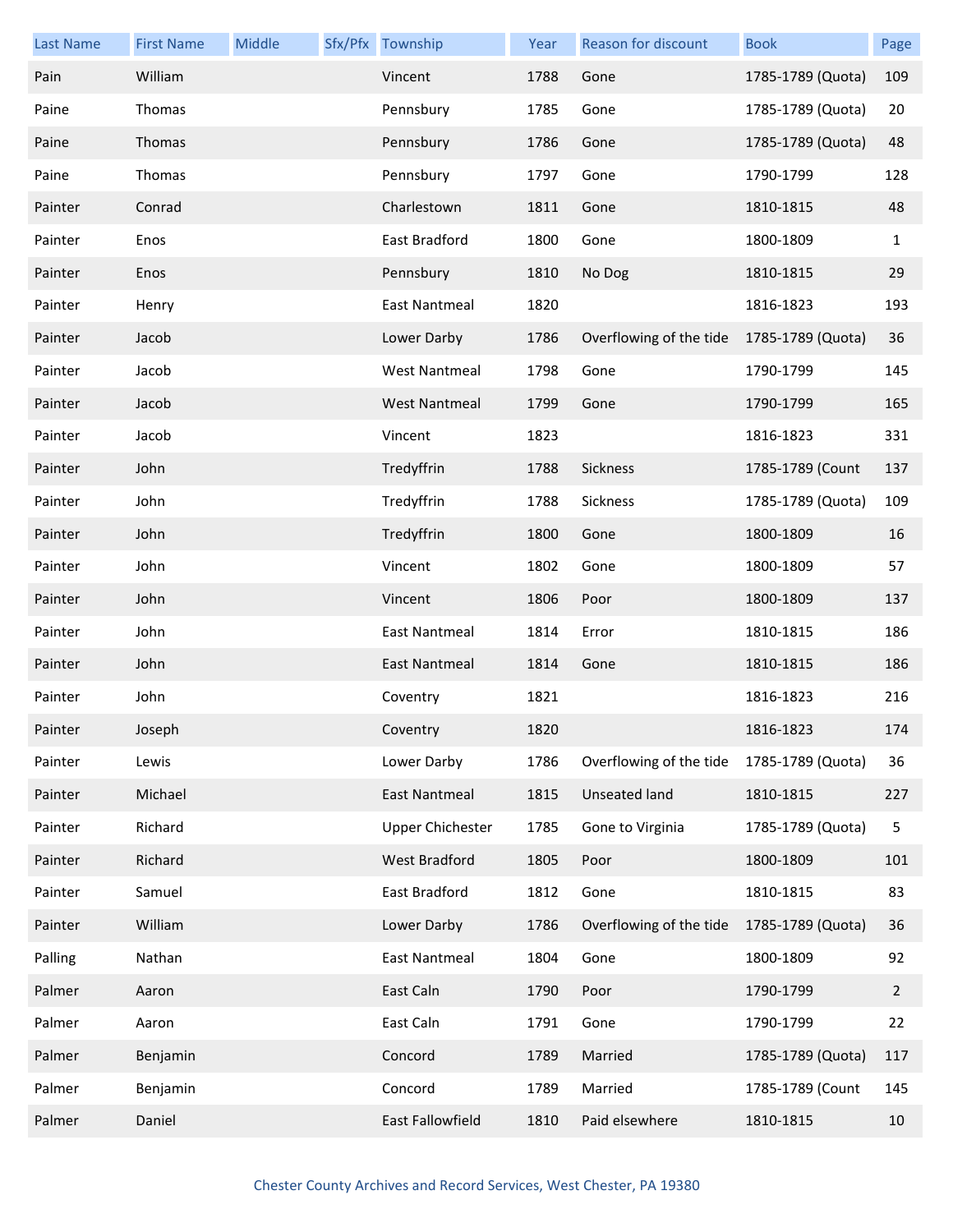| Last Name | First Name | Middle | Sfx/Pfx | Township | Year | Reason for discount | Book | Page |
|---|---|---|---|---|---|---|---|---|
| Pain | William | | | Vincent | 1788 | Gone | 1785-1789 (Quota) | 109 |
| Paine | Thomas | | | Pennsbury | 1785 | Gone | 1785-1789 (Quota) | 20 |
| Paine | Thomas | | | Pennsbury | 1786 | Gone | 1785-1789 (Quota) | 48 |
| Paine | Thomas | | | Pennsbury | 1797 | Gone | 1790-1799 | 128 |
| Painter | Conrad | | | Charlestown | 1811 | Gone | 1810-1815 | 48 |
| Painter | Enos | | | East Bradford | 1800 | Gone | 1800-1809 | 1 |
| Painter | Enos | | | Pennsbury | 1810 | No Dog | 1810-1815 | 29 |
| Painter | Henry | | | East Nantmeal | 1820 | | 1816-1823 | 193 |
| Painter | Jacob | | | Lower Darby | 1786 | Overflowing of the tide | 1785-1789 (Quota) | 36 |
| Painter | Jacob | | | West Nantmeal | 1798 | Gone | 1790-1799 | 145 |
| Painter | Jacob | | | West Nantmeal | 1799 | Gone | 1790-1799 | 165 |
| Painter | Jacob | | | Vincent | 1823 | | 1816-1823 | 331 |
| Painter | John | | | Tredyffrin | 1788 | Sickness | 1785-1789 (Count | 137 |
| Painter | John | | | Tredyffrin | 1788 | Sickness | 1785-1789 (Quota) | 109 |
| Painter | John | | | Tredyffrin | 1800 | Gone | 1800-1809 | 16 |
| Painter | John | | | Vincent | 1802 | Gone | 1800-1809 | 57 |
| Painter | John | | | Vincent | 1806 | Poor | 1800-1809 | 137 |
| Painter | John | | | East Nantmeal | 1814 | Error | 1810-1815 | 186 |
| Painter | John | | | East Nantmeal | 1814 | Gone | 1810-1815 | 186 |
| Painter | John | | | Coventry | 1821 | | 1816-1823 | 216 |
| Painter | Joseph | | | Coventry | 1820 | | 1816-1823 | 174 |
| Painter | Lewis | | | Lower Darby | 1786 | Overflowing of the tide | 1785-1789 (Quota) | 36 |
| Painter | Michael | | | East Nantmeal | 1815 | Unseated land | 1810-1815 | 227 |
| Painter | Richard | | | Upper Chichester | 1785 | Gone to Virginia | 1785-1789 (Quota) | 5 |
| Painter | Richard | | | West Bradford | 1805 | Poor | 1800-1809 | 101 |
| Painter | Samuel | | | East Bradford | 1812 | Gone | 1810-1815 | 83 |
| Painter | William | | | Lower Darby | 1786 | Overflowing of the tide | 1785-1789 (Quota) | 36 |
| Palling | Nathan | | | East Nantmeal | 1804 | Gone | 1800-1809 | 92 |
| Palmer | Aaron | | | East Caln | 1790 | Poor | 1790-1799 | 2 |
| Palmer | Aaron | | | East Caln | 1791 | Gone | 1790-1799 | 22 |
| Palmer | Benjamin | | | Concord | 1789 | Married | 1785-1789 (Quota) | 117 |
| Palmer | Benjamin | | | Concord | 1789 | Married | 1785-1789 (Count | 145 |
| Palmer | Daniel | | | East Fallowfield | 1810 | Paid elsewhere | 1810-1815 | 10 |

Chester County Archives and Record Services, West Chester, PA 19380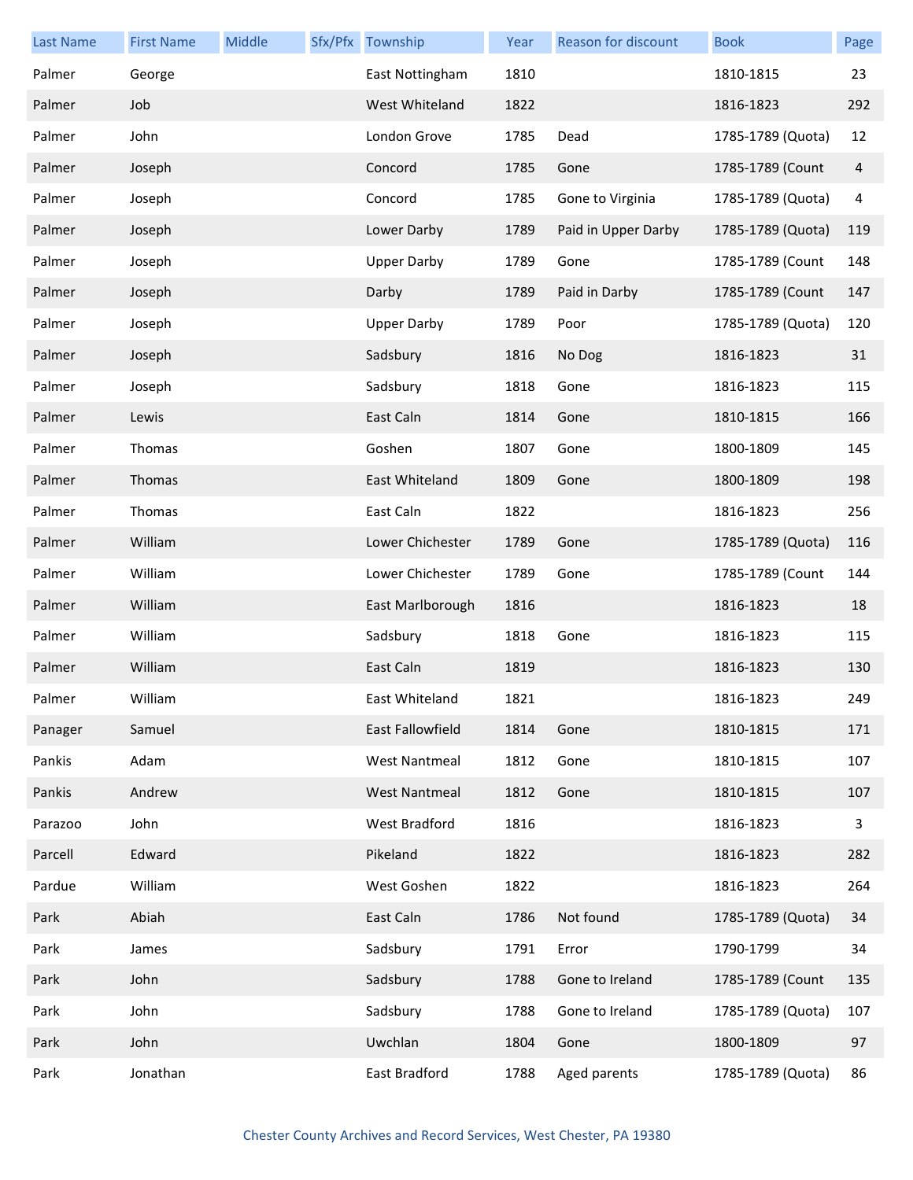| Last Name | First Name | Middle | Sfx/Pfx | Township | Year | Reason for discount | Book | Page |
|---|---|---|---|---|---|---|---|---|
| Palmer | George | | | East Nottingham | 1810 | | 1810-1815 | 23 |
| Palmer | Job | | | West Whiteland | 1822 | | 1816-1823 | 292 |
| Palmer | John | | | London Grove | 1785 | Dead | 1785-1789 (Quota) | 12 |
| Palmer | Joseph | | | Concord | 1785 | Gone | 1785-1789 (Count | 4 |
| Palmer | Joseph | | | Concord | 1785 | Gone to Virginia | 1785-1789 (Quota) | 4 |
| Palmer | Joseph | | | Lower Darby | 1789 | Paid in Upper Darby | 1785-1789 (Quota) | 119 |
| Palmer | Joseph | | | Upper Darby | 1789 | Gone | 1785-1789 (Count | 148 |
| Palmer | Joseph | | | Darby | 1789 | Paid in Darby | 1785-1789 (Count | 147 |
| Palmer | Joseph | | | Upper Darby | 1789 | Poor | 1785-1789 (Quota) | 120 |
| Palmer | Joseph | | | Sadsbury | 1816 | No Dog | 1816-1823 | 31 |
| Palmer | Joseph | | | Sadsbury | 1818 | Gone | 1816-1823 | 115 |
| Palmer | Lewis | | | East Caln | 1814 | Gone | 1810-1815 | 166 |
| Palmer | Thomas | | | Goshen | 1807 | Gone | 1800-1809 | 145 |
| Palmer | Thomas | | | East Whiteland | 1809 | Gone | 1800-1809 | 198 |
| Palmer | Thomas | | | East Caln | 1822 | | 1816-1823 | 256 |
| Palmer | William | | | Lower Chichester | 1789 | Gone | 1785-1789 (Quota) | 116 |
| Palmer | William | | | Lower Chichester | 1789 | Gone | 1785-1789 (Count | 144 |
| Palmer | William | | | East Marlborough | 1816 | | 1816-1823 | 18 |
| Palmer | William | | | Sadsbury | 1818 | Gone | 1816-1823 | 115 |
| Palmer | William | | | East Caln | 1819 | | 1816-1823 | 130 |
| Palmer | William | | | East Whiteland | 1821 | | 1816-1823 | 249 |
| Panager | Samuel | | | East Fallowfield | 1814 | Gone | 1810-1815 | 171 |
| Pankis | Adam | | | West Nantmeal | 1812 | Gone | 1810-1815 | 107 |
| Pankis | Andrew | | | West Nantmeal | 1812 | Gone | 1810-1815 | 107 |
| Parazoo | John | | | West Bradford | 1816 | | 1816-1823 | 3 |
| Parcell | Edward | | | Pikeland | 1822 | | 1816-1823 | 282 |
| Pardue | William | | | West Goshen | 1822 | | 1816-1823 | 264 |
| Park | Abiah | | | East Caln | 1786 | Not found | 1785-1789 (Quota) | 34 |
| Park | James | | | Sadsbury | 1791 | Error | 1790-1799 | 34 |
| Park | John | | | Sadsbury | 1788 | Gone to Ireland | 1785-1789 (Count | 135 |
| Park | John | | | Sadsbury | 1788 | Gone to Ireland | 1785-1789 (Quota) | 107 |
| Park | John | | | Uwchlan | 1804 | Gone | 1800-1809 | 97 |
| Park | Jonathan | | | East Bradford | 1788 | Aged parents | 1785-1789 (Quota) | 86 |

Chester County Archives and Record Services, West Chester, PA 19380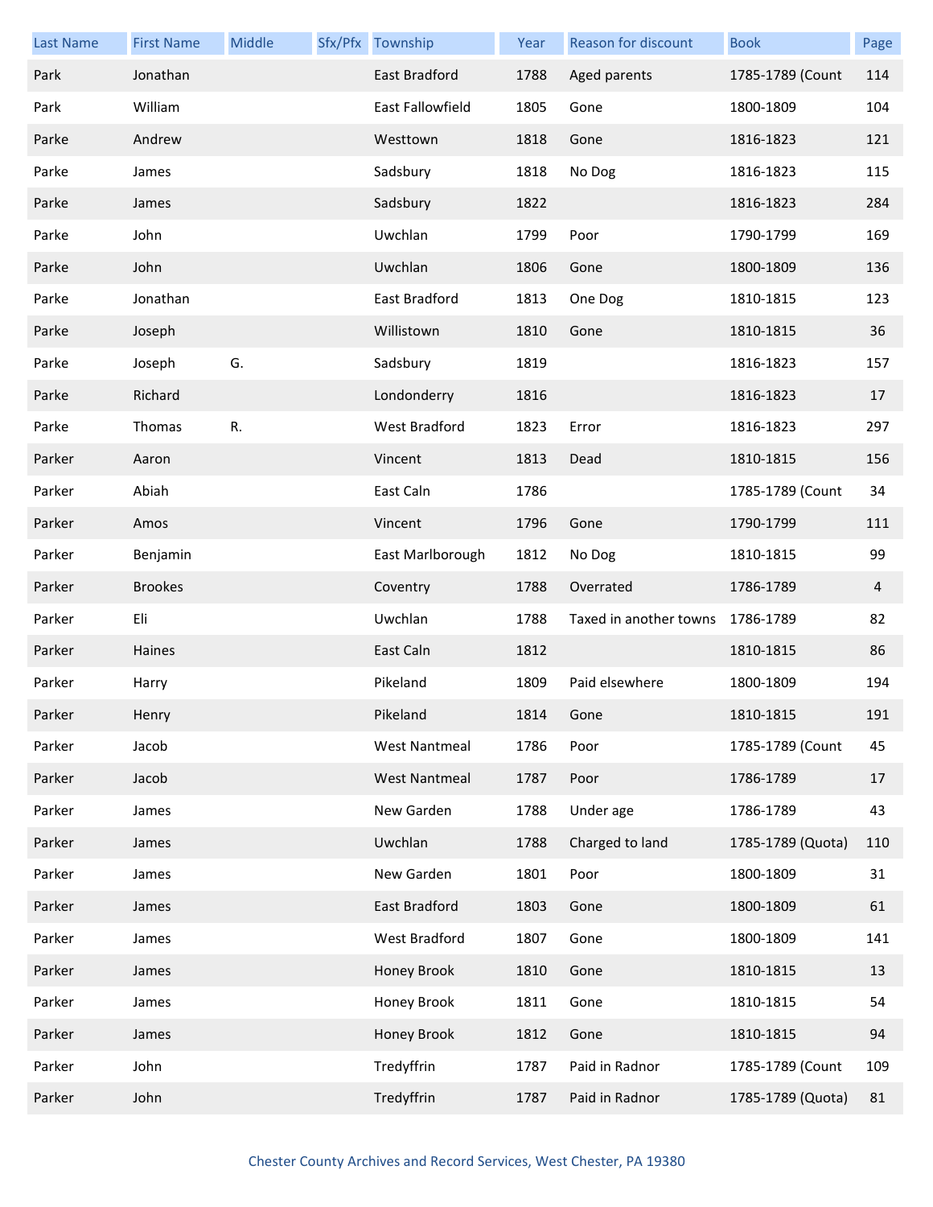| Last Name | First Name | Middle | Sfx/Pfx | Township | Year | Reason for discount | Book | Page |
|---|---|---|---|---|---|---|---|---|
| Park | Jonathan | | | East Bradford | 1788 | Aged parents | 1785-1789 (Count | 114 |
| Park | William | | | East Fallowfield | 1805 | Gone | 1800-1809 | 104 |
| Parke | Andrew | | | Westtown | 1818 | Gone | 1816-1823 | 121 |
| Parke | James | | | Sadsbury | 1818 | No Dog | 1816-1823 | 115 |
| Parke | James | | | Sadsbury | 1822 | | 1816-1823 | 284 |
| Parke | John | | | Uwchlan | 1799 | Poor | 1790-1799 | 169 |
| Parke | John | | | Uwchlan | 1806 | Gone | 1800-1809 | 136 |
| Parke | Jonathan | | | East Bradford | 1813 | One Dog | 1810-1815 | 123 |
| Parke | Joseph | | | Willistown | 1810 | Gone | 1810-1815 | 36 |
| Parke | Joseph | G. | | Sadsbury | 1819 | | 1816-1823 | 157 |
| Parke | Richard | | | Londonderry | 1816 | | 1816-1823 | 17 |
| Parke | Thomas | R. | | West Bradford | 1823 | Error | 1816-1823 | 297 |
| Parker | Aaron | | | Vincent | 1813 | Dead | 1810-1815 | 156 |
| Parker | Abiah | | | East Caln | 1786 | | 1785-1789 (Count | 34 |
| Parker | Amos | | | Vincent | 1796 | Gone | 1790-1799 | 111 |
| Parker | Benjamin | | | East Marlborough | 1812 | No Dog | 1810-1815 | 99 |
| Parker | Brookes | | | Coventry | 1788 | Overrated | 1786-1789 | 4 |
| Parker | Eli | | | Uwchlan | 1788 | Taxed in another towns | 1786-1789 | 82 |
| Parker | Haines | | | East Caln | 1812 | | 1810-1815 | 86 |
| Parker | Harry | | | Pikeland | 1809 | Paid elsewhere | 1800-1809 | 194 |
| Parker | Henry | | | Pikeland | 1814 | Gone | 1810-1815 | 191 |
| Parker | Jacob | | | West Nantmeal | 1786 | Poor | 1785-1789 (Count | 45 |
| Parker | Jacob | | | West Nantmeal | 1787 | Poor | 1786-1789 | 17 |
| Parker | James | | | New Garden | 1788 | Under age | 1786-1789 | 43 |
| Parker | James | | | Uwchlan | 1788 | Charged to land | 1785-1789 (Quota) | 110 |
| Parker | James | | | New Garden | 1801 | Poor | 1800-1809 | 31 |
| Parker | James | | | East Bradford | 1803 | Gone | 1800-1809 | 61 |
| Parker | James | | | West Bradford | 1807 | Gone | 1800-1809 | 141 |
| Parker | James | | | Honey Brook | 1810 | Gone | 1810-1815 | 13 |
| Parker | James | | | Honey Brook | 1811 | Gone | 1810-1815 | 54 |
| Parker | James | | | Honey Brook | 1812 | Gone | 1810-1815 | 94 |
| Parker | John | | | Tredyffrin | 1787 | Paid in Radnor | 1785-1789 (Count | 109 |
| Parker | John | | | Tredyffrin | 1787 | Paid in Radnor | 1785-1789 (Quota) | 81 |

Chester County Archives and Record Services, West Chester, PA 19380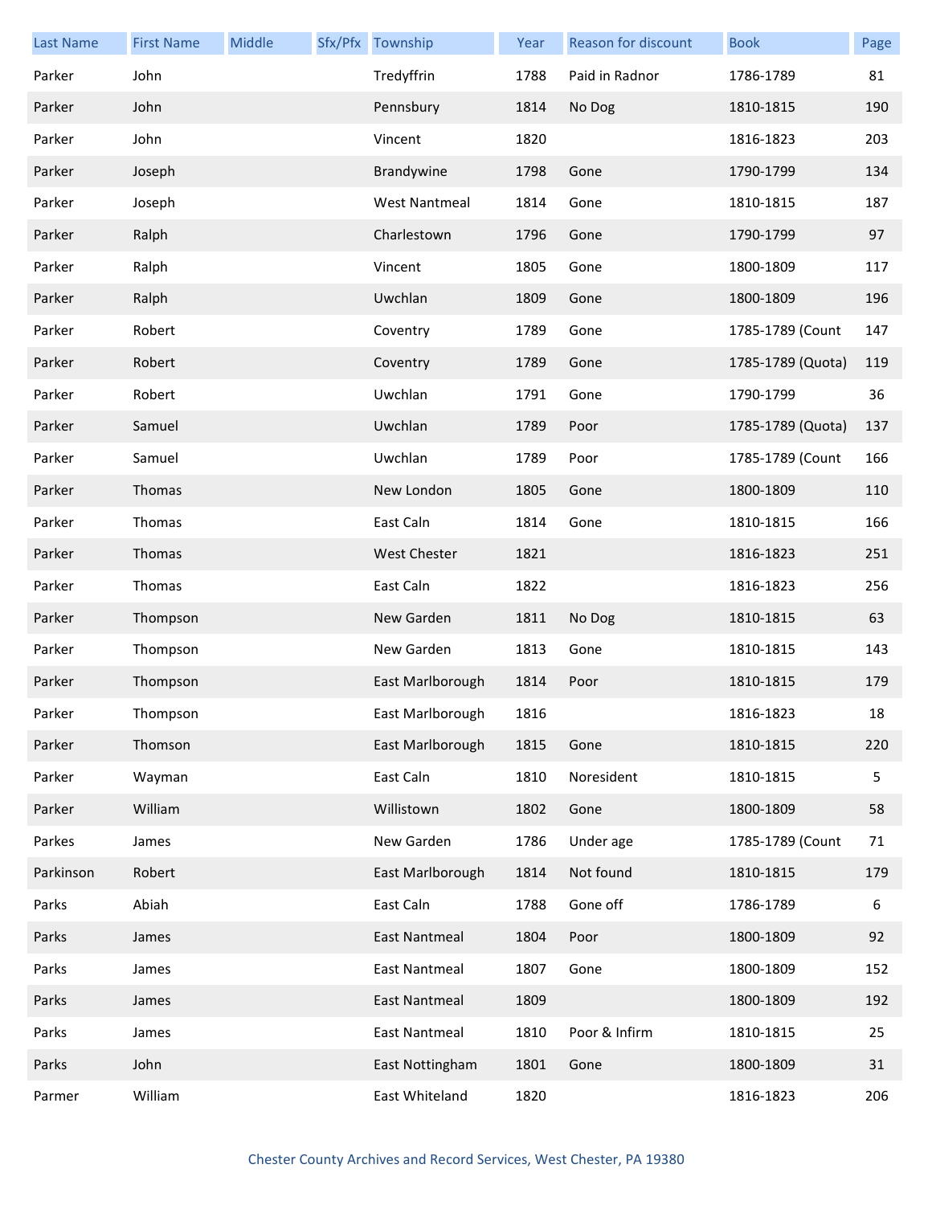| Last Name | First Name | Middle | Sfx/Pfx | Township | Year | Reason for discount | Book | Page |
|---|---|---|---|---|---|---|---|---|
| Parker | John | | | Tredyffrin | 1788 | Paid in Radnor | 1786-1789 | 81 |
| Parker | John | | | Pennsbury | 1814 | No Dog | 1810-1815 | 190 |
| Parker | John | | | Vincent | 1820 | | 1816-1823 | 203 |
| Parker | Joseph | | | Brandywine | 1798 | Gone | 1790-1799 | 134 |
| Parker | Joseph | | | West Nantmeal | 1814 | Gone | 1810-1815 | 187 |
| Parker | Ralph | | | Charlestown | 1796 | Gone | 1790-1799 | 97 |
| Parker | Ralph | | | Vincent | 1805 | Gone | 1800-1809 | 117 |
| Parker | Ralph | | | Uwchlan | 1809 | Gone | 1800-1809 | 196 |
| Parker | Robert | | | Coventry | 1789 | Gone | 1785-1789 (Count | 147 |
| Parker | Robert | | | Coventry | 1789 | Gone | 1785-1789 (Quota) | 119 |
| Parker | Robert | | | Uwchlan | 1791 | Gone | 1790-1799 | 36 |
| Parker | Samuel | | | Uwchlan | 1789 | Poor | 1785-1789 (Quota) | 137 |
| Parker | Samuel | | | Uwchlan | 1789 | Poor | 1785-1789 (Count | 166 |
| Parker | Thomas | | | New London | 1805 | Gone | 1800-1809 | 110 |
| Parker | Thomas | | | East Caln | 1814 | Gone | 1810-1815 | 166 |
| Parker | Thomas | | | West Chester | 1821 | | 1816-1823 | 251 |
| Parker | Thomas | | | East Caln | 1822 | | 1816-1823 | 256 |
| Parker | Thompson | | | New Garden | 1811 | No Dog | 1810-1815 | 63 |
| Parker | Thompson | | | New Garden | 1813 | Gone | 1810-1815 | 143 |
| Parker | Thompson | | | East Marlborough | 1814 | Poor | 1810-1815 | 179 |
| Parker | Thompson | | | East Marlborough | 1816 | | 1816-1823 | 18 |
| Parker | Thomson | | | East Marlborough | 1815 | Gone | 1810-1815 | 220 |
| Parker | Wayman | | | East Caln | 1810 | Noresident | 1810-1815 | 5 |
| Parker | William | | | Willistown | 1802 | Gone | 1800-1809 | 58 |
| Parkes | James | | | New Garden | 1786 | Under age | 1785-1789 (Count | 71 |
| Parkinson | Robert | | | East Marlborough | 1814 | Not found | 1810-1815 | 179 |
| Parks | Abiah | | | East Caln | 1788 | Gone off | 1786-1789 | 6 |
| Parks | James | | | East Nantmeal | 1804 | Poor | 1800-1809 | 92 |
| Parks | James | | | East Nantmeal | 1807 | Gone | 1800-1809 | 152 |
| Parks | James | | | East Nantmeal | 1809 | | 1800-1809 | 192 |
| Parks | James | | | East Nantmeal | 1810 | Poor & Infirm | 1810-1815 | 25 |
| Parks | John | | | East Nottingham | 1801 | Gone | 1800-1809 | 31 |
| Parmer | William | | | East Whiteland | 1820 | | 1816-1823 | 206 |

Chester County Archives and Record Services, West Chester, PA 19380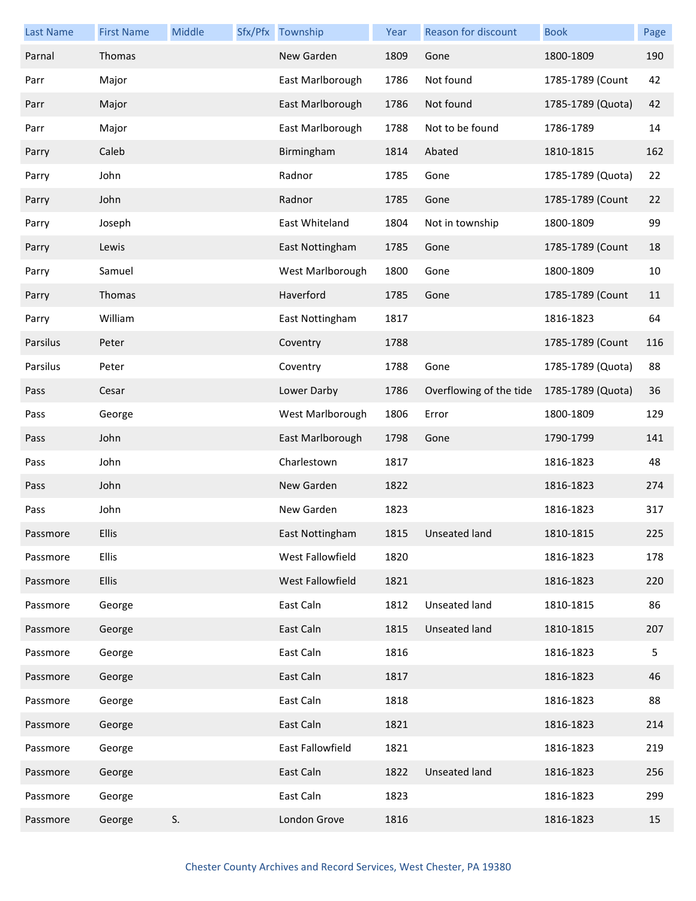| Last Name | First Name | Middle | Sfx/Pfx | Township | Year | Reason for discount | Book | Page |
|---|---|---|---|---|---|---|---|---|
| Parnal | Thomas | | | New Garden | 1809 | Gone | 1800-1809 | 190 |
| Parr | Major | | | East Marlborough | 1786 | Not found | 1785-1789 (Count | 42 |
| Parr | Major | | | East Marlborough | 1786 | Not found | 1785-1789 (Quota) | 42 |
| Parr | Major | | | East Marlborough | 1788 | Not to be found | 1786-1789 | 14 |
| Parry | Caleb | | | Birmingham | 1814 | Abated | 1810-1815 | 162 |
| Parry | John | | | Radnor | 1785 | Gone | 1785-1789 (Quota) | 22 |
| Parry | John | | | Radnor | 1785 | Gone | 1785-1789 (Count | 22 |
| Parry | Joseph | | | East Whiteland | 1804 | Not in township | 1800-1809 | 99 |
| Parry | Lewis | | | East Nottingham | 1785 | Gone | 1785-1789 (Count | 18 |
| Parry | Samuel | | | West Marlborough | 1800 | Gone | 1800-1809 | 10 |
| Parry | Thomas | | | Haverford | 1785 | Gone | 1785-1789 (Count | 11 |
| Parry | William | | | East Nottingham | 1817 | | 1816-1823 | 64 |
| Parsilus | Peter | | | Coventry | 1788 | | 1785-1789 (Count | 116 |
| Parsilus | Peter | | | Coventry | 1788 | Gone | 1785-1789 (Quota) | 88 |
| Pass | Cesar | | | Lower Darby | 1786 | Overflowing of the tide | 1785-1789 (Quota) | 36 |
| Pass | George | | | West Marlborough | 1806 | Error | 1800-1809 | 129 |
| Pass | John | | | East Marlborough | 1798 | Gone | 1790-1799 | 141 |
| Pass | John | | | Charlestown | 1817 | | 1816-1823 | 48 |
| Pass | John | | | New Garden | 1822 | | 1816-1823 | 274 |
| Pass | John | | | New Garden | 1823 | | 1816-1823 | 317 |
| Passmore | Ellis | | | East Nottingham | 1815 | Unseated land | 1810-1815 | 225 |
| Passmore | Ellis | | | West Fallowfield | 1820 | | 1816-1823 | 178 |
| Passmore | Ellis | | | West Fallowfield | 1821 | | 1816-1823 | 220 |
| Passmore | George | | | East Caln | 1812 | Unseated land | 1810-1815 | 86 |
| Passmore | George | | | East Caln | 1815 | Unseated land | 1810-1815 | 207 |
| Passmore | George | | | East Caln | 1816 | | 1816-1823 | 5 |
| Passmore | George | | | East Caln | 1817 | | 1816-1823 | 46 |
| Passmore | George | | | East Caln | 1818 | | 1816-1823 | 88 |
| Passmore | George | | | East Caln | 1821 | | 1816-1823 | 214 |
| Passmore | George | | | East Fallowfield | 1821 | | 1816-1823 | 219 |
| Passmore | George | | | East Caln | 1822 | Unseated land | 1816-1823 | 256 |
| Passmore | George | | | East Caln | 1823 | | 1816-1823 | 299 |
| Passmore | George | S. | | London Grove | 1816 | | 1816-1823 | 15 |

Chester County Archives and Record Services, West Chester, PA 19380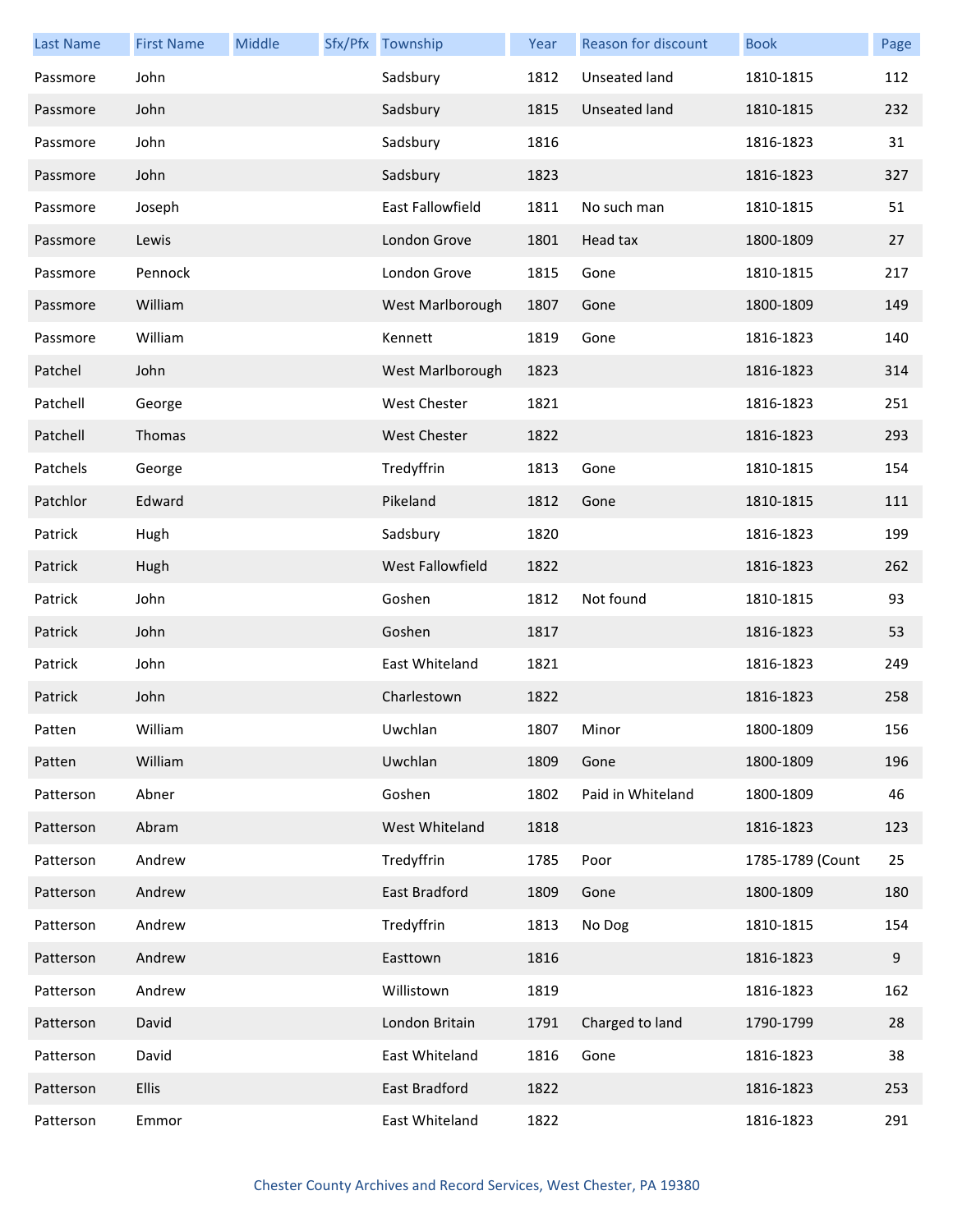| Last Name | First Name | Middle | Sfx/Pfx | Township | Year | Reason for discount | Book | Page |
|---|---|---|---|---|---|---|---|---|
| Passmore | John | | | Sadsbury | 1812 | Unseated land | 1810-1815 | 112 |
| Passmore | John | | | Sadsbury | 1815 | Unseated land | 1810-1815 | 232 |
| Passmore | John | | | Sadsbury | 1816 | | 1816-1823 | 31 |
| Passmore | John | | | Sadsbury | 1823 | | 1816-1823 | 327 |
| Passmore | Joseph | | | East Fallowfield | 1811 | No such man | 1810-1815 | 51 |
| Passmore | Lewis | | | London Grove | 1801 | Head tax | 1800-1809 | 27 |
| Passmore | Pennock | | | London Grove | 1815 | Gone | 1810-1815 | 217 |
| Passmore | William | | | West Marlborough | 1807 | Gone | 1800-1809 | 149 |
| Passmore | William | | | Kennett | 1819 | Gone | 1816-1823 | 140 |
| Patchel | John | | | West Marlborough | 1823 | | 1816-1823 | 314 |
| Patchell | George | | | West Chester | 1821 | | 1816-1823 | 251 |
| Patchell | Thomas | | | West Chester | 1822 | | 1816-1823 | 293 |
| Patchels | George | | | Tredyffrin | 1813 | Gone | 1810-1815 | 154 |
| Patchlor | Edward | | | Pikeland | 1812 | Gone | 1810-1815 | 111 |
| Patrick | Hugh | | | Sadsbury | 1820 | | 1816-1823 | 199 |
| Patrick | Hugh | | | West Fallowfield | 1822 | | 1816-1823 | 262 |
| Patrick | John | | | Goshen | 1812 | Not found | 1810-1815 | 93 |
| Patrick | John | | | Goshen | 1817 | | 1816-1823 | 53 |
| Patrick | John | | | East Whiteland | 1821 | | 1816-1823 | 249 |
| Patrick | John | | | Charlestown | 1822 | | 1816-1823 | 258 |
| Patten | William | | | Uwchlan | 1807 | Minor | 1800-1809 | 156 |
| Patten | William | | | Uwchlan | 1809 | Gone | 1800-1809 | 196 |
| Patterson | Abner | | | Goshen | 1802 | Paid in Whiteland | 1800-1809 | 46 |
| Patterson | Abram | | | West Whiteland | 1818 | | 1816-1823 | 123 |
| Patterson | Andrew | | | Tredyffrin | 1785 | Poor | 1785-1789 (Count | 25 |
| Patterson | Andrew | | | East Bradford | 1809 | Gone | 1800-1809 | 180 |
| Patterson | Andrew | | | Tredyffrin | 1813 | No Dog | 1810-1815 | 154 |
| Patterson | Andrew | | | Easttown | 1816 | | 1816-1823 | 9 |
| Patterson | Andrew | | | Willistown | 1819 | | 1816-1823 | 162 |
| Patterson | David | | | London Britain | 1791 | Charged to land | 1790-1799 | 28 |
| Patterson | David | | | East Whiteland | 1816 | Gone | 1816-1823 | 38 |
| Patterson | Ellis | | | East Bradford | 1822 | | 1816-1823 | 253 |
| Patterson | Emmor | | | East Whiteland | 1822 | | 1816-1823 | 291 |

Chester County Archives and Record Services, West Chester, PA 19380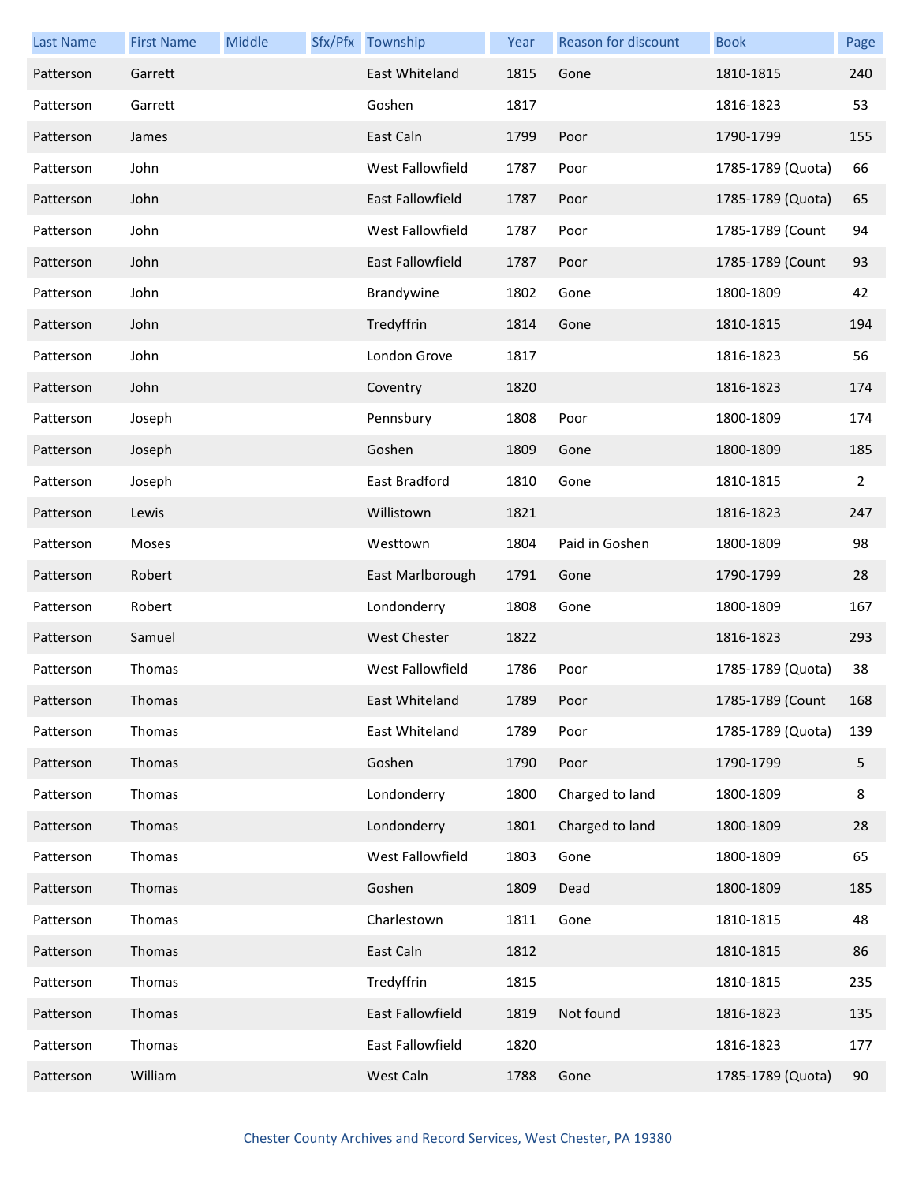| Last Name | First Name | Middle | Sfx/Pfx | Township | Year | Reason for discount | Book | Page |
|---|---|---|---|---|---|---|---|---|
| Patterson | Garrett | | | East Whiteland | 1815 | Gone | 1810-1815 | 240 |
| Patterson | Garrett | | | Goshen | 1817 | | 1816-1823 | 53 |
| Patterson | James | | | East Caln | 1799 | Poor | 1790-1799 | 155 |
| Patterson | John | | | West Fallowfield | 1787 | Poor | 1785-1789 (Quota) | 66 |
| Patterson | John | | | East Fallowfield | 1787 | Poor | 1785-1789 (Quota) | 65 |
| Patterson | John | | | West Fallowfield | 1787 | Poor | 1785-1789 (Count | 94 |
| Patterson | John | | | East Fallowfield | 1787 | Poor | 1785-1789 (Count | 93 |
| Patterson | John | | | Brandywine | 1802 | Gone | 1800-1809 | 42 |
| Patterson | John | | | Tredyffrin | 1814 | Gone | 1810-1815 | 194 |
| Patterson | John | | | London Grove | 1817 | | 1816-1823 | 56 |
| Patterson | John | | | Coventry | 1820 | | 1816-1823 | 174 |
| Patterson | Joseph | | | Pennsbury | 1808 | Poor | 1800-1809 | 174 |
| Patterson | Joseph | | | Goshen | 1809 | Gone | 1800-1809 | 185 |
| Patterson | Joseph | | | East Bradford | 1810 | Gone | 1810-1815 | 2 |
| Patterson | Lewis | | | Willistown | 1821 | | 1816-1823 | 247 |
| Patterson | Moses | | | Westtown | 1804 | Paid in Goshen | 1800-1809 | 98 |
| Patterson | Robert | | | East Marlborough | 1791 | Gone | 1790-1799 | 28 |
| Patterson | Robert | | | Londonderry | 1808 | Gone | 1800-1809 | 167 |
| Patterson | Samuel | | | West Chester | 1822 | | 1816-1823 | 293 |
| Patterson | Thomas | | | West Fallowfield | 1786 | Poor | 1785-1789 (Quota) | 38 |
| Patterson | Thomas | | | East Whiteland | 1789 | Poor | 1785-1789 (Count | 168 |
| Patterson | Thomas | | | East Whiteland | 1789 | Poor | 1785-1789 (Quota) | 139 |
| Patterson | Thomas | | | Goshen | 1790 | Poor | 1790-1799 | 5 |
| Patterson | Thomas | | | Londonderry | 1800 | Charged to land | 1800-1809 | 8 |
| Patterson | Thomas | | | Londonderry | 1801 | Charged to land | 1800-1809 | 28 |
| Patterson | Thomas | | | West Fallowfield | 1803 | Gone | 1800-1809 | 65 |
| Patterson | Thomas | | | Goshen | 1809 | Dead | 1800-1809 | 185 |
| Patterson | Thomas | | | Charlestown | 1811 | Gone | 1810-1815 | 48 |
| Patterson | Thomas | | | East Caln | 1812 | | 1810-1815 | 86 |
| Patterson | Thomas | | | Tredyffrin | 1815 | | 1810-1815 | 235 |
| Patterson | Thomas | | | East Fallowfield | 1819 | Not found | 1816-1823 | 135 |
| Patterson | Thomas | | | East Fallowfield | 1820 | | 1816-1823 | 177 |
| Patterson | William | | | West Caln | 1788 | Gone | 1785-1789 (Quota) | 90 |

Chester County Archives and Record Services, West Chester, PA 19380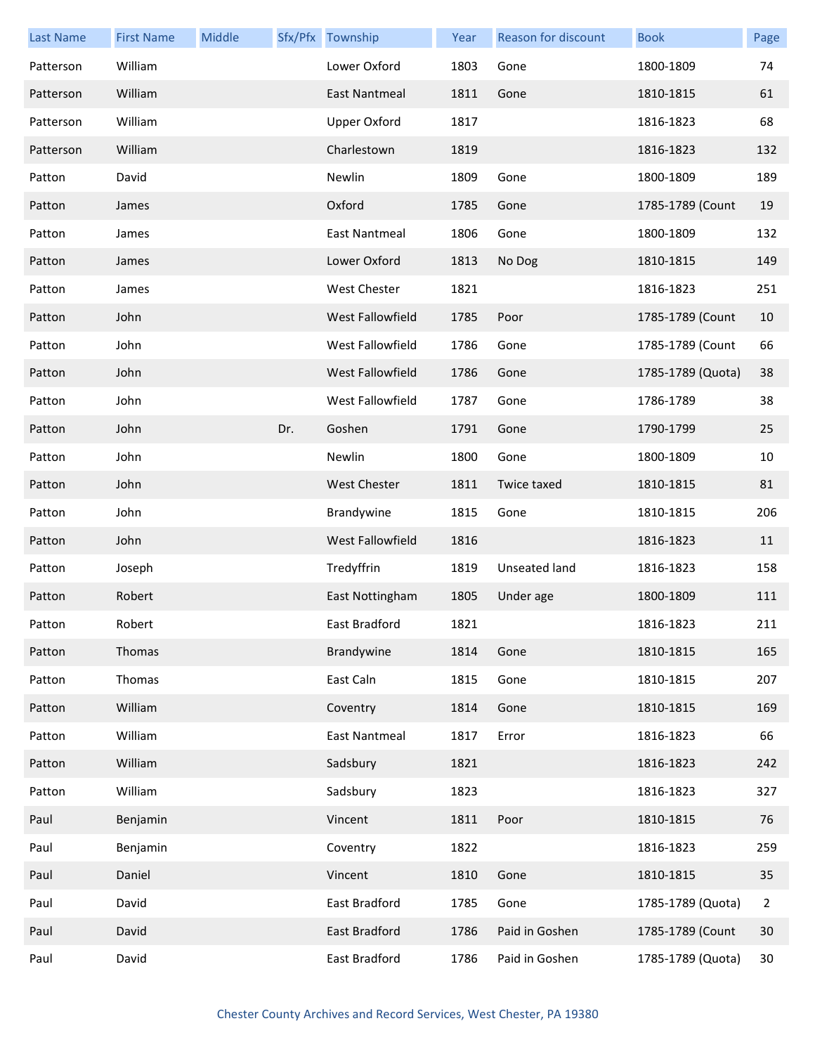| Last Name | First Name | Middle | Sfx/Pfx | Township | Year | Reason for discount | Book | Page |
|---|---|---|---|---|---|---|---|---|
| Patterson | William | | | Lower Oxford | 1803 | Gone | 1800-1809 | 74 |
| Patterson | William | | | East Nantmeal | 1811 | Gone | 1810-1815 | 61 |
| Patterson | William | | | Upper Oxford | 1817 | | 1816-1823 | 68 |
| Patterson | William | | | Charlestown | 1819 | | 1816-1823 | 132 |
| Patton | David | | | Newlin | 1809 | Gone | 1800-1809 | 189 |
| Patton | James | | | Oxford | 1785 | Gone | 1785-1789 (Count | 19 |
| Patton | James | | | East Nantmeal | 1806 | Gone | 1800-1809 | 132 |
| Patton | James | | | Lower Oxford | 1813 | No Dog | 1810-1815 | 149 |
| Patton | James | | | West Chester | 1821 | | 1816-1823 | 251 |
| Patton | John | | | West Fallowfield | 1785 | Poor | 1785-1789 (Count | 10 |
| Patton | John | | | West Fallowfield | 1786 | Gone | 1785-1789 (Count | 66 |
| Patton | John | | | West Fallowfield | 1786 | Gone | 1785-1789 (Quota) | 38 |
| Patton | John | | | West Fallowfield | 1787 | Gone | 1786-1789 | 38 |
| Patton | John | | Dr. | Goshen | 1791 | Gone | 1790-1799 | 25 |
| Patton | John | | | Newlin | 1800 | Gone | 1800-1809 | 10 |
| Patton | John | | | West Chester | 1811 | Twice taxed | 1810-1815 | 81 |
| Patton | John | | | Brandywine | 1815 | Gone | 1810-1815 | 206 |
| Patton | John | | | West Fallowfield | 1816 | | 1816-1823 | 11 |
| Patton | Joseph | | | Tredyffrin | 1819 | Unseated land | 1816-1823 | 158 |
| Patton | Robert | | | East Nottingham | 1805 | Under age | 1800-1809 | 111 |
| Patton | Robert | | | East Bradford | 1821 | | 1816-1823 | 211 |
| Patton | Thomas | | | Brandywine | 1814 | Gone | 1810-1815 | 165 |
| Patton | Thomas | | | East Caln | 1815 | Gone | 1810-1815 | 207 |
| Patton | William | | | Coventry | 1814 | Gone | 1810-1815 | 169 |
| Patton | William | | | East Nantmeal | 1817 | Error | 1816-1823 | 66 |
| Patton | William | | | Sadsbury | 1821 | | 1816-1823 | 242 |
| Patton | William | | | Sadsbury | 1823 | | 1816-1823 | 327 |
| Paul | Benjamin | | | Vincent | 1811 | Poor | 1810-1815 | 76 |
| Paul | Benjamin | | | Coventry | 1822 | | 1816-1823 | 259 |
| Paul | Daniel | | | Vincent | 1810 | Gone | 1810-1815 | 35 |
| Paul | David | | | East Bradford | 1785 | Gone | 1785-1789 (Quota) | 2 |
| Paul | David | | | East Bradford | 1786 | Paid in Goshen | 1785-1789 (Count | 30 |
| Paul | David | | | East Bradford | 1786 | Paid in Goshen | 1785-1789 (Quota) | 30 |

Chester County Archives and Record Services, West Chester, PA 19380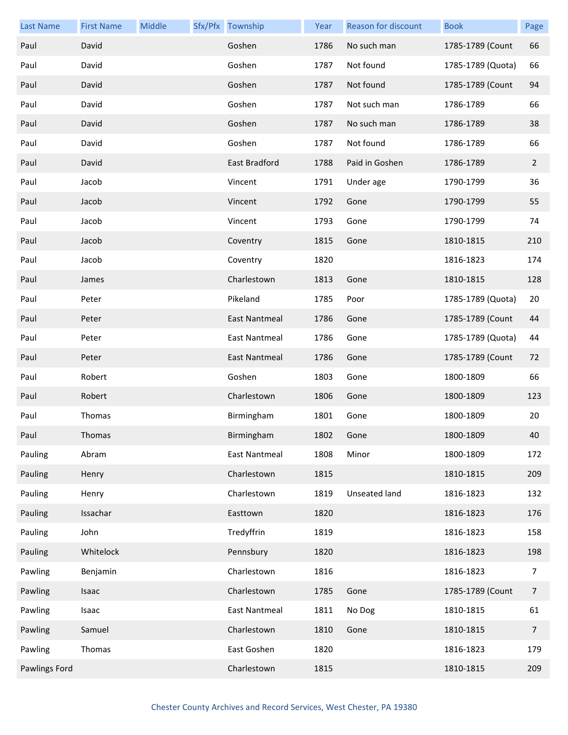| Last Name | First Name | Middle | Sfx/Pfx | Township | Year | Reason for discount | Book | Page |
|---|---|---|---|---|---|---|---|---|
| Paul | David | | | Goshen | 1786 | No such man | 1785-1789 (Count | 66 |
| Paul | David | | | Goshen | 1787 | Not found | 1785-1789 (Quota) | 66 |
| Paul | David | | | Goshen | 1787 | Not found | 1785-1789 (Count | 94 |
| Paul | David | | | Goshen | 1787 | Not such man | 1786-1789 | 66 |
| Paul | David | | | Goshen | 1787 | No such man | 1786-1789 | 38 |
| Paul | David | | | Goshen | 1787 | Not found | 1786-1789 | 66 |
| Paul | David | | | East Bradford | 1788 | Paid in Goshen | 1786-1789 | 2 |
| Paul | Jacob | | | Vincent | 1791 | Under age | 1790-1799 | 36 |
| Paul | Jacob | | | Vincent | 1792 | Gone | 1790-1799 | 55 |
| Paul | Jacob | | | Vincent | 1793 | Gone | 1790-1799 | 74 |
| Paul | Jacob | | | Coventry | 1815 | Gone | 1810-1815 | 210 |
| Paul | Jacob | | | Coventry | 1820 | | 1816-1823 | 174 |
| Paul | James | | | Charlestown | 1813 | Gone | 1810-1815 | 128 |
| Paul | Peter | | | Pikeland | 1785 | Poor | 1785-1789 (Quota) | 20 |
| Paul | Peter | | | East Nantmeal | 1786 | Gone | 1785-1789 (Count | 44 |
| Paul | Peter | | | East Nantmeal | 1786 | Gone | 1785-1789 (Quota) | 44 |
| Paul | Peter | | | East Nantmeal | 1786 | Gone | 1785-1789 (Count | 72 |
| Paul | Robert | | | Goshen | 1803 | Gone | 1800-1809 | 66 |
| Paul | Robert | | | Charlestown | 1806 | Gone | 1800-1809 | 123 |
| Paul | Thomas | | | Birmingham | 1801 | Gone | 1800-1809 | 20 |
| Paul | Thomas | | | Birmingham | 1802 | Gone | 1800-1809 | 40 |
| Pauling | Abram | | | East Nantmeal | 1808 | Minor | 1800-1809 | 172 |
| Pauling | Henry | | | Charlestown | 1815 | | 1810-1815 | 209 |
| Pauling | Henry | | | Charlestown | 1819 | Unseated land | 1816-1823 | 132 |
| Pauling | Issachar | | | Easttown | 1820 | | 1816-1823 | 176 |
| Pauling | John | | | Tredyffrin | 1819 | | 1816-1823 | 158 |
| Pauling | Whitelock | | | Pennsbury | 1820 | | 1816-1823 | 198 |
| Pawling | Benjamin | | | Charlestown | 1816 | | 1816-1823 | 7 |
| Pawling | Isaac | | | Charlestown | 1785 | Gone | 1785-1789 (Count | 7 |
| Pawling | Isaac | | | East Nantmeal | 1811 | No Dog | 1810-1815 | 61 |
| Pawling | Samuel | | | Charlestown | 1810 | Gone | 1810-1815 | 7 |
| Pawling | Thomas | | | East Goshen | 1820 | | 1816-1823 | 179 |
| Pawlings Ford | | | | Charlestown | 1815 | | 1810-1815 | 209 |

Chester County Archives and Record Services, West Chester, PA 19380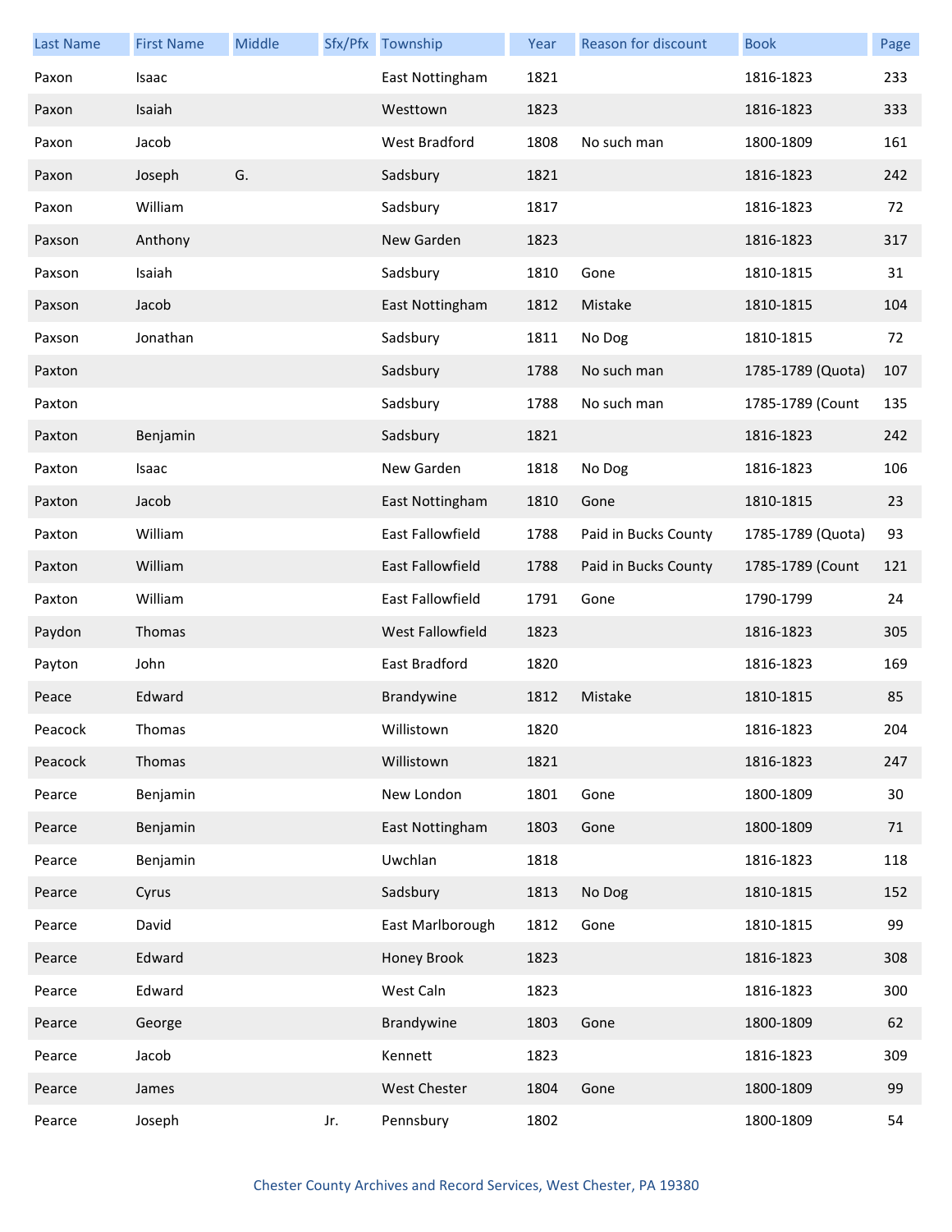| Last Name | First Name | Middle | Sfx/Pfx | Township | Year | Reason for discount | Book | Page |
|---|---|---|---|---|---|---|---|---|
| Paxon | Isaac | | | East Nottingham | 1821 | | 1816-1823 | 233 |
| Paxon | Isaiah | | | Westtown | 1823 | | 1816-1823 | 333 |
| Paxon | Jacob | | | West Bradford | 1808 | No such man | 1800-1809 | 161 |
| Paxon | Joseph | G. | | Sadsbury | 1821 | | 1816-1823 | 242 |
| Paxon | William | | | Sadsbury | 1817 | | 1816-1823 | 72 |
| Paxson | Anthony | | | New Garden | 1823 | | 1816-1823 | 317 |
| Paxson | Isaiah | | | Sadsbury | 1810 | Gone | 1810-1815 | 31 |
| Paxson | Jacob | | | East Nottingham | 1812 | Mistake | 1810-1815 | 104 |
| Paxson | Jonathan | | | Sadsbury | 1811 | No Dog | 1810-1815 | 72 |
| Paxton | | | | Sadsbury | 1788 | No such man | 1785-1789 (Quota) | 107 |
| Paxton | | | | Sadsbury | 1788 | No such man | 1785-1789 (Count | 135 |
| Paxton | Benjamin | | | Sadsbury | 1821 | | 1816-1823 | 242 |
| Paxton | Isaac | | | New Garden | 1818 | No Dog | 1816-1823 | 106 |
| Paxton | Jacob | | | East Nottingham | 1810 | Gone | 1810-1815 | 23 |
| Paxton | William | | | East Fallowfield | 1788 | Paid in Bucks County | 1785-1789 (Quota) | 93 |
| Paxton | William | | | East Fallowfield | 1788 | Paid in Bucks County | 1785-1789 (Count | 121 |
| Paxton | William | | | East Fallowfield | 1791 | Gone | 1790-1799 | 24 |
| Paydon | Thomas | | | West Fallowfield | 1823 | | 1816-1823 | 305 |
| Payton | John | | | East Bradford | 1820 | | 1816-1823 | 169 |
| Peace | Edward | | | Brandywine | 1812 | Mistake | 1810-1815 | 85 |
| Peacock | Thomas | | | Willistown | 1820 | | 1816-1823 | 204 |
| Peacock | Thomas | | | Willistown | 1821 | | 1816-1823 | 247 |
| Pearce | Benjamin | | | New London | 1801 | Gone | 1800-1809 | 30 |
| Pearce | Benjamin | | | East Nottingham | 1803 | Gone | 1800-1809 | 71 |
| Pearce | Benjamin | | | Uwchlan | 1818 | | 1816-1823 | 118 |
| Pearce | Cyrus | | | Sadsbury | 1813 | No Dog | 1810-1815 | 152 |
| Pearce | David | | | East Marlborough | 1812 | Gone | 1810-1815 | 99 |
| Pearce | Edward | | | Honey Brook | 1823 | | 1816-1823 | 308 |
| Pearce | Edward | | | West Caln | 1823 | | 1816-1823 | 300 |
| Pearce | George | | | Brandywine | 1803 | Gone | 1800-1809 | 62 |
| Pearce | Jacob | | | Kennett | 1823 | | 1816-1823 | 309 |
| Pearce | James | | | West Chester | 1804 | Gone | 1800-1809 | 99 |
| Pearce | Joseph | | Jr. | Pennsbury | 1802 | | 1800-1809 | 54 |

Chester County Archives and Record Services, West Chester, PA 19380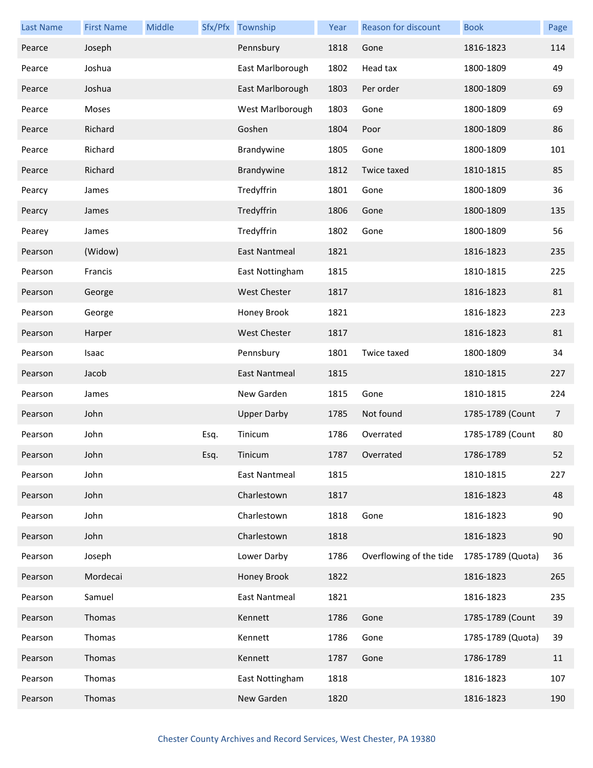| Last Name | First Name | Middle | Sfx/Pfx | Township | Year | Reason for discount | Book | Page |
|---|---|---|---|---|---|---|---|---|
| Pearce | Joseph | | | Pennsbury | 1818 | Gone | 1816-1823 | 114 |
| Pearce | Joshua | | | East Marlborough | 1802 | Head tax | 1800-1809 | 49 |
| Pearce | Joshua | | | East Marlborough | 1803 | Per order | 1800-1809 | 69 |
| Pearce | Moses | | | West Marlborough | 1803 | Gone | 1800-1809 | 69 |
| Pearce | Richard | | | Goshen | 1804 | Poor | 1800-1809 | 86 |
| Pearce | Richard | | | Brandywine | 1805 | Gone | 1800-1809 | 101 |
| Pearce | Richard | | | Brandywine | 1812 | Twice taxed | 1810-1815 | 85 |
| Pearcy | James | | | Tredyffrin | 1801 | Gone | 1800-1809 | 36 |
| Pearcy | James | | | Tredyffrin | 1806 | Gone | 1800-1809 | 135 |
| Pearey | James | | | Tredyffrin | 1802 | Gone | 1800-1809 | 56 |
| Pearson | (Widow) | | | East Nantmeal | 1821 | | 1816-1823 | 235 |
| Pearson | Francis | | | East Nottingham | 1815 | | 1810-1815 | 225 |
| Pearson | George | | | West Chester | 1817 | | 1816-1823 | 81 |
| Pearson | George | | | Honey Brook | 1821 | | 1816-1823 | 223 |
| Pearson | Harper | | | West Chester | 1817 | | 1816-1823 | 81 |
| Pearson | Isaac | | | Pennsbury | 1801 | Twice taxed | 1800-1809 | 34 |
| Pearson | Jacob | | | East Nantmeal | 1815 | | 1810-1815 | 227 |
| Pearson | James | | | New Garden | 1815 | Gone | 1810-1815 | 224 |
| Pearson | John | | | Upper Darby | 1785 | Not found | 1785-1789 (Count | 7 |
| Pearson | John | | Esq. | Tinicum | 1786 | Overrated | 1785-1789 (Count | 80 |
| Pearson | John | | Esq. | Tinicum | 1787 | Overrated | 1786-1789 | 52 |
| Pearson | John | | | East Nantmeal | 1815 | | 1810-1815 | 227 |
| Pearson | John | | | Charlestown | 1817 | | 1816-1823 | 48 |
| Pearson | John | | | Charlestown | 1818 | Gone | 1816-1823 | 90 |
| Pearson | John | | | Charlestown | 1818 | | 1816-1823 | 90 |
| Pearson | Joseph | | | Lower Darby | 1786 | Overflowing of the tide | 1785-1789 (Quota) | 36 |
| Pearson | Mordecai | | | Honey Brook | 1822 | | 1816-1823 | 265 |
| Pearson | Samuel | | | East Nantmeal | 1821 | | 1816-1823 | 235 |
| Pearson | Thomas | | | Kennett | 1786 | Gone | 1785-1789 (Count | 39 |
| Pearson | Thomas | | | Kennett | 1786 | Gone | 1785-1789 (Quota) | 39 |
| Pearson | Thomas | | | Kennett | 1787 | Gone | 1786-1789 | 11 |
| Pearson | Thomas | | | East Nottingham | 1818 | | 1816-1823 | 107 |
| Pearson | Thomas | | | New Garden | 1820 | | 1816-1823 | 190 |

Chester County Archives and Record Services, West Chester, PA 19380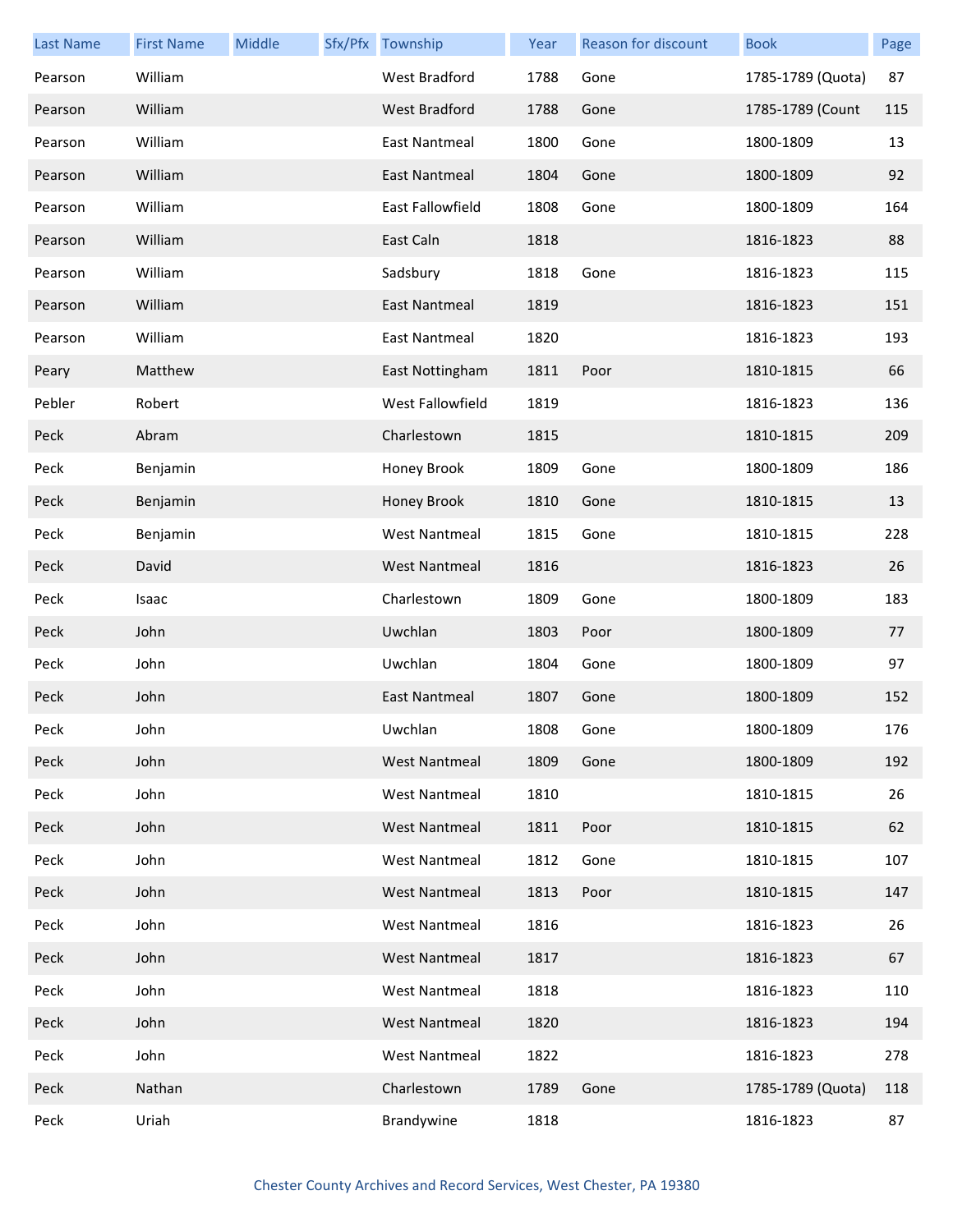| Last Name | First Name | Middle | Sfx/Pfx | Township | Year | Reason for discount | Book | Page |
|---|---|---|---|---|---|---|---|---|
| Pearson | William | | | West Bradford | 1788 | Gone | 1785-1789 (Quota) | 87 |
| Pearson | William | | | West Bradford | 1788 | Gone | 1785-1789 (Count | 115 |
| Pearson | William | | | East Nantmeal | 1800 | Gone | 1800-1809 | 13 |
| Pearson | William | | | East Nantmeal | 1804 | Gone | 1800-1809 | 92 |
| Pearson | William | | | East Fallowfield | 1808 | Gone | 1800-1809 | 164 |
| Pearson | William | | | East Caln | 1818 | | 1816-1823 | 88 |
| Pearson | William | | | Sadsbury | 1818 | Gone | 1816-1823 | 115 |
| Pearson | William | | | East Nantmeal | 1819 | | 1816-1823 | 151 |
| Pearson | William | | | East Nantmeal | 1820 | | 1816-1823 | 193 |
| Peary | Matthew | | | East Nottingham | 1811 | Poor | 1810-1815 | 66 |
| Pebler | Robert | | | West Fallowfield | 1819 | | 1816-1823 | 136 |
| Peck | Abram | | | Charlestown | 1815 | | 1810-1815 | 209 |
| Peck | Benjamin | | | Honey Brook | 1809 | Gone | 1800-1809 | 186 |
| Peck | Benjamin | | | Honey Brook | 1810 | Gone | 1810-1815 | 13 |
| Peck | Benjamin | | | West Nantmeal | 1815 | Gone | 1810-1815 | 228 |
| Peck | David | | | West Nantmeal | 1816 | | 1816-1823 | 26 |
| Peck | Isaac | | | Charlestown | 1809 | Gone | 1800-1809 | 183 |
| Peck | John | | | Uwchlan | 1803 | Poor | 1800-1809 | 77 |
| Peck | John | | | Uwchlan | 1804 | Gone | 1800-1809 | 97 |
| Peck | John | | | East Nantmeal | 1807 | Gone | 1800-1809 | 152 |
| Peck | John | | | Uwchlan | 1808 | Gone | 1800-1809 | 176 |
| Peck | John | | | West Nantmeal | 1809 | Gone | 1800-1809 | 192 |
| Peck | John | | | West Nantmeal | 1810 | | 1810-1815 | 26 |
| Peck | John | | | West Nantmeal | 1811 | Poor | 1810-1815 | 62 |
| Peck | John | | | West Nantmeal | 1812 | Gone | 1810-1815 | 107 |
| Peck | John | | | West Nantmeal | 1813 | Poor | 1810-1815 | 147 |
| Peck | John | | | West Nantmeal | 1816 | | 1816-1823 | 26 |
| Peck | John | | | West Nantmeal | 1817 | | 1816-1823 | 67 |
| Peck | John | | | West Nantmeal | 1818 | | 1816-1823 | 110 |
| Peck | John | | | West Nantmeal | 1820 | | 1816-1823 | 194 |
| Peck | John | | | West Nantmeal | 1822 | | 1816-1823 | 278 |
| Peck | Nathan | | | Charlestown | 1789 | Gone | 1785-1789 (Quota) | 118 |
| Peck | Uriah | | | Brandywine | 1818 | | 1816-1823 | 87 |

Chester County Archives and Record Services, West Chester, PA 19380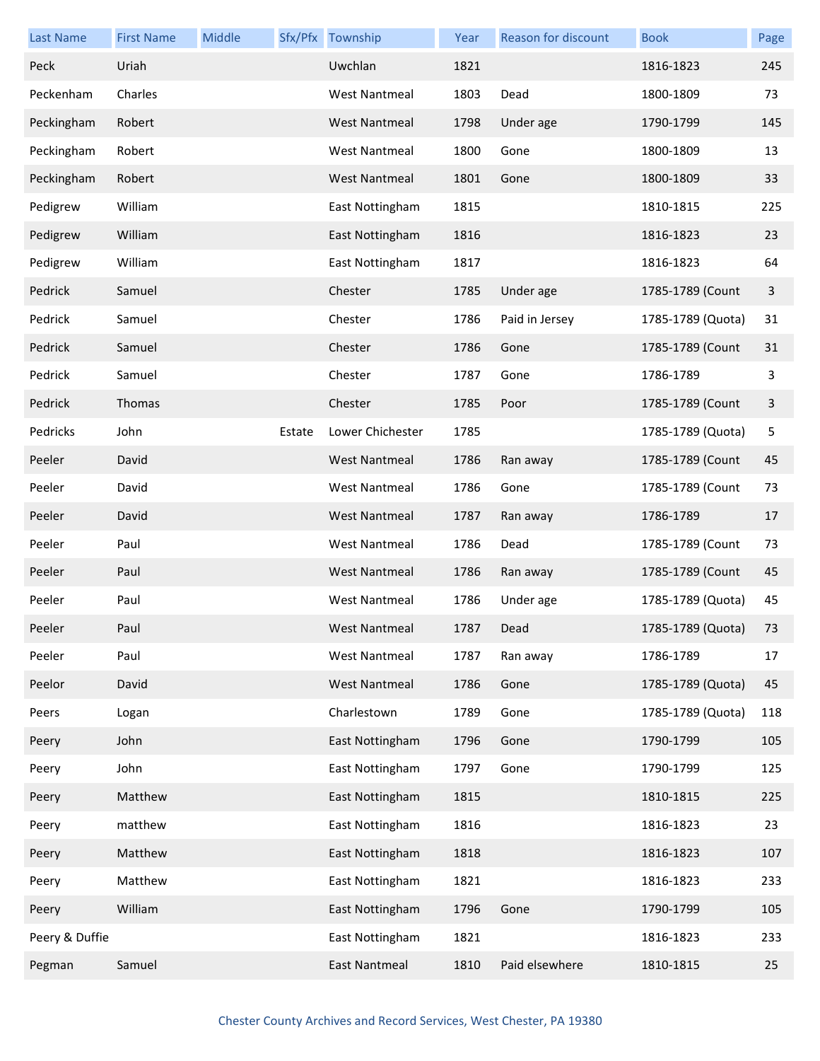| Last Name | First Name | Middle | Sfx/Pfx | Township | Year | Reason for discount | Book | Page |
|---|---|---|---|---|---|---|---|---|
| Peck | Uriah | | | Uwchlan | 1821 | | 1816-1823 | 245 |
| Peckenham | Charles | | | West Nantmeal | 1803 | Dead | 1800-1809 | 73 |
| Peckingham | Robert | | | West Nantmeal | 1798 | Under age | 1790-1799 | 145 |
| Peckingham | Robert | | | West Nantmeal | 1800 | Gone | 1800-1809 | 13 |
| Peckingham | Robert | | | West Nantmeal | 1801 | Gone | 1800-1809 | 33 |
| Pedigrew | William | | | East Nottingham | 1815 | | 1810-1815 | 225 |
| Pedigrew | William | | | East Nottingham | 1816 | | 1816-1823 | 23 |
| Pedigrew | William | | | East Nottingham | 1817 | | 1816-1823 | 64 |
| Pedrick | Samuel | | | Chester | 1785 | Under age | 1785-1789 (Count | 3 |
| Pedrick | Samuel | | | Chester | 1786 | Paid in Jersey | 1785-1789 (Quota) | 31 |
| Pedrick | Samuel | | | Chester | 1786 | Gone | 1785-1789 (Count | 31 |
| Pedrick | Samuel | | | Chester | 1787 | Gone | 1786-1789 | 3 |
| Pedrick | Thomas | | | Chester | 1785 | Poor | 1785-1789 (Count | 3 |
| Pedricks | John | | Estate | Lower Chichester | 1785 | | 1785-1789 (Quota) | 5 |
| Peeler | David | | | West Nantmeal | 1786 | Ran away | 1785-1789 (Count | 45 |
| Peeler | David | | | West Nantmeal | 1786 | Gone | 1785-1789 (Count | 73 |
| Peeler | David | | | West Nantmeal | 1787 | Ran away | 1786-1789 | 17 |
| Peeler | Paul | | | West Nantmeal | 1786 | Dead | 1785-1789 (Count | 73 |
| Peeler | Paul | | | West Nantmeal | 1786 | Ran away | 1785-1789 (Count | 45 |
| Peeler | Paul | | | West Nantmeal | 1786 | Under age | 1785-1789 (Quota) | 45 |
| Peeler | Paul | | | West Nantmeal | 1787 | Dead | 1785-1789 (Quota) | 73 |
| Peeler | Paul | | | West Nantmeal | 1787 | Ran away | 1786-1789 | 17 |
| Peelor | David | | | West Nantmeal | 1786 | Gone | 1785-1789 (Quota) | 45 |
| Peers | Logan | | | Charlestown | 1789 | Gone | 1785-1789 (Quota) | 118 |
| Peery | John | | | East Nottingham | 1796 | Gone | 1790-1799 | 105 |
| Peery | John | | | East Nottingham | 1797 | Gone | 1790-1799 | 125 |
| Peery | Matthew | | | East Nottingham | 1815 | | 1810-1815 | 225 |
| Peery | matthew | | | East Nottingham | 1816 | | 1816-1823 | 23 |
| Peery | Matthew | | | East Nottingham | 1818 | | 1816-1823 | 107 |
| Peery | Matthew | | | East Nottingham | 1821 | | 1816-1823 | 233 |
| Peery | William | | | East Nottingham | 1796 | Gone | 1790-1799 | 105 |
| Peery & Duffie | | | | East Nottingham | 1821 | | 1816-1823 | 233 |
| Pegman | Samuel | | | East Nantmeal | 1810 | Paid elsewhere | 1810-1815 | 25 |

Chester County Archives and Record Services, West Chester, PA 19380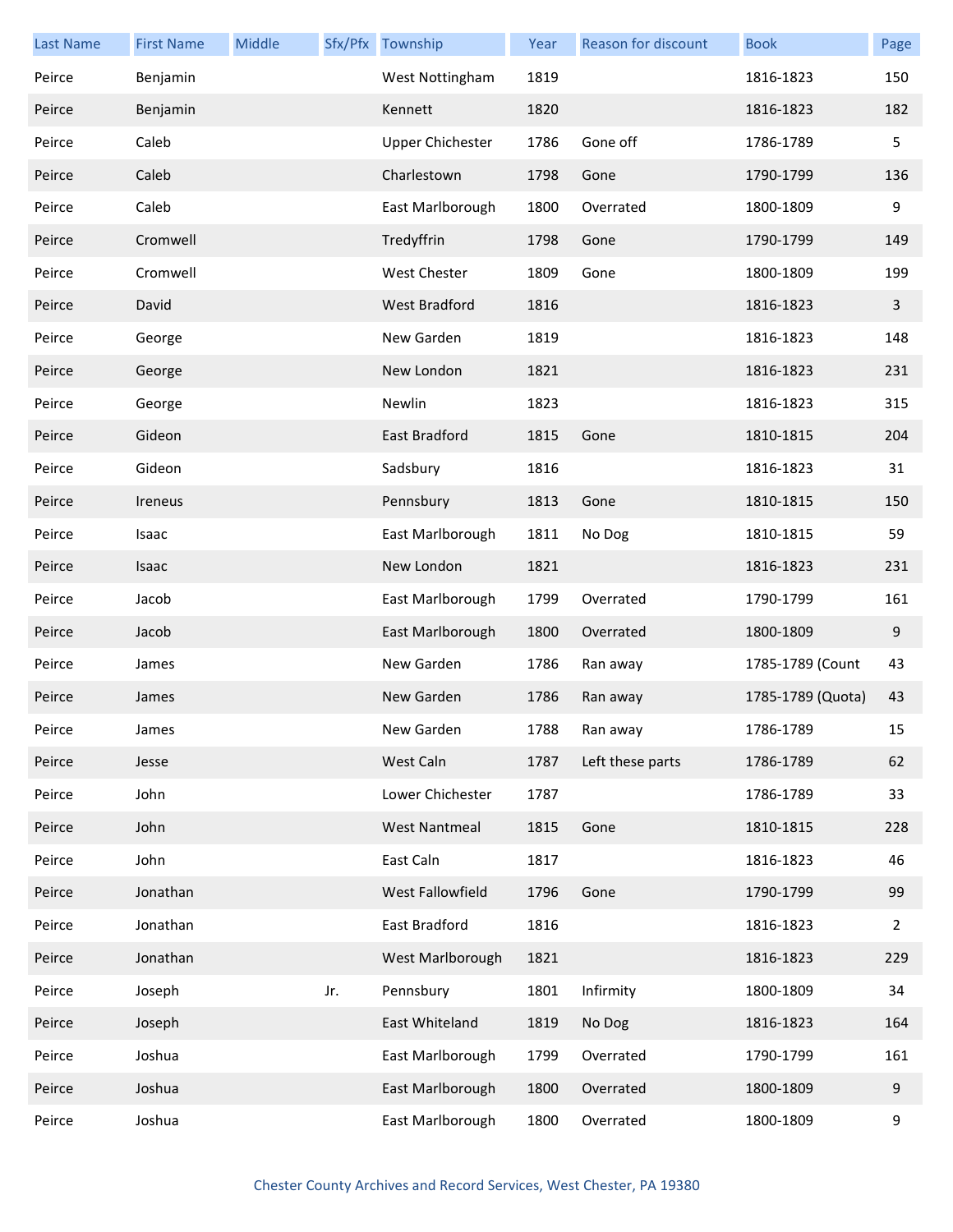| Last Name | First Name | Middle | Sfx/Pfx | Township | Year | Reason for discount | Book | Page |
|---|---|---|---|---|---|---|---|---|
| Peirce | Benjamin | | | West Nottingham | 1819 | | 1816-1823 | 150 |
| Peirce | Benjamin | | | Kennett | 1820 | | 1816-1823 | 182 |
| Peirce | Caleb | | | Upper Chichester | 1786 | Gone off | 1786-1789 | 5 |
| Peirce | Caleb | | | Charlestown | 1798 | Gone | 1790-1799 | 136 |
| Peirce | Caleb | | | East Marlborough | 1800 | Overrated | 1800-1809 | 9 |
| Peirce | Cromwell | | | Tredyffrin | 1798 | Gone | 1790-1799 | 149 |
| Peirce | Cromwell | | | West Chester | 1809 | Gone | 1800-1809 | 199 |
| Peirce | David | | | West Bradford | 1816 | | 1816-1823 | 3 |
| Peirce | George | | | New Garden | 1819 | | 1816-1823 | 148 |
| Peirce | George | | | New London | 1821 | | 1816-1823 | 231 |
| Peirce | George | | | Newlin | 1823 | | 1816-1823 | 315 |
| Peirce | Gideon | | | East Bradford | 1815 | Gone | 1810-1815 | 204 |
| Peirce | Gideon | | | Sadsbury | 1816 | | 1816-1823 | 31 |
| Peirce | Ireneus | | | Pennsbury | 1813 | Gone | 1810-1815 | 150 |
| Peirce | Isaac | | | East Marlborough | 1811 | No Dog | 1810-1815 | 59 |
| Peirce | Isaac | | | New London | 1821 | | 1816-1823 | 231 |
| Peirce | Jacob | | | East Marlborough | 1799 | Overrated | 1790-1799 | 161 |
| Peirce | Jacob | | | East Marlborough | 1800 | Overrated | 1800-1809 | 9 |
| Peirce | James | | | New Garden | 1786 | Ran away | 1785-1789 (Count | 43 |
| Peirce | James | | | New Garden | 1786 | Ran away | 1785-1789 (Quota) | 43 |
| Peirce | James | | | New Garden | 1788 | Ran away | 1786-1789 | 15 |
| Peirce | Jesse | | | West Caln | 1787 | Left these parts | 1786-1789 | 62 |
| Peirce | John | | | Lower Chichester | 1787 | | 1786-1789 | 33 |
| Peirce | John | | | West Nantmeal | 1815 | Gone | 1810-1815 | 228 |
| Peirce | John | | | East Caln | 1817 | | 1816-1823 | 46 |
| Peirce | Jonathan | | | West Fallowfield | 1796 | Gone | 1790-1799 | 99 |
| Peirce | Jonathan | | | East Bradford | 1816 | | 1816-1823 | 2 |
| Peirce | Jonathan | | | West Marlborough | 1821 | | 1816-1823 | 229 |
| Peirce | Joseph | | Jr. | Pennsbury | 1801 | Infirmity | 1800-1809 | 34 |
| Peirce | Joseph | | | East Whiteland | 1819 | No Dog | 1816-1823 | 164 |
| Peirce | Joshua | | | East Marlborough | 1799 | Overrated | 1790-1799 | 161 |
| Peirce | Joshua | | | East Marlborough | 1800 | Overrated | 1800-1809 | 9 |
| Peirce | Joshua | | | East Marlborough | 1800 | Overrated | 1800-1809 | 9 |

Chester County Archives and Record Services, West Chester, PA 19380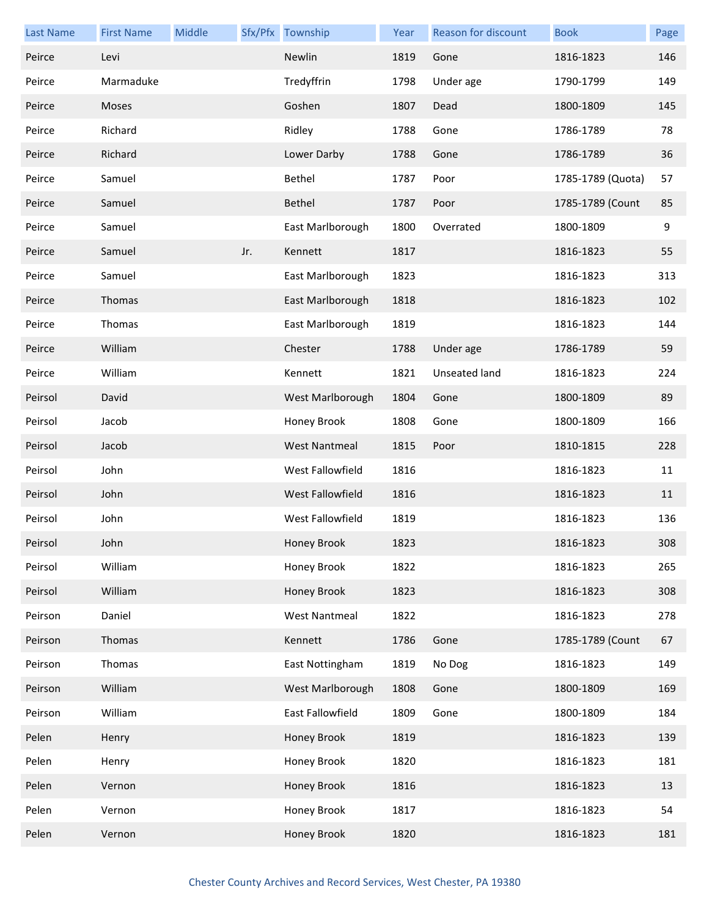| Last Name | First Name | Middle | Sfx/Pfx | Township | Year | Reason for discount | Book | Page |
|---|---|---|---|---|---|---|---|---|
| Peirce | Levi | | | Newlin | 1819 | Gone | 1816-1823 | 146 |
| Peirce | Marmaduke | | | Tredyffrin | 1798 | Under age | 1790-1799 | 149 |
| Peirce | Moses | | | Goshen | 1807 | Dead | 1800-1809 | 145 |
| Peirce | Richard | | | Ridley | 1788 | Gone | 1786-1789 | 78 |
| Peirce | Richard | | | Lower Darby | 1788 | Gone | 1786-1789 | 36 |
| Peirce | Samuel | | | Bethel | 1787 | Poor | 1785-1789 (Quota) | 57 |
| Peirce | Samuel | | | Bethel | 1787 | Poor | 1785-1789 (Count | 85 |
| Peirce | Samuel | | | East Marlborough | 1800 | Overrated | 1800-1809 | 9 |
| Peirce | Samuel | | Jr. | Kennett | 1817 | | 1816-1823 | 55 |
| Peirce | Samuel | | | East Marlborough | 1823 | | 1816-1823 | 313 |
| Peirce | Thomas | | | East Marlborough | 1818 | | 1816-1823 | 102 |
| Peirce | Thomas | | | East Marlborough | 1819 | | 1816-1823 | 144 |
| Peirce | William | | | Chester | 1788 | Under age | 1786-1789 | 59 |
| Peirce | William | | | Kennett | 1821 | Unseated land | 1816-1823 | 224 |
| Peirsol | David | | | West Marlborough | 1804 | Gone | 1800-1809 | 89 |
| Peirsol | Jacob | | | Honey Brook | 1808 | Gone | 1800-1809 | 166 |
| Peirsol | Jacob | | | West Nantmeal | 1815 | Poor | 1810-1815 | 228 |
| Peirsol | John | | | West Fallowfield | 1816 | | 1816-1823 | 11 |
| Peirsol | John | | | West Fallowfield | 1816 | | 1816-1823 | 11 |
| Peirsol | John | | | West Fallowfield | 1819 | | 1816-1823 | 136 |
| Peirsol | John | | | Honey Brook | 1823 | | 1816-1823 | 308 |
| Peirsol | William | | | Honey Brook | 1822 | | 1816-1823 | 265 |
| Peirsol | William | | | Honey Brook | 1823 | | 1816-1823 | 308 |
| Peirson | Daniel | | | West Nantmeal | 1822 | | 1816-1823 | 278 |
| Peirson | Thomas | | | Kennett | 1786 | Gone | 1785-1789 (Count | 67 |
| Peirson | Thomas | | | East Nottingham | 1819 | No Dog | 1816-1823 | 149 |
| Peirson | William | | | West Marlborough | 1808 | Gone | 1800-1809 | 169 |
| Peirson | William | | | East Fallowfield | 1809 | Gone | 1800-1809 | 184 |
| Pelen | Henry | | | Honey Brook | 1819 | | 1816-1823 | 139 |
| Pelen | Henry | | | Honey Brook | 1820 | | 1816-1823 | 181 |
| Pelen | Vernon | | | Honey Brook | 1816 | | 1816-1823 | 13 |
| Pelen | Vernon | | | Honey Brook | 1817 | | 1816-1823 | 54 |
| Pelen | Vernon | | | Honey Brook | 1820 | | 1816-1823 | 181 |

Chester County Archives and Record Services, West Chester, PA 19380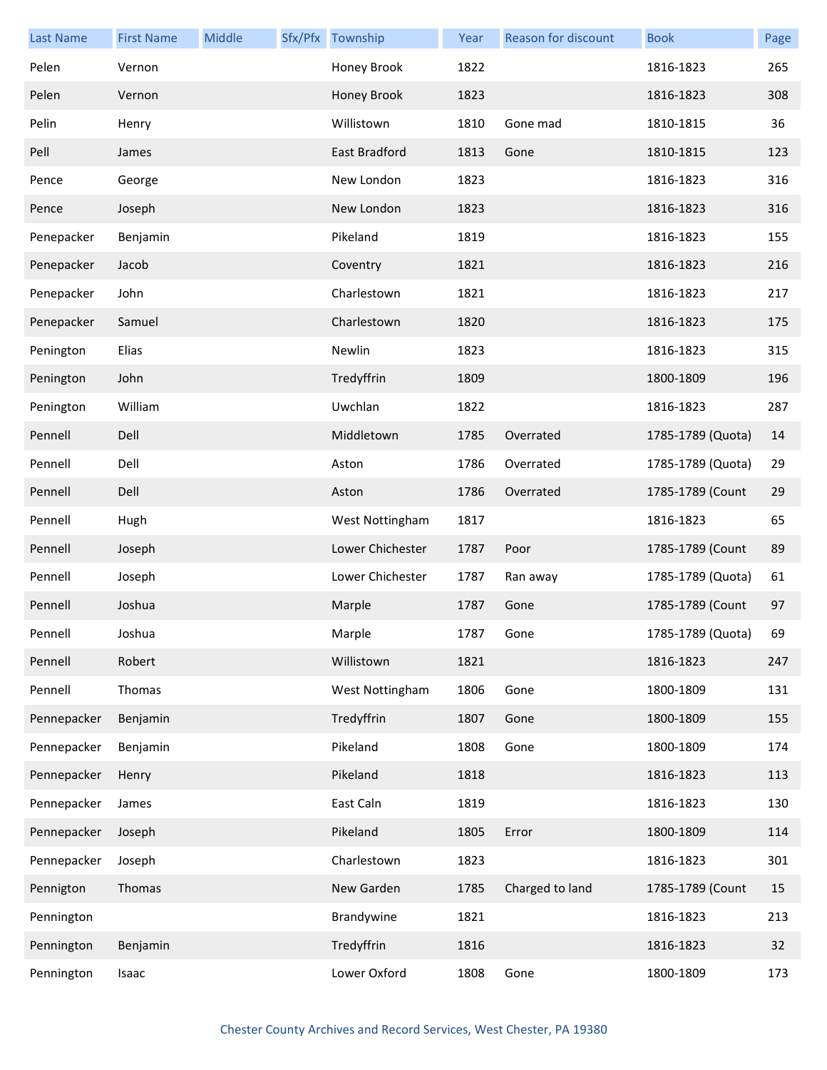| Last Name | First Name | Middle | Sfx/Pfx | Township | Year | Reason for discount | Book | Page |
|---|---|---|---|---|---|---|---|---|
| Pelen | Vernon | | | Honey Brook | 1822 | | 1816-1823 | 265 |
| Pelen | Vernon | | | Honey Brook | 1823 | | 1816-1823 | 308 |
| Pelin | Henry | | | Willistown | 1810 | Gone mad | 1810-1815 | 36 |
| Pell | James | | | East Bradford | 1813 | Gone | 1810-1815 | 123 |
| Pence | George | | | New London | 1823 | | 1816-1823 | 316 |
| Pence | Joseph | | | New London | 1823 | | 1816-1823 | 316 |
| Penepacker | Benjamin | | | Pikeland | 1819 | | 1816-1823 | 155 |
| Penepacker | Jacob | | | Coventry | 1821 | | 1816-1823 | 216 |
| Penepacker | John | | | Charlestown | 1821 | | 1816-1823 | 217 |
| Penepacker | Samuel | | | Charlestown | 1820 | | 1816-1823 | 175 |
| Penington | Elias | | | Newlin | 1823 | | 1816-1823 | 315 |
| Penington | John | | | Tredyffrin | 1809 | | 1800-1809 | 196 |
| Penington | William | | | Uwchlan | 1822 | | 1816-1823 | 287 |
| Pennell | Dell | | | Middletown | 1785 | Overrated | 1785-1789 (Quota) | 14 |
| Pennell | Dell | | | Aston | 1786 | Overrated | 1785-1789 (Quota) | 29 |
| Pennell | Dell | | | Aston | 1786 | Overrated | 1785-1789 (Count | 29 |
| Pennell | Hugh | | | West Nottingham | 1817 | | 1816-1823 | 65 |
| Pennell | Joseph | | | Lower Chichester | 1787 | Poor | 1785-1789 (Count | 89 |
| Pennell | Joseph | | | Lower Chichester | 1787 | Ran away | 1785-1789 (Quota) | 61 |
| Pennell | Joshua | | | Marple | 1787 | Gone | 1785-1789 (Count | 97 |
| Pennell | Joshua | | | Marple | 1787 | Gone | 1785-1789 (Quota) | 69 |
| Pennell | Robert | | | Willistown | 1821 | | 1816-1823 | 247 |
| Pennell | Thomas | | | West Nottingham | 1806 | Gone | 1800-1809 | 131 |
| Pennepacker | Benjamin | | | Tredyffrin | 1807 | Gone | 1800-1809 | 155 |
| Pennepacker | Benjamin | | | Pikeland | 1808 | Gone | 1800-1809 | 174 |
| Pennepacker | Henry | | | Pikeland | 1818 | | 1816-1823 | 113 |
| Pennepacker | James | | | East Caln | 1819 | | 1816-1823 | 130 |
| Pennepacker | Joseph | | | Pikeland | 1805 | Error | 1800-1809 | 114 |
| Pennepacker | Joseph | | | Charlestown | 1823 | | 1816-1823 | 301 |
| Pennigton | Thomas | | | New Garden | 1785 | Charged to land | 1785-1789 (Count | 15 |
| Pennington | | | | Brandywine | 1821 | | 1816-1823 | 213 |
| Pennington | Benjamin | | | Tredyffrin | 1816 | | 1816-1823 | 32 |
| Pennington | Isaac | | | Lower Oxford | 1808 | Gone | 1800-1809 | 173 |

Chester County Archives and Record Services, West Chester, PA 19380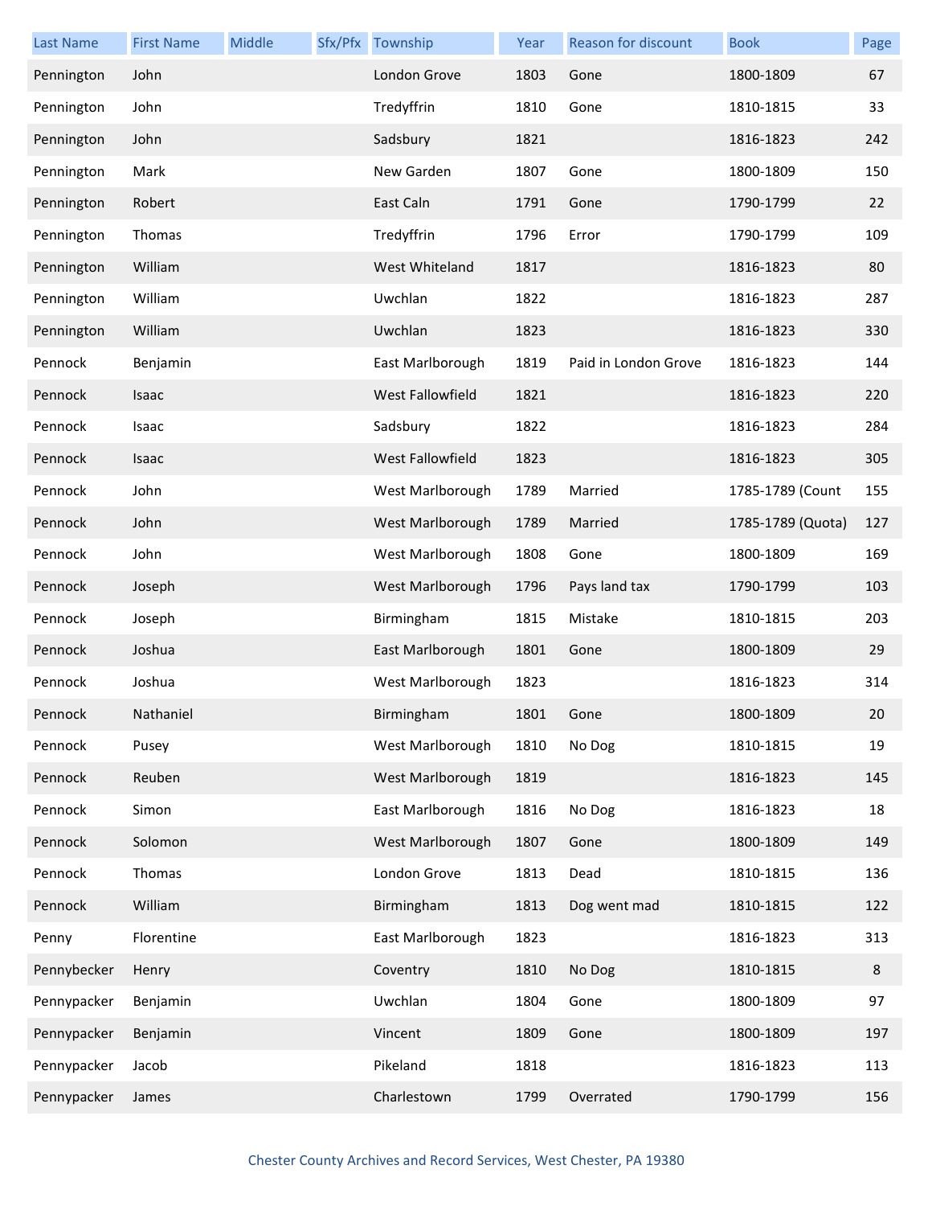| Last Name | First Name | Middle | Sfx/Pfx | Township | Year | Reason for discount | Book | Page |
|---|---|---|---|---|---|---|---|---|
| Pennington | John | | | London Grove | 1803 | Gone | 1800-1809 | 67 |
| Pennington | John | | | Tredyffrin | 1810 | Gone | 1810-1815 | 33 |
| Pennington | John | | | Sadsbury | 1821 | | 1816-1823 | 242 |
| Pennington | Mark | | | New Garden | 1807 | Gone | 1800-1809 | 150 |
| Pennington | Robert | | | East Caln | 1791 | Gone | 1790-1799 | 22 |
| Pennington | Thomas | | | Tredyffrin | 1796 | Error | 1790-1799 | 109 |
| Pennington | William | | | West Whiteland | 1817 | | 1816-1823 | 80 |
| Pennington | William | | | Uwchlan | 1822 | | 1816-1823 | 287 |
| Pennington | William | | | Uwchlan | 1823 | | 1816-1823 | 330 |
| Pennock | Benjamin | | | East Marlborough | 1819 | Paid in London Grove | 1816-1823 | 144 |
| Pennock | Isaac | | | West Fallowfield | 1821 | | 1816-1823 | 220 |
| Pennock | Isaac | | | Sadsbury | 1822 | | 1816-1823 | 284 |
| Pennock | Isaac | | | West Fallowfield | 1823 | | 1816-1823 | 305 |
| Pennock | John | | | West Marlborough | 1789 | Married | 1785-1789 (Count | 155 |
| Pennock | John | | | West Marlborough | 1789 | Married | 1785-1789 (Quota) | 127 |
| Pennock | John | | | West Marlborough | 1808 | Gone | 1800-1809 | 169 |
| Pennock | Joseph | | | West Marlborough | 1796 | Pays land tax | 1790-1799 | 103 |
| Pennock | Joseph | | | Birmingham | 1815 | Mistake | 1810-1815 | 203 |
| Pennock | Joshua | | | East Marlborough | 1801 | Gone | 1800-1809 | 29 |
| Pennock | Joshua | | | West Marlborough | 1823 | | 1816-1823 | 314 |
| Pennock | Nathaniel | | | Birmingham | 1801 | Gone | 1800-1809 | 20 |
| Pennock | Pusey | | | West Marlborough | 1810 | No Dog | 1810-1815 | 19 |
| Pennock | Reuben | | | West Marlborough | 1819 | | 1816-1823 | 145 |
| Pennock | Simon | | | East Marlborough | 1816 | No Dog | 1816-1823 | 18 |
| Pennock | Solomon | | | West Marlborough | 1807 | Gone | 1800-1809 | 149 |
| Pennock | Thomas | | | London Grove | 1813 | Dead | 1810-1815 | 136 |
| Pennock | William | | | Birmingham | 1813 | Dog went mad | 1810-1815 | 122 |
| Penny | Florentine | | | East Marlborough | 1823 | | 1816-1823 | 313 |
| Pennybecker | Henry | | | Coventry | 1810 | No Dog | 1810-1815 | 8 |
| Pennypacker | Benjamin | | | Uwchlan | 1804 | Gone | 1800-1809 | 97 |
| Pennypacker | Benjamin | | | Vincent | 1809 | Gone | 1800-1809 | 197 |
| Pennypacker | Jacob | | | Pikeland | 1818 | | 1816-1823 | 113 |
| Pennypacker | James | | | Charlestown | 1799 | Overrated | 1790-1799 | 156 |

Chester County Archives and Record Services, West Chester, PA 19380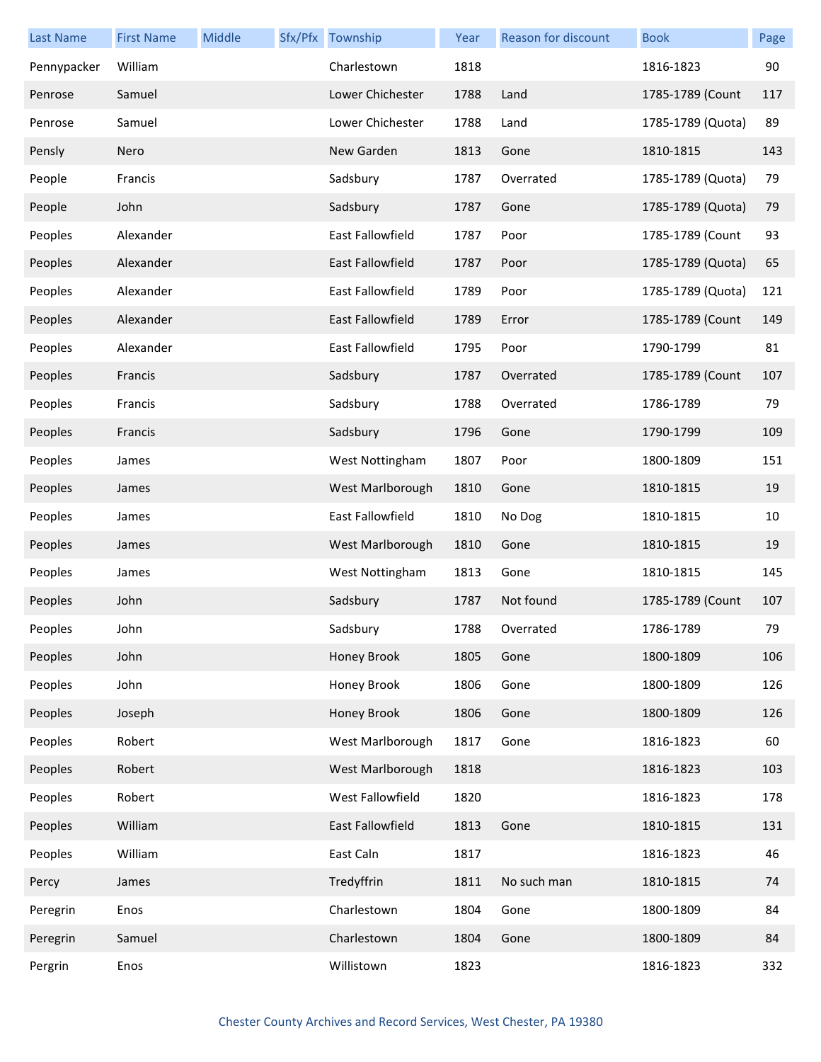| Last Name | First Name | Middle | Sfx/Pfx | Township | Year | Reason for discount | Book | Page |
|---|---|---|---|---|---|---|---|---|
| Pennypacker | William | | | Charlestown | 1818 | | 1816-1823 | 90 |
| Penrose | Samuel | | | Lower Chichester | 1788 | Land | 1785-1789 (Count | 117 |
| Penrose | Samuel | | | Lower Chichester | 1788 | Land | 1785-1789 (Quota) | 89 |
| Pensly | Nero | | | New Garden | 1813 | Gone | 1810-1815 | 143 |
| People | Francis | | | Sadsbury | 1787 | Overrated | 1785-1789 (Quota) | 79 |
| People | John | | | Sadsbury | 1787 | Gone | 1785-1789 (Quota) | 79 |
| Peoples | Alexander | | | East Fallowfield | 1787 | Poor | 1785-1789 (Count | 93 |
| Peoples | Alexander | | | East Fallowfield | 1787 | Poor | 1785-1789 (Quota) | 65 |
| Peoples | Alexander | | | East Fallowfield | 1789 | Poor | 1785-1789 (Quota) | 121 |
| Peoples | Alexander | | | East Fallowfield | 1789 | Error | 1785-1789 (Count | 149 |
| Peoples | Alexander | | | East Fallowfield | 1795 | Poor | 1790-1799 | 81 |
| Peoples | Francis | | | Sadsbury | 1787 | Overrated | 1785-1789 (Count | 107 |
| Peoples | Francis | | | Sadsbury | 1788 | Overrated | 1786-1789 | 79 |
| Peoples | Francis | | | Sadsbury | 1796 | Gone | 1790-1799 | 109 |
| Peoples | James | | | West Nottingham | 1807 | Poor | 1800-1809 | 151 |
| Peoples | James | | | West Marlborough | 1810 | Gone | 1810-1815 | 19 |
| Peoples | James | | | East Fallowfield | 1810 | No Dog | 1810-1815 | 10 |
| Peoples | James | | | West Marlborough | 1810 | Gone | 1810-1815 | 19 |
| Peoples | James | | | West Nottingham | 1813 | Gone | 1810-1815 | 145 |
| Peoples | John | | | Sadsbury | 1787 | Not found | 1785-1789 (Count | 107 |
| Peoples | John | | | Sadsbury | 1788 | Overrated | 1786-1789 | 79 |
| Peoples | John | | | Honey Brook | 1805 | Gone | 1800-1809 | 106 |
| Peoples | John | | | Honey Brook | 1806 | Gone | 1800-1809 | 126 |
| Peoples | Joseph | | | Honey Brook | 1806 | Gone | 1800-1809 | 126 |
| Peoples | Robert | | | West Marlborough | 1817 | Gone | 1816-1823 | 60 |
| Peoples | Robert | | | West Marlborough | 1818 | | 1816-1823 | 103 |
| Peoples | Robert | | | West Fallowfield | 1820 | | 1816-1823 | 178 |
| Peoples | William | | | East Fallowfield | 1813 | Gone | 1810-1815 | 131 |
| Peoples | William | | | East Caln | 1817 | | 1816-1823 | 46 |
| Percy | James | | | Tredyffrin | 1811 | No such man | 1810-1815 | 74 |
| Peregrin | Enos | | | Charlestown | 1804 | Gone | 1800-1809 | 84 |
| Peregrin | Samuel | | | Charlestown | 1804 | Gone | 1800-1809 | 84 |
| Pergrin | Enos | | | Willistown | 1823 | | 1816-1823 | 332 |

Chester County Archives and Record Services, West Chester, PA 19380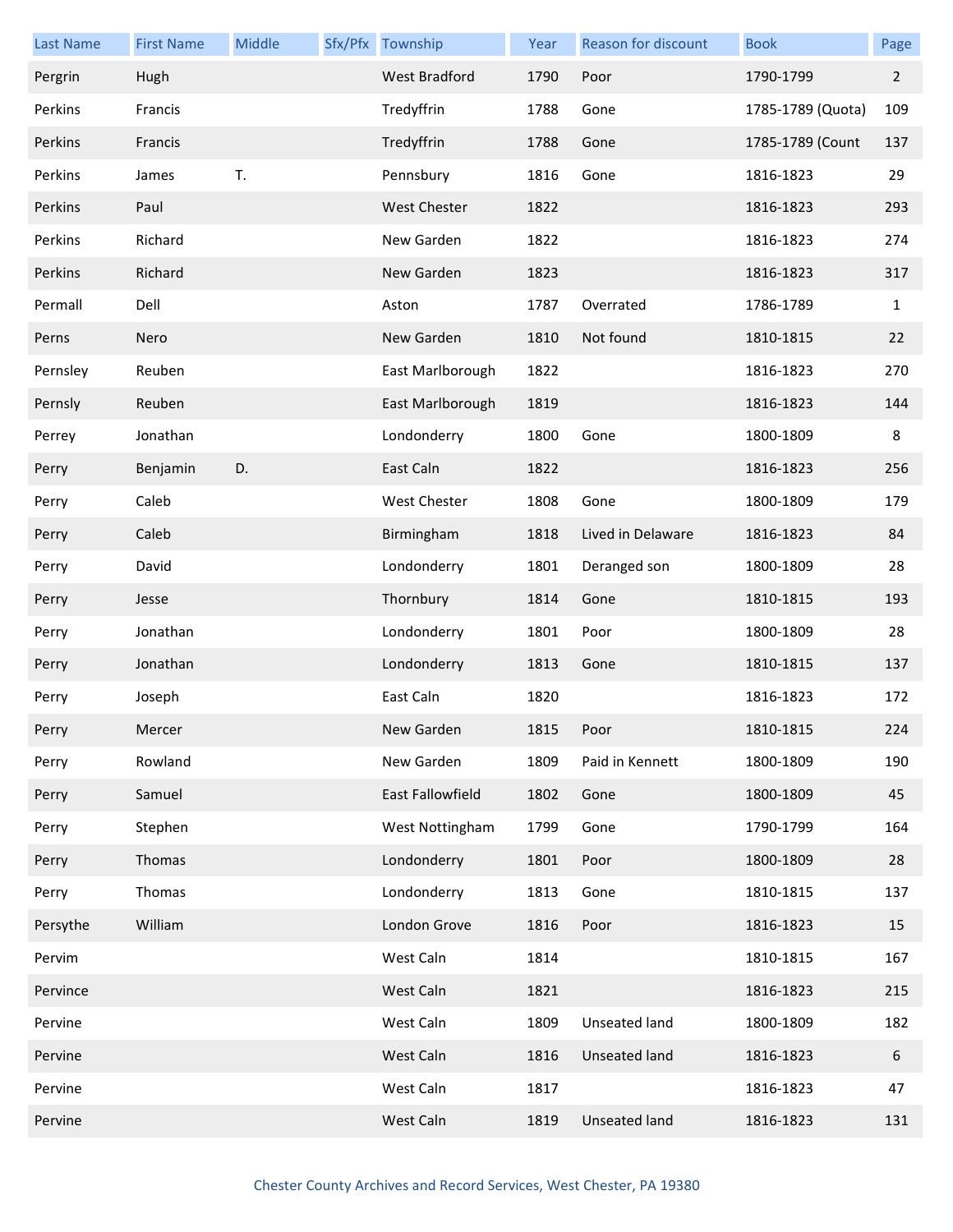| Last Name | First Name | Middle | Sfx/Pfx | Township | Year | Reason for discount | Book | Page |
|---|---|---|---|---|---|---|---|---|
| Pergrin | Hugh | | | West Bradford | 1790 | Poor | 1790-1799 | 2 |
| Perkins | Francis | | | Tredyffrin | 1788 | Gone | 1785-1789 (Quota) | 109 |
| Perkins | Francis | | | Tredyffrin | 1788 | Gone | 1785-1789 (Count | 137 |
| Perkins | James | T. | | Pennsbury | 1816 | Gone | 1816-1823 | 29 |
| Perkins | Paul | | | West Chester | 1822 | | 1816-1823 | 293 |
| Perkins | Richard | | | New Garden | 1822 | | 1816-1823 | 274 |
| Perkins | Richard | | | New Garden | 1823 | | 1816-1823 | 317 |
| Permall | Dell | | | Aston | 1787 | Overrated | 1786-1789 | 1 |
| Perns | Nero | | | New Garden | 1810 | Not found | 1810-1815 | 22 |
| Pernsley | Reuben | | | East Marlborough | 1822 | | 1816-1823 | 270 |
| Pernsly | Reuben | | | East Marlborough | 1819 | | 1816-1823 | 144 |
| Perrey | Jonathan | | | Londonderry | 1800 | Gone | 1800-1809 | 8 |
| Perry | Benjamin | D. | | East Caln | 1822 | | 1816-1823 | 256 |
| Perry | Caleb | | | West Chester | 1808 | Gone | 1800-1809 | 179 |
| Perry | Caleb | | | Birmingham | 1818 | Lived in Delaware | 1816-1823 | 84 |
| Perry | David | | | Londonderry | 1801 | Deranged son | 1800-1809 | 28 |
| Perry | Jesse | | | Thornbury | 1814 | Gone | 1810-1815 | 193 |
| Perry | Jonathan | | | Londonderry | 1801 | Poor | 1800-1809 | 28 |
| Perry | Jonathan | | | Londonderry | 1813 | Gone | 1810-1815 | 137 |
| Perry | Joseph | | | East Caln | 1820 | | 1816-1823 | 172 |
| Perry | Mercer | | | New Garden | 1815 | Poor | 1810-1815 | 224 |
| Perry | Rowland | | | New Garden | 1809 | Paid in Kennett | 1800-1809 | 190 |
| Perry | Samuel | | | East Fallowfield | 1802 | Gone | 1800-1809 | 45 |
| Perry | Stephen | | | West Nottingham | 1799 | Gone | 1790-1799 | 164 |
| Perry | Thomas | | | Londonderry | 1801 | Poor | 1800-1809 | 28 |
| Perry | Thomas | | | Londonderry | 1813 | Gone | 1810-1815 | 137 |
| Persythe | William | | | London Grove | 1816 | Poor | 1816-1823 | 15 |
| Pervim | | | | West Caln | 1814 | | 1810-1815 | 167 |
| Pervince | | | | West Caln | 1821 | | 1816-1823 | 215 |
| Pervine | | | | West Caln | 1809 | Unseated land | 1800-1809 | 182 |
| Pervine | | | | West Caln | 1816 | Unseated land | 1816-1823 | 6 |
| Pervine | | | | West Caln | 1817 | | 1816-1823 | 47 |
| Pervine | | | | West Caln | 1819 | Unseated land | 1816-1823 | 131 |

Chester County Archives and Record Services, West Chester, PA 19380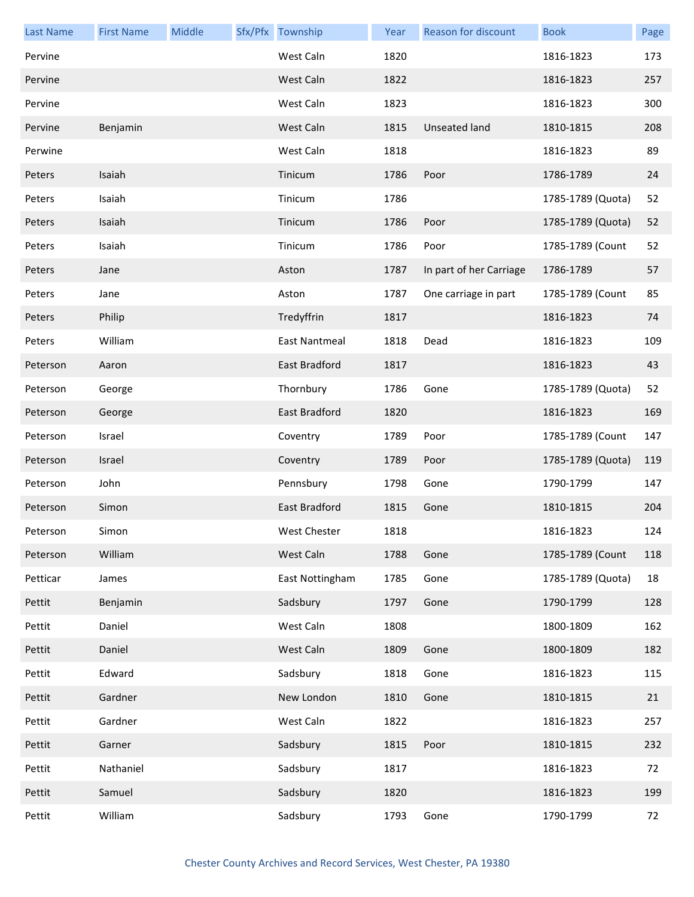| Last Name | First Name | Middle | Sfx/Pfx | Township | Year | Reason for discount | Book | Page |
|---|---|---|---|---|---|---|---|---|
| Pervine | | | | West Caln | 1820 | | 1816-1823 | 173 |
| Pervine | | | | West Caln | 1822 | | 1816-1823 | 257 |
| Pervine | | | | West Caln | 1823 | | 1816-1823 | 300 |
| Pervine | Benjamin | | | West Caln | 1815 | Unseated land | 1810-1815 | 208 |
| Perwine | | | | West Caln | 1818 | | 1816-1823 | 89 |
| Peters | Isaiah | | | Tinicum | 1786 | Poor | 1786-1789 | 24 |
| Peters | Isaiah | | | Tinicum | 1786 | | 1785-1789 (Quota) | 52 |
| Peters | Isaiah | | | Tinicum | 1786 | Poor | 1785-1789 (Quota) | 52 |
| Peters | Isaiah | | | Tinicum | 1786 | Poor | 1785-1789 (Count | 52 |
| Peters | Jane | | | Aston | 1787 | In part of her Carriage | 1786-1789 | 57 |
| Peters | Jane | | | Aston | 1787 | One carriage in part | 1785-1789 (Count | 85 |
| Peters | Philip | | | Tredyffrin | 1817 | | 1816-1823 | 74 |
| Peters | William | | | East Nantmeal | 1818 | Dead | 1816-1823 | 109 |
| Peterson | Aaron | | | East Bradford | 1817 | | 1816-1823 | 43 |
| Peterson | George | | | Thornbury | 1786 | Gone | 1785-1789 (Quota) | 52 |
| Peterson | George | | | East Bradford | 1820 | | 1816-1823 | 169 |
| Peterson | Israel | | | Coventry | 1789 | Poor | 1785-1789 (Count | 147 |
| Peterson | Israel | | | Coventry | 1789 | Poor | 1785-1789 (Quota) | 119 |
| Peterson | John | | | Pennsbury | 1798 | Gone | 1790-1799 | 147 |
| Peterson | Simon | | | East Bradford | 1815 | Gone | 1810-1815 | 204 |
| Peterson | Simon | | | West Chester | 1818 | | 1816-1823 | 124 |
| Peterson | William | | | West Caln | 1788 | Gone | 1785-1789 (Count | 118 |
| Petticar | James | | | East Nottingham | 1785 | Gone | 1785-1789 (Quota) | 18 |
| Pettit | Benjamin | | | Sadsbury | 1797 | Gone | 1790-1799 | 128 |
| Pettit | Daniel | | | West Caln | 1808 | | 1800-1809 | 162 |
| Pettit | Daniel | | | West Caln | 1809 | Gone | 1800-1809 | 182 |
| Pettit | Edward | | | Sadsbury | 1818 | Gone | 1816-1823 | 115 |
| Pettit | Gardner | | | New London | 1810 | Gone | 1810-1815 | 21 |
| Pettit | Gardner | | | West Caln | 1822 | | 1816-1823 | 257 |
| Pettit | Garner | | | Sadsbury | 1815 | Poor | 1810-1815 | 232 |
| Pettit | Nathaniel | | | Sadsbury | 1817 | | 1816-1823 | 72 |
| Pettit | Samuel | | | Sadsbury | 1820 | | 1816-1823 | 199 |
| Pettit | William | | | Sadsbury | 1793 | Gone | 1790-1799 | 72 |

Chester County Archives and Record Services, West Chester, PA 19380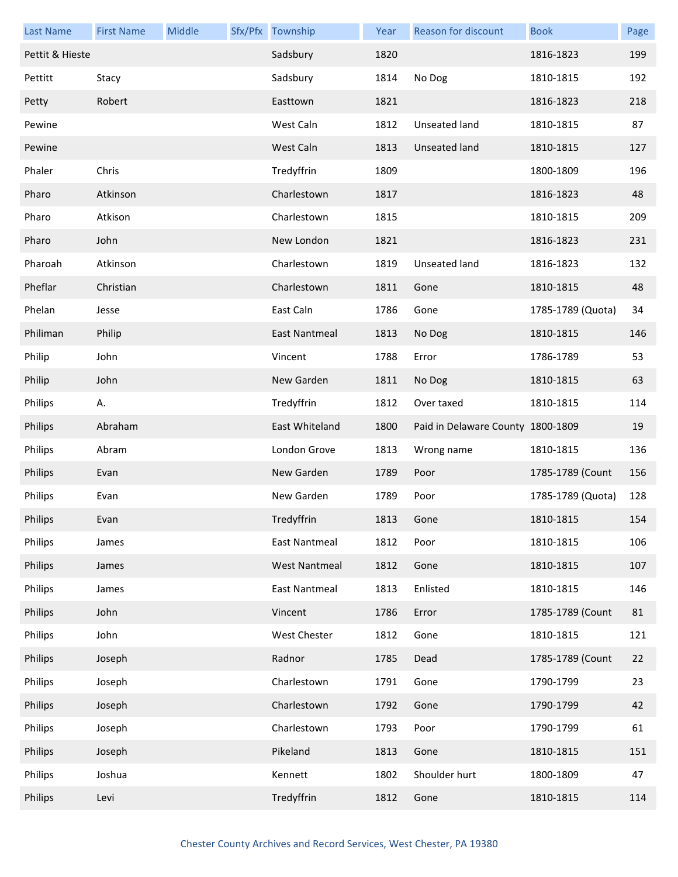| Last Name | First Name | Middle | Sfx/Pfx | Township | Year | Reason for discount | Book | Page |
|---|---|---|---|---|---|---|---|---|
| Pettit & Hieste | | | | Sadsbury | 1820 | | 1816-1823 | 199 |
| Pettitt | Stacy | | | Sadsbury | 1814 | No Dog | 1810-1815 | 192 |
| Petty | Robert | | | Easttown | 1821 | | 1816-1823 | 218 |
| Pewine | | | | West Caln | 1812 | Unseated land | 1810-1815 | 87 |
| Pewine | | | | West Caln | 1813 | Unseated land | 1810-1815 | 127 |
| Phaler | Chris | | | Tredyffrin | 1809 | | 1800-1809 | 196 |
| Pharo | Atkinson | | | Charlestown | 1817 | | 1816-1823 | 48 |
| Pharo | Atkison | | | Charlestown | 1815 | | 1810-1815 | 209 |
| Pharo | John | | | New London | 1821 | | 1816-1823 | 231 |
| Pharoah | Atkinson | | | Charlestown | 1819 | Unseated land | 1816-1823 | 132 |
| Pheflar | Christian | | | Charlestown | 1811 | Gone | 1810-1815 | 48 |
| Phelan | Jesse | | | East Caln | 1786 | Gone | 1785-1789 (Quota) | 34 |
| Philiman | Philip | | | East Nantmeal | 1813 | No Dog | 1810-1815 | 146 |
| Philip | John | | | Vincent | 1788 | Error | 1786-1789 | 53 |
| Philip | John | | | New Garden | 1811 | No Dog | 1810-1815 | 63 |
| Philips | A. | | | Tredyffrin | 1812 | Over taxed | 1810-1815 | 114 |
| Philips | Abraham | | | East Whiteland | 1800 | Paid in Delaware County | 1800-1809 | 19 |
| Philips | Abram | | | London Grove | 1813 | Wrong name | 1810-1815 | 136 |
| Philips | Evan | | | New Garden | 1789 | Poor | 1785-1789 (Count | 156 |
| Philips | Evan | | | New Garden | 1789 | Poor | 1785-1789 (Quota) | 128 |
| Philips | Evan | | | Tredyffrin | 1813 | Gone | 1810-1815 | 154 |
| Philips | James | | | East Nantmeal | 1812 | Poor | 1810-1815 | 106 |
| Philips | James | | | West Nantmeal | 1812 | Gone | 1810-1815 | 107 |
| Philips | James | | | East Nantmeal | 1813 | Enlisted | 1810-1815 | 146 |
| Philips | John | | | Vincent | 1786 | Error | 1785-1789 (Count | 81 |
| Philips | John | | | West Chester | 1812 | Gone | 1810-1815 | 121 |
| Philips | Joseph | | | Radnor | 1785 | Dead | 1785-1789 (Count | 22 |
| Philips | Joseph | | | Charlestown | 1791 | Gone | 1790-1799 | 23 |
| Philips | Joseph | | | Charlestown | 1792 | Gone | 1790-1799 | 42 |
| Philips | Joseph | | | Charlestown | 1793 | Poor | 1790-1799 | 61 |
| Philips | Joseph | | | Pikeland | 1813 | Gone | 1810-1815 | 151 |
| Philips | Joshua | | | Kennett | 1802 | Shoulder hurt | 1800-1809 | 47 |
| Philips | Levi | | | Tredyffrin | 1812 | Gone | 1810-1815 | 114 |

Chester County Archives and Record Services, West Chester, PA 19380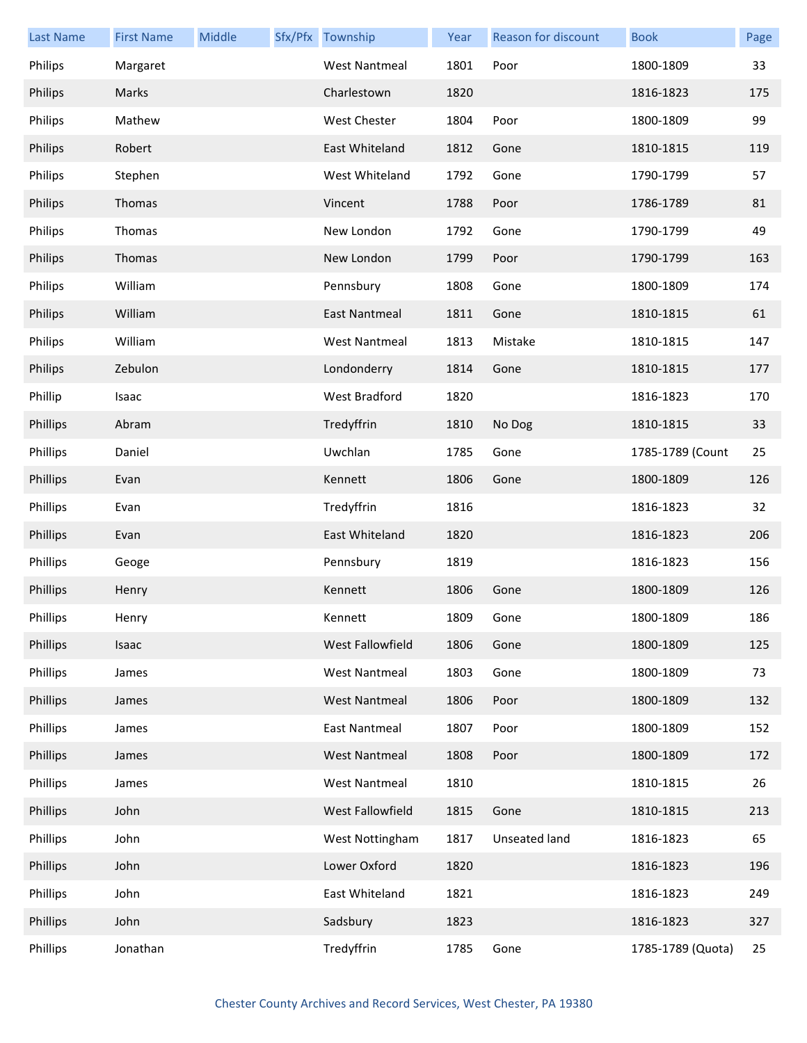| Last Name | First Name | Middle | Sfx/Pfx | Township | Year | Reason for discount | Book | Page |
|---|---|---|---|---|---|---|---|---|
| Philips | Margaret | | | West Nantmeal | 1801 | Poor | 1800-1809 | 33 |
| Philips | Marks | | | Charlestown | 1820 | | 1816-1823 | 175 |
| Philips | Mathew | | | West Chester | 1804 | Poor | 1800-1809 | 99 |
| Philips | Robert | | | East Whiteland | 1812 | Gone | 1810-1815 | 119 |
| Philips | Stephen | | | West Whiteland | 1792 | Gone | 1790-1799 | 57 |
| Philips | Thomas | | | Vincent | 1788 | Poor | 1786-1789 | 81 |
| Philips | Thomas | | | New London | 1792 | Gone | 1790-1799 | 49 |
| Philips | Thomas | | | New London | 1799 | Poor | 1790-1799 | 163 |
| Philips | William | | | Pennsbury | 1808 | Gone | 1800-1809 | 174 |
| Philips | William | | | East Nantmeal | 1811 | Gone | 1810-1815 | 61 |
| Philips | William | | | West Nantmeal | 1813 | Mistake | 1810-1815 | 147 |
| Philips | Zebulon | | | Londonderry | 1814 | Gone | 1810-1815 | 177 |
| Phillip | Isaac | | | West Bradford | 1820 | | 1816-1823 | 170 |
| Phillips | Abram | | | Tredyffrin | 1810 | No Dog | 1810-1815 | 33 |
| Phillips | Daniel | | | Uwchlan | 1785 | Gone | 1785-1789 (Count | 25 |
| Phillips | Evan | | | Kennett | 1806 | Gone | 1800-1809 | 126 |
| Phillips | Evan | | | Tredyffrin | 1816 | | 1816-1823 | 32 |
| Phillips | Evan | | | East Whiteland | 1820 | | 1816-1823 | 206 |
| Phillips | Geoge | | | Pennsbury | 1819 | | 1816-1823 | 156 |
| Phillips | Henry | | | Kennett | 1806 | Gone | 1800-1809 | 126 |
| Phillips | Henry | | | Kennett | 1809 | Gone | 1800-1809 | 186 |
| Phillips | Isaac | | | West Fallowfield | 1806 | Gone | 1800-1809 | 125 |
| Phillips | James | | | West Nantmeal | 1803 | Gone | 1800-1809 | 73 |
| Phillips | James | | | West Nantmeal | 1806 | Poor | 1800-1809 | 132 |
| Phillips | James | | | East Nantmeal | 1807 | Poor | 1800-1809 | 152 |
| Phillips | James | | | West Nantmeal | 1808 | Poor | 1800-1809 | 172 |
| Phillips | James | | | West Nantmeal | 1810 | | 1810-1815 | 26 |
| Phillips | John | | | West Fallowfield | 1815 | Gone | 1810-1815 | 213 |
| Phillips | John | | | West Nottingham | 1817 | Unseated land | 1816-1823 | 65 |
| Phillips | John | | | Lower Oxford | 1820 | | 1816-1823 | 196 |
| Phillips | John | | | East Whiteland | 1821 | | 1816-1823 | 249 |
| Phillips | John | | | Sadsbury | 1823 | | 1816-1823 | 327 |
| Phillips | Jonathan | | | Tredyffrin | 1785 | Gone | 1785-1789 (Quota) | 25 |

Chester County Archives and Record Services, West Chester, PA 19380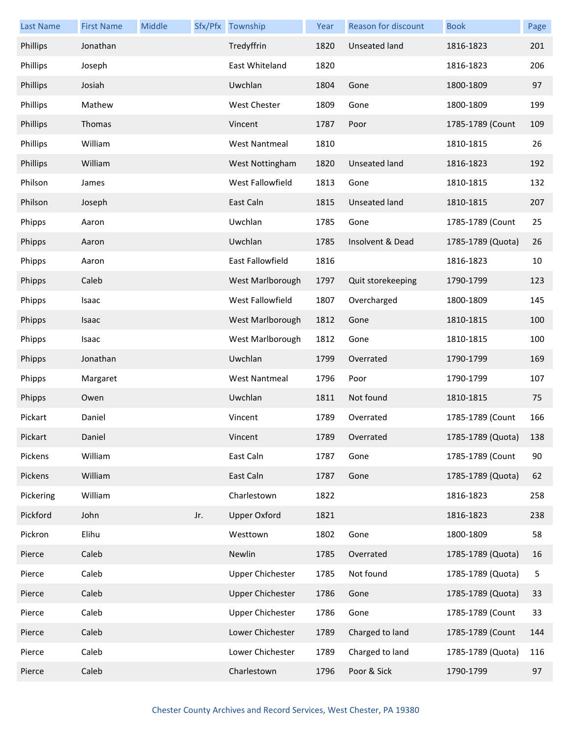| Last Name | First Name | Middle | Sfx/Pfx | Township | Year | Reason for discount | Book | Page |
|---|---|---|---|---|---|---|---|---|
| Phillips | Jonathan | | | Tredyffrin | 1820 | Unseated land | 1816-1823 | 201 |
| Phillips | Joseph | | | East Whiteland | 1820 | | 1816-1823 | 206 |
| Phillips | Josiah | | | Uwchlan | 1804 | Gone | 1800-1809 | 97 |
| Phillips | Mathew | | | West Chester | 1809 | Gone | 1800-1809 | 199 |
| Phillips | Thomas | | | Vincent | 1787 | Poor | 1785-1789 (Count | 109 |
| Phillips | William | | | West Nantmeal | 1810 | | 1810-1815 | 26 |
| Phillips | William | | | West Nottingham | 1820 | Unseated land | 1816-1823 | 192 |
| Philson | James | | | West Fallowfield | 1813 | Gone | 1810-1815 | 132 |
| Philson | Joseph | | | East Caln | 1815 | Unseated land | 1810-1815 | 207 |
| Phipps | Aaron | | | Uwchlan | 1785 | Gone | 1785-1789 (Count | 25 |
| Phipps | Aaron | | | Uwchlan | 1785 | Insolvent & Dead | 1785-1789 (Quota) | 26 |
| Phipps | Aaron | | | East Fallowfield | 1816 | | 1816-1823 | 10 |
| Phipps | Caleb | | | West Marlborough | 1797 | Quit storekeeping | 1790-1799 | 123 |
| Phipps | Isaac | | | West Fallowfield | 1807 | Overcharged | 1800-1809 | 145 |
| Phipps | Isaac | | | West Marlborough | 1812 | Gone | 1810-1815 | 100 |
| Phipps | Isaac | | | West Marlborough | 1812 | Gone | 1810-1815 | 100 |
| Phipps | Jonathan | | | Uwchlan | 1799 | Overrated | 1790-1799 | 169 |
| Phipps | Margaret | | | West Nantmeal | 1796 | Poor | 1790-1799 | 107 |
| Phipps | Owen | | | Uwchlan | 1811 | Not found | 1810-1815 | 75 |
| Pickart | Daniel | | | Vincent | 1789 | Overrated | 1785-1789 (Count | 166 |
| Pickart | Daniel | | | Vincent | 1789 | Overrated | 1785-1789 (Quota) | 138 |
| Pickens | William | | | East Caln | 1787 | Gone | 1785-1789 (Count | 90 |
| Pickens | William | | | East Caln | 1787 | Gone | 1785-1789 (Quota) | 62 |
| Pickering | William | | | Charlestown | 1822 | | 1816-1823 | 258 |
| Pickford | John | | Jr. | Upper Oxford | 1821 | | 1816-1823 | 238 |
| Pickron | Elihu | | | Westtown | 1802 | Gone | 1800-1809 | 58 |
| Pierce | Caleb | | | Newlin | 1785 | Overrated | 1785-1789 (Quota) | 16 |
| Pierce | Caleb | | | Upper Chichester | 1785 | Not found | 1785-1789 (Quota) | 5 |
| Pierce | Caleb | | | Upper Chichester | 1786 | Gone | 1785-1789 (Quota) | 33 |
| Pierce | Caleb | | | Upper Chichester | 1786 | Gone | 1785-1789 (Count | 33 |
| Pierce | Caleb | | | Lower Chichester | 1789 | Charged to land | 1785-1789 (Count | 144 |
| Pierce | Caleb | | | Lower Chichester | 1789 | Charged to land | 1785-1789 (Quota) | 116 |
| Pierce | Caleb | | | Charlestown | 1796 | Poor & Sick | 1790-1799 | 97 |

Chester County Archives and Record Services, West Chester, PA 19380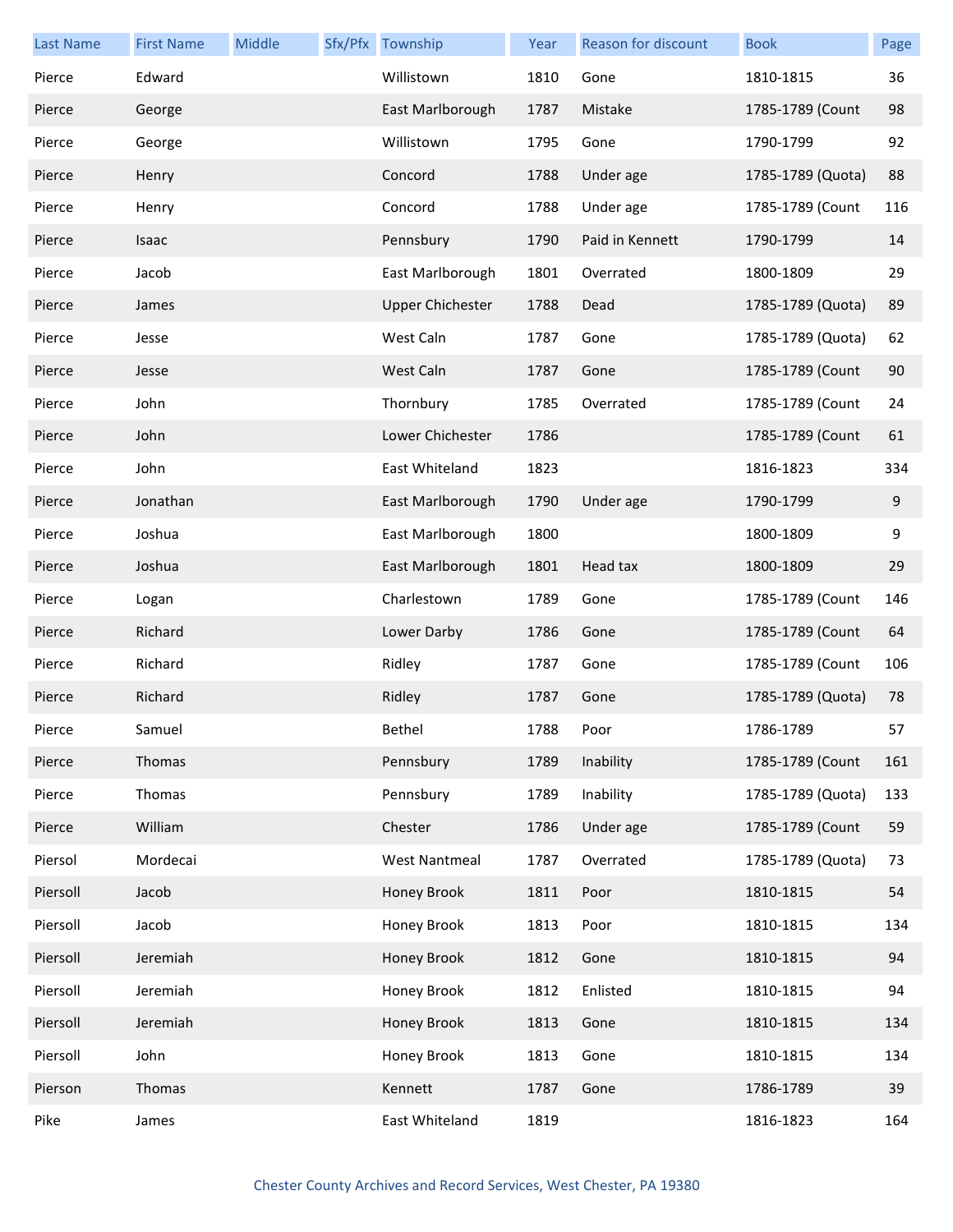| Last Name | First Name | Middle | Sfx/Pfx | Township | Year | Reason for discount | Book | Page |
|---|---|---|---|---|---|---|---|---|
| Pierce | Edward | | | Willistown | 1810 | Gone | 1810-1815 | 36 |
| Pierce | George | | | East Marlborough | 1787 | Mistake | 1785-1789 (Count | 98 |
| Pierce | George | | | Willistown | 1795 | Gone | 1790-1799 | 92 |
| Pierce | Henry | | | Concord | 1788 | Under age | 1785-1789 (Quota) | 88 |
| Pierce | Henry | | | Concord | 1788 | Under age | 1785-1789 (Count | 116 |
| Pierce | Isaac | | | Pennsbury | 1790 | Paid in Kennett | 1790-1799 | 14 |
| Pierce | Jacob | | | East Marlborough | 1801 | Overrated | 1800-1809 | 29 |
| Pierce | James | | | Upper Chichester | 1788 | Dead | 1785-1789 (Quota) | 89 |
| Pierce | Jesse | | | West Caln | 1787 | Gone | 1785-1789 (Quota) | 62 |
| Pierce | Jesse | | | West Caln | 1787 | Gone | 1785-1789 (Count | 90 |
| Pierce | John | | | Thornbury | 1785 | Overrated | 1785-1789 (Count | 24 |
| Pierce | John | | | Lower Chichester | 1786 | | 1785-1789 (Count | 61 |
| Pierce | John | | | East Whiteland | 1823 | | 1816-1823 | 334 |
| Pierce | Jonathan | | | East Marlborough | 1790 | Under age | 1790-1799 | 9 |
| Pierce | Joshua | | | East Marlborough | 1800 | | 1800-1809 | 9 |
| Pierce | Joshua | | | East Marlborough | 1801 | Head tax | 1800-1809 | 29 |
| Pierce | Logan | | | Charlestown | 1789 | Gone | 1785-1789 (Count | 146 |
| Pierce | Richard | | | Lower Darby | 1786 | Gone | 1785-1789 (Count | 64 |
| Pierce | Richard | | | Ridley | 1787 | Gone | 1785-1789 (Count | 106 |
| Pierce | Richard | | | Ridley | 1787 | Gone | 1785-1789 (Quota) | 78 |
| Pierce | Samuel | | | Bethel | 1788 | Poor | 1786-1789 | 57 |
| Pierce | Thomas | | | Pennsbury | 1789 | Inability | 1785-1789 (Count | 161 |
| Pierce | Thomas | | | Pennsbury | 1789 | Inability | 1785-1789 (Quota) | 133 |
| Pierce | William | | | Chester | 1786 | Under age | 1785-1789 (Count | 59 |
| Piersol | Mordecai | | | West Nantmeal | 1787 | Overrated | 1785-1789 (Quota) | 73 |
| Piersoll | Jacob | | | Honey Brook | 1811 | Poor | 1810-1815 | 54 |
| Piersoll | Jacob | | | Honey Brook | 1813 | Poor | 1810-1815 | 134 |
| Piersoll | Jeremiah | | | Honey Brook | 1812 | Gone | 1810-1815 | 94 |
| Piersoll | Jeremiah | | | Honey Brook | 1812 | Enlisted | 1810-1815 | 94 |
| Piersoll | Jeremiah | | | Honey Brook | 1813 | Gone | 1810-1815 | 134 |
| Piersoll | John | | | Honey Brook | 1813 | Gone | 1810-1815 | 134 |
| Pierson | Thomas | | | Kennett | 1787 | Gone | 1786-1789 | 39 |
| Pike | James | | | East Whiteland | 1819 | | 1816-1823 | 164 |

Chester County Archives and Record Services, West Chester, PA 19380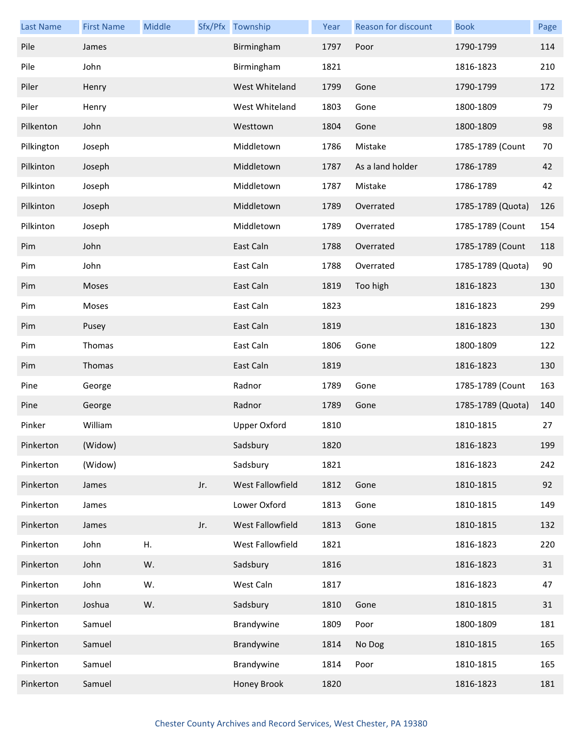| Last Name | First Name | Middle | Sfx/Pfx | Township | Year | Reason for discount | Book | Page |
|---|---|---|---|---|---|---|---|---|
| Pile | James | | | Birmingham | 1797 | Poor | 1790-1799 | 114 |
| Pile | John | | | Birmingham | 1821 | | 1816-1823 | 210 |
| Piler | Henry | | | West Whiteland | 1799 | Gone | 1790-1799 | 172 |
| Piler | Henry | | | West Whiteland | 1803 | Gone | 1800-1809 | 79 |
| Pilkenton | John | | | Westtown | 1804 | Gone | 1800-1809 | 98 |
| Pilkington | Joseph | | | Middletown | 1786 | Mistake | 1785-1789 (Count | 70 |
| Pilkinton | Joseph | | | Middletown | 1787 | As a land holder | 1786-1789 | 42 |
| Pilkinton | Joseph | | | Middletown | 1787 | Mistake | 1786-1789 | 42 |
| Pilkinton | Joseph | | | Middletown | 1789 | Overrated | 1785-1789 (Quota) | 126 |
| Pilkinton | Joseph | | | Middletown | 1789 | Overrated | 1785-1789 (Count | 154 |
| Pim | John | | | East Caln | 1788 | Overrated | 1785-1789 (Count | 118 |
| Pim | John | | | East Caln | 1788 | Overrated | 1785-1789 (Quota) | 90 |
| Pim | Moses | | | East Caln | 1819 | Too high | 1816-1823 | 130 |
| Pim | Moses | | | East Caln | 1823 | | 1816-1823 | 299 |
| Pim | Pusey | | | East Caln | 1819 | | 1816-1823 | 130 |
| Pim | Thomas | | | East Caln | 1806 | Gone | 1800-1809 | 122 |
| Pim | Thomas | | | East Caln | 1819 | | 1816-1823 | 130 |
| Pine | George | | | Radnor | 1789 | Gone | 1785-1789 (Count | 163 |
| Pine | George | | | Radnor | 1789 | Gone | 1785-1789 (Quota) | 140 |
| Pinker | William | | | Upper Oxford | 1810 | | 1810-1815 | 27 |
| Pinkerton | (Widow) | | | Sadsbury | 1820 | | 1816-1823 | 199 |
| Pinkerton | (Widow) | | | Sadsbury | 1821 | | 1816-1823 | 242 |
| Pinkerton | James | | Jr. | West Fallowfield | 1812 | Gone | 1810-1815 | 92 |
| Pinkerton | James | | | Lower Oxford | 1813 | Gone | 1810-1815 | 149 |
| Pinkerton | James | | Jr. | West Fallowfield | 1813 | Gone | 1810-1815 | 132 |
| Pinkerton | John | H. | | West Fallowfield | 1821 | | 1816-1823 | 220 |
| Pinkerton | John | W. | | Sadsbury | 1816 | | 1816-1823 | 31 |
| Pinkerton | John | W. | | West Caln | 1817 | | 1816-1823 | 47 |
| Pinkerton | Joshua | W. | | Sadsbury | 1810 | Gone | 1810-1815 | 31 |
| Pinkerton | Samuel | | | Brandywine | 1809 | Poor | 1800-1809 | 181 |
| Pinkerton | Samuel | | | Brandywine | 1814 | No Dog | 1810-1815 | 165 |
| Pinkerton | Samuel | | | Brandywine | 1814 | Poor | 1810-1815 | 165 |
| Pinkerton | Samuel | | | Honey Brook | 1820 | | 1816-1823 | 181 |

Chester County Archives and Record Services, West Chester, PA 19380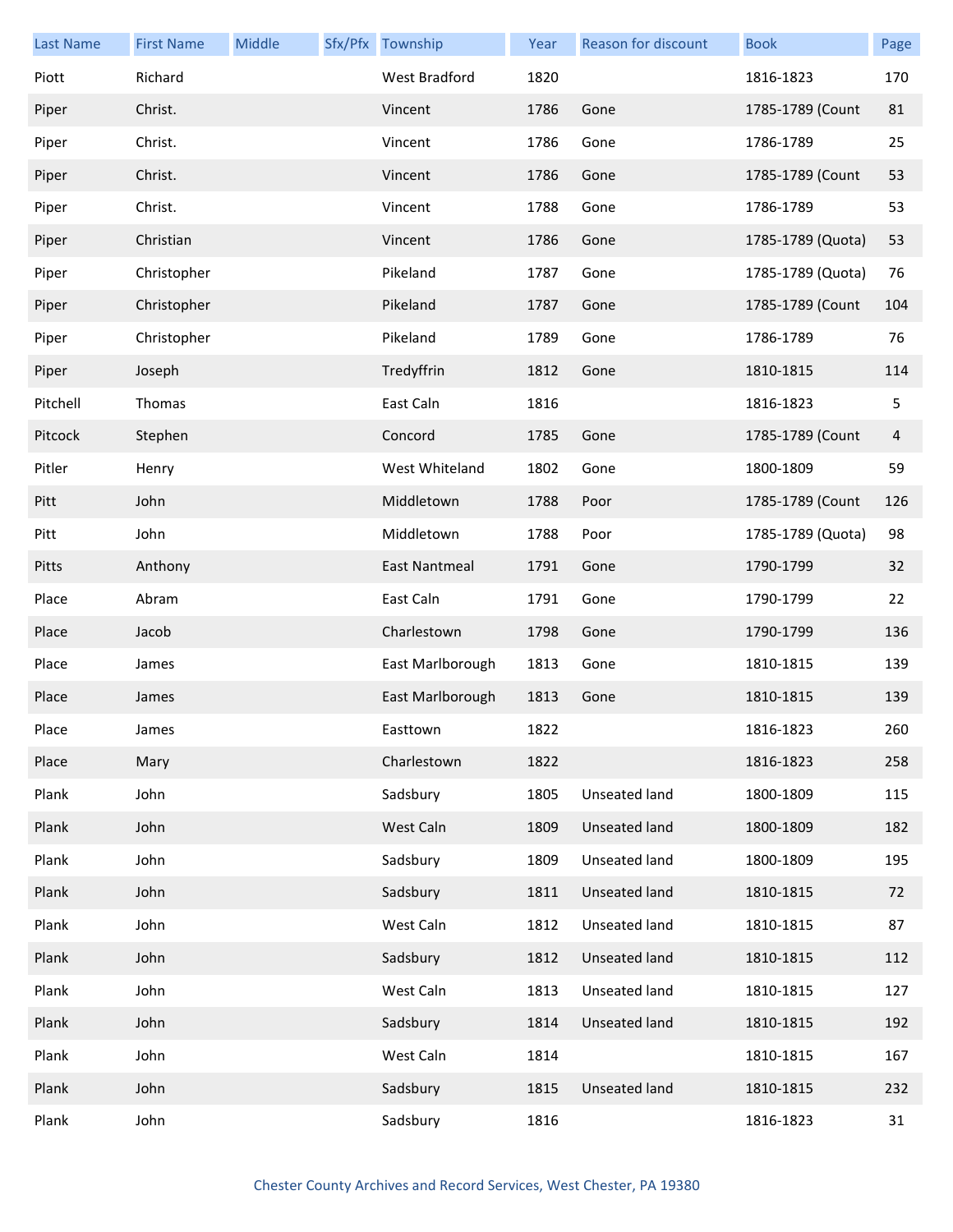| Last Name | First Name | Middle | Sfx/Pfx | Township | Year | Reason for discount | Book | Page |
|---|---|---|---|---|---|---|---|---|
| Piott | Richard | | | West Bradford | 1820 | | 1816-1823 | 170 |
| Piper | Christ. | | | Vincent | 1786 | Gone | 1785-1789 (Count | 81 |
| Piper | Christ. | | | Vincent | 1786 | Gone | 1786-1789 | 25 |
| Piper | Christ. | | | Vincent | 1786 | Gone | 1785-1789 (Count | 53 |
| Piper | Christ. | | | Vincent | 1788 | Gone | 1786-1789 | 53 |
| Piper | Christian | | | Vincent | 1786 | Gone | 1785-1789 (Quota) | 53 |
| Piper | Christopher | | | Pikeland | 1787 | Gone | 1785-1789 (Quota) | 76 |
| Piper | Christopher | | | Pikeland | 1787 | Gone | 1785-1789 (Count | 104 |
| Piper | Christopher | | | Pikeland | 1789 | Gone | 1786-1789 | 76 |
| Piper | Joseph | | | Tredyffrin | 1812 | Gone | 1810-1815 | 114 |
| Pitchell | Thomas | | | East Caln | 1816 | | 1816-1823 | 5 |
| Pitcock | Stephen | | | Concord | 1785 | Gone | 1785-1789 (Count | 4 |
| Pitler | Henry | | | West Whiteland | 1802 | Gone | 1800-1809 | 59 |
| Pitt | John | | | Middletown | 1788 | Poor | 1785-1789 (Count | 126 |
| Pitt | John | | | Middletown | 1788 | Poor | 1785-1789 (Quota) | 98 |
| Pitts | Anthony | | | East Nantmeal | 1791 | Gone | 1790-1799 | 32 |
| Place | Abram | | | East Caln | 1791 | Gone | 1790-1799 | 22 |
| Place | Jacob | | | Charlestown | 1798 | Gone | 1790-1799 | 136 |
| Place | James | | | East Marlborough | 1813 | Gone | 1810-1815 | 139 |
| Place | James | | | East Marlborough | 1813 | Gone | 1810-1815 | 139 |
| Place | James | | | Easttown | 1822 | | 1816-1823 | 260 |
| Place | Mary | | | Charlestown | 1822 | | 1816-1823 | 258 |
| Plank | John | | | Sadsbury | 1805 | Unseated land | 1800-1809 | 115 |
| Plank | John | | | West Caln | 1809 | Unseated land | 1800-1809 | 182 |
| Plank | John | | | Sadsbury | 1809 | Unseated land | 1800-1809 | 195 |
| Plank | John | | | Sadsbury | 1811 | Unseated land | 1810-1815 | 72 |
| Plank | John | | | West Caln | 1812 | Unseated land | 1810-1815 | 87 |
| Plank | John | | | Sadsbury | 1812 | Unseated land | 1810-1815 | 112 |
| Plank | John | | | West Caln | 1813 | Unseated land | 1810-1815 | 127 |
| Plank | John | | | Sadsbury | 1814 | Unseated land | 1810-1815 | 192 |
| Plank | John | | | West Caln | 1814 | | 1810-1815 | 167 |
| Plank | John | | | Sadsbury | 1815 | Unseated land | 1810-1815 | 232 |
| Plank | John | | | Sadsbury | 1816 | | 1816-1823 | 31 |

Chester County Archives and Record Services, West Chester, PA 19380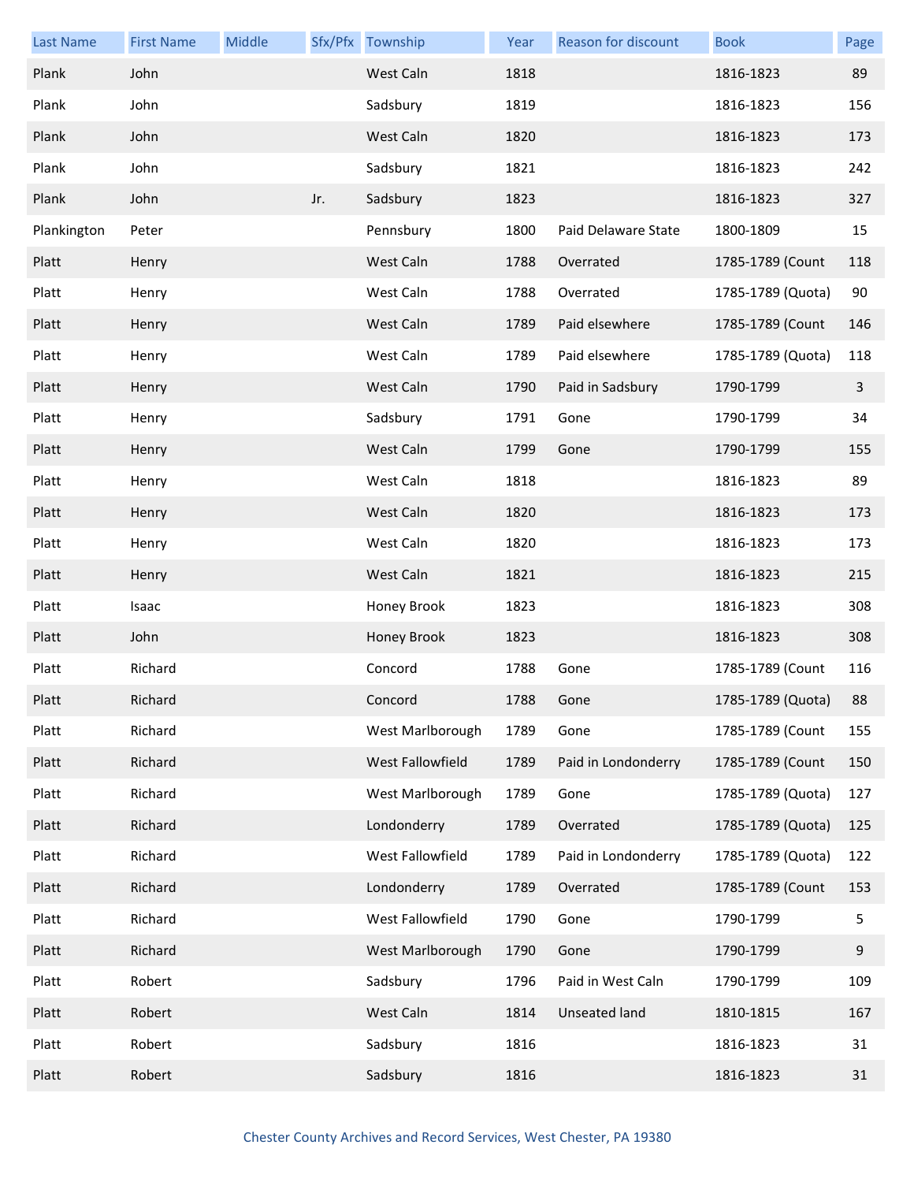| Last Name | First Name | Middle | Sfx/Pfx | Township | Year | Reason for discount | Book | Page |
|---|---|---|---|---|---|---|---|---|
| Plank | John | | | West Caln | 1818 | | 1816-1823 | 89 |
| Plank | John | | | Sadsbury | 1819 | | 1816-1823 | 156 |
| Plank | John | | | West Caln | 1820 | | 1816-1823 | 173 |
| Plank | John | | | Sadsbury | 1821 | | 1816-1823 | 242 |
| Plank | John | | Jr. | Sadsbury | 1823 | | 1816-1823 | 327 |
| Plankington | Peter | | | Pennsbury | 1800 | Paid Delaware State | 1800-1809 | 15 |
| Platt | Henry | | | West Caln | 1788 | Overrated | 1785-1789 (Count | 118 |
| Platt | Henry | | | West Caln | 1788 | Overrated | 1785-1789 (Quota) | 90 |
| Platt | Henry | | | West Caln | 1789 | Paid elsewhere | 1785-1789 (Count | 146 |
| Platt | Henry | | | West Caln | 1789 | Paid elsewhere | 1785-1789 (Quota) | 118 |
| Platt | Henry | | | West Caln | 1790 | Paid in Sadsbury | 1790-1799 | 3 |
| Platt | Henry | | | Sadsbury | 1791 | Gone | 1790-1799 | 34 |
| Platt | Henry | | | West Caln | 1799 | Gone | 1790-1799 | 155 |
| Platt | Henry | | | West Caln | 1818 | | 1816-1823 | 89 |
| Platt | Henry | | | West Caln | 1820 | | 1816-1823 | 173 |
| Platt | Henry | | | West Caln | 1820 | | 1816-1823 | 173 |
| Platt | Henry | | | West Caln | 1821 | | 1816-1823 | 215 |
| Platt | Isaac | | | Honey Brook | 1823 | | 1816-1823 | 308 |
| Platt | John | | | Honey Brook | 1823 | | 1816-1823 | 308 |
| Platt | Richard | | | Concord | 1788 | Gone | 1785-1789 (Count | 116 |
| Platt | Richard | | | Concord | 1788 | Gone | 1785-1789 (Quota) | 88 |
| Platt | Richard | | | West Marlborough | 1789 | Gone | 1785-1789 (Count | 155 |
| Platt | Richard | | | West Fallowfield | 1789 | Paid in Londonderry | 1785-1789 (Count | 150 |
| Platt | Richard | | | West Marlborough | 1789 | Gone | 1785-1789 (Quota) | 127 |
| Platt | Richard | | | Londonderry | 1789 | Overrated | 1785-1789 (Quota) | 125 |
| Platt | Richard | | | West Fallowfield | 1789 | Paid in Londonderry | 1785-1789 (Quota) | 122 |
| Platt | Richard | | | Londonderry | 1789 | Overrated | 1785-1789 (Count | 153 |
| Platt | Richard | | | West Fallowfield | 1790 | Gone | 1790-1799 | 5 |
| Platt | Richard | | | West Marlborough | 1790 | Gone | 1790-1799 | 9 |
| Platt | Robert | | | Sadsbury | 1796 | Paid in West Caln | 1790-1799 | 109 |
| Platt | Robert | | | West Caln | 1814 | Unseated land | 1810-1815 | 167 |
| Platt | Robert | | | Sadsbury | 1816 | | 1816-1823 | 31 |
| Platt | Robert | | | Sadsbury | 1816 | | 1816-1823 | 31 |

Chester County Archives and Record Services, West Chester, PA 19380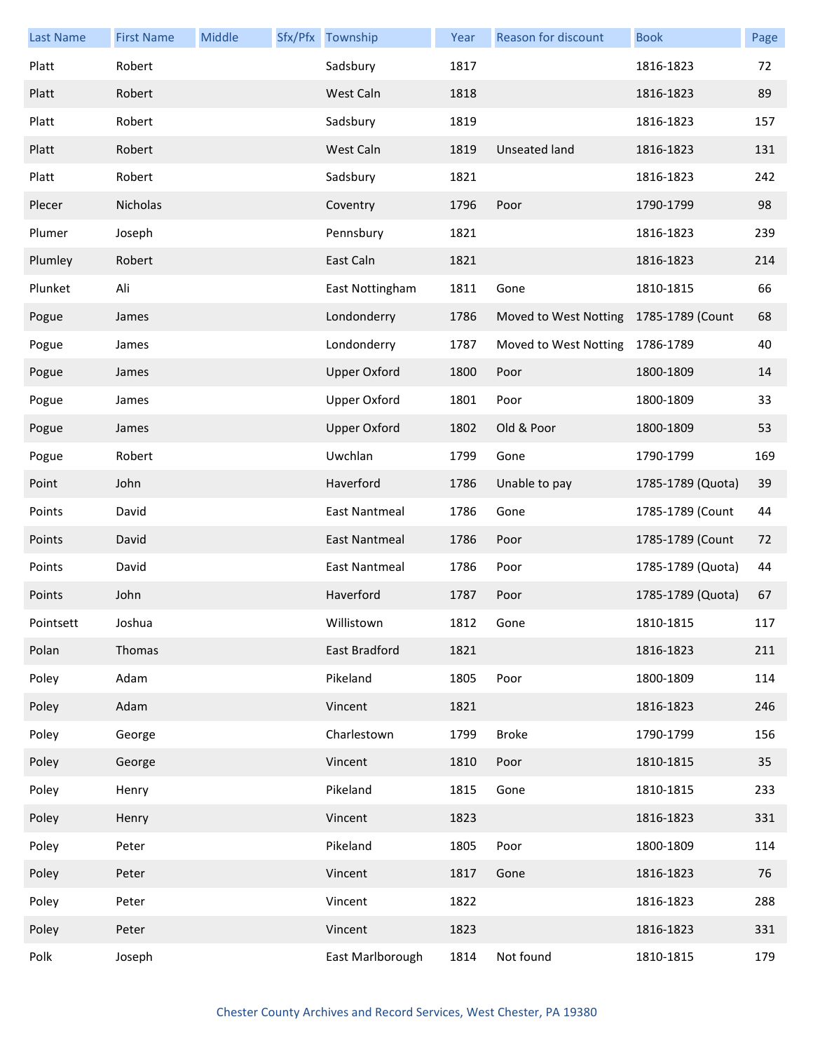| Last Name | First Name | Middle | Sfx/Pfx | Township | Year | Reason for discount | Book | Page |
|---|---|---|---|---|---|---|---|---|
| Platt | Robert | | | Sadsbury | 1817 | | 1816-1823 | 72 |
| Platt | Robert | | | West Caln | 1818 | | 1816-1823 | 89 |
| Platt | Robert | | | Sadsbury | 1819 | | 1816-1823 | 157 |
| Platt | Robert | | | West Caln | 1819 | Unseated land | 1816-1823 | 131 |
| Platt | Robert | | | Sadsbury | 1821 | | 1816-1823 | 242 |
| Plecer | Nicholas | | | Coventry | 1796 | Poor | 1790-1799 | 98 |
| Plumer | Joseph | | | Pennsbury | 1821 | | 1816-1823 | 239 |
| Plumley | Robert | | | East Caln | 1821 | | 1816-1823 | 214 |
| Plunket | Ali | | | East Nottingham | 1811 | Gone | 1810-1815 | 66 |
| Pogue | James | | | Londonderry | 1786 | Moved to West Notting | 1785-1789 (Count | 68 |
| Pogue | James | | | Londonderry | 1787 | Moved to West Notting | 1786-1789 | 40 |
| Pogue | James | | | Upper Oxford | 1800 | Poor | 1800-1809 | 14 |
| Pogue | James | | | Upper Oxford | 1801 | Poor | 1800-1809 | 33 |
| Pogue | James | | | Upper Oxford | 1802 | Old & Poor | 1800-1809 | 53 |
| Pogue | Robert | | | Uwchlan | 1799 | Gone | 1790-1799 | 169 |
| Point | John | | | Haverford | 1786 | Unable to pay | 1785-1789 (Quota) | 39 |
| Points | David | | | East Nantmeal | 1786 | Gone | 1785-1789 (Count | 44 |
| Points | David | | | East Nantmeal | 1786 | Poor | 1785-1789 (Count | 72 |
| Points | David | | | East Nantmeal | 1786 | Poor | 1785-1789 (Quota) | 44 |
| Points | John | | | Haverford | 1787 | Poor | 1785-1789 (Quota) | 67 |
| Pointsett | Joshua | | | Willistown | 1812 | Gone | 1810-1815 | 117 |
| Polan | Thomas | | | East Bradford | 1821 | | 1816-1823 | 211 |
| Poley | Adam | | | Pikeland | 1805 | Poor | 1800-1809 | 114 |
| Poley | Adam | | | Vincent | 1821 | | 1816-1823 | 246 |
| Poley | George | | | Charlestown | 1799 | Broke | 1790-1799 | 156 |
| Poley | George | | | Vincent | 1810 | Poor | 1810-1815 | 35 |
| Poley | Henry | | | Pikeland | 1815 | Gone | 1810-1815 | 233 |
| Poley | Henry | | | Vincent | 1823 | | 1816-1823 | 331 |
| Poley | Peter | | | Pikeland | 1805 | Poor | 1800-1809 | 114 |
| Poley | Peter | | | Vincent | 1817 | Gone | 1816-1823 | 76 |
| Poley | Peter | | | Vincent | 1822 | | 1816-1823 | 288 |
| Poley | Peter | | | Vincent | 1823 | | 1816-1823 | 331 |
| Polk | Joseph | | | East Marlborough | 1814 | Not found | 1810-1815 | 179 |

Chester County Archives and Record Services, West Chester, PA 19380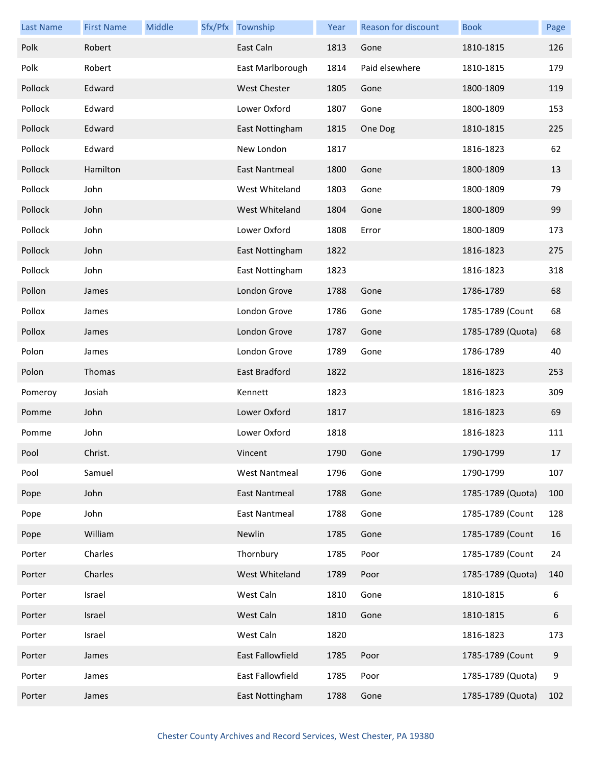| Last Name | First Name | Middle | Sfx/Pfx | Township | Year | Reason for discount | Book | Page |
|---|---|---|---|---|---|---|---|---|
| Polk | Robert | | | East Caln | 1813 | Gone | 1810-1815 | 126 |
| Polk | Robert | | | East Marlborough | 1814 | Paid elsewhere | 1810-1815 | 179 |
| Pollock | Edward | | | West Chester | 1805 | Gone | 1800-1809 | 119 |
| Pollock | Edward | | | Lower Oxford | 1807 | Gone | 1800-1809 | 153 |
| Pollock | Edward | | | East Nottingham | 1815 | One Dog | 1810-1815 | 225 |
| Pollock | Edward | | | New London | 1817 | | 1816-1823 | 62 |
| Pollock | Hamilton | | | East Nantmeal | 1800 | Gone | 1800-1809 | 13 |
| Pollock | John | | | West Whiteland | 1803 | Gone | 1800-1809 | 79 |
| Pollock | John | | | West Whiteland | 1804 | Gone | 1800-1809 | 99 |
| Pollock | John | | | Lower Oxford | 1808 | Error | 1800-1809 | 173 |
| Pollock | John | | | East Nottingham | 1822 | | 1816-1823 | 275 |
| Pollock | John | | | East Nottingham | 1823 | | 1816-1823 | 318 |
| Pollon | James | | | London Grove | 1788 | Gone | 1786-1789 | 68 |
| Pollox | James | | | London Grove | 1786 | Gone | 1785-1789 (Count | 68 |
| Pollox | James | | | London Grove | 1787 | Gone | 1785-1789 (Quota) | 68 |
| Polon | James | | | London Grove | 1789 | Gone | 1786-1789 | 40 |
| Polon | Thomas | | | East Bradford | 1822 | | 1816-1823 | 253 |
| Pomeroy | Josiah | | | Kennett | 1823 | | 1816-1823 | 309 |
| Pomme | John | | | Lower Oxford | 1817 | | 1816-1823 | 69 |
| Pomme | John | | | Lower Oxford | 1818 | | 1816-1823 | 111 |
| Pool | Christ. | | | Vincent | 1790 | Gone | 1790-1799 | 17 |
| Pool | Samuel | | | West Nantmeal | 1796 | Gone | 1790-1799 | 107 |
| Pope | John | | | East Nantmeal | 1788 | Gone | 1785-1789 (Quota) | 100 |
| Pope | John | | | East Nantmeal | 1788 | Gone | 1785-1789 (Count | 128 |
| Pope | William | | | Newlin | 1785 | Gone | 1785-1789 (Count | 16 |
| Porter | Charles | | | Thornbury | 1785 | Poor | 1785-1789 (Count | 24 |
| Porter | Charles | | | West Whiteland | 1789 | Poor | 1785-1789 (Quota) | 140 |
| Porter | Israel | | | West Caln | 1810 | Gone | 1810-1815 | 6 |
| Porter | Israel | | | West Caln | 1810 | Gone | 1810-1815 | 6 |
| Porter | Israel | | | West Caln | 1820 | | 1816-1823 | 173 |
| Porter | James | | | East Fallowfield | 1785 | Poor | 1785-1789 (Count | 9 |
| Porter | James | | | East Fallowfield | 1785 | Poor | 1785-1789 (Quota) | 9 |
| Porter | James | | | East Nottingham | 1788 | Gone | 1785-1789 (Quota) | 102 |

Chester County Archives and Record Services, West Chester, PA 19380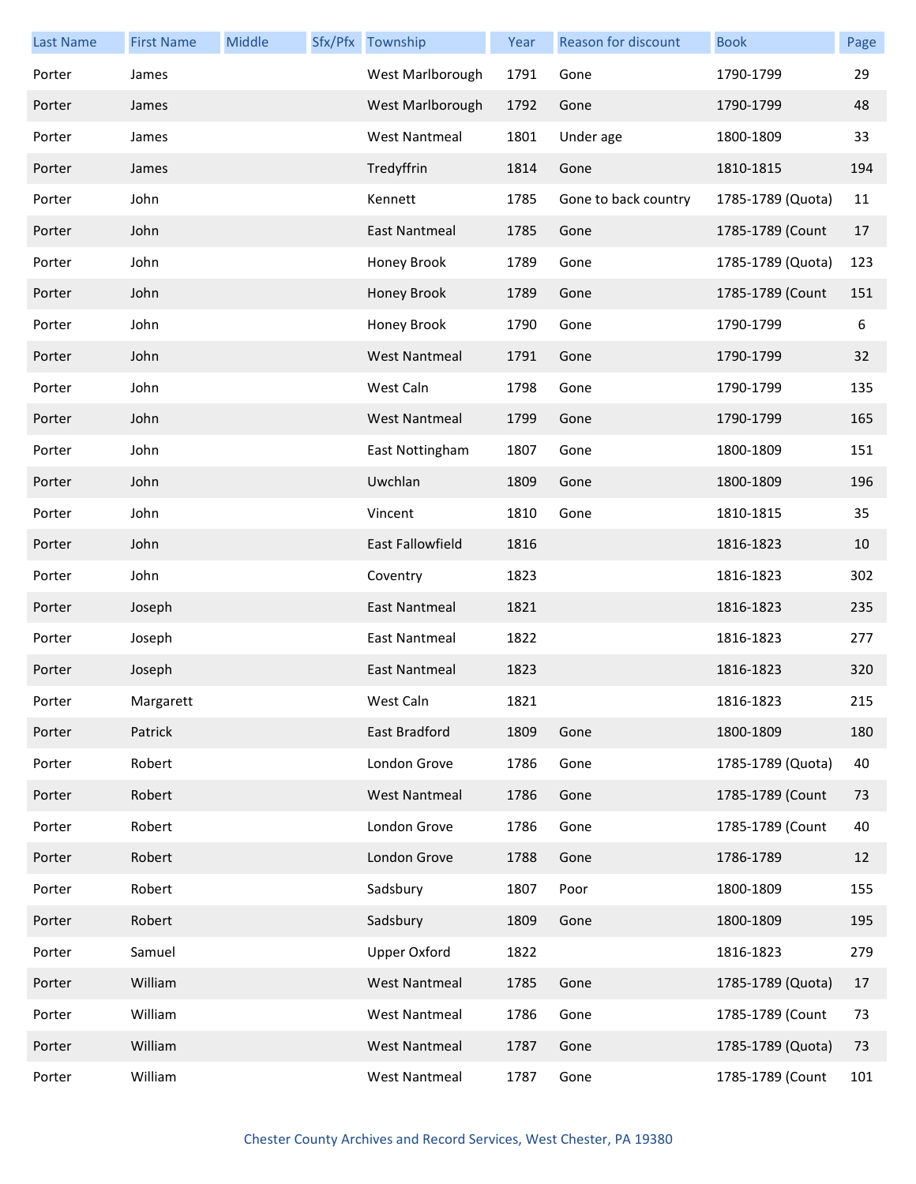| Last Name | First Name | Middle | Sfx/Pfx | Township | Year | Reason for discount | Book | Page |
|---|---|---|---|---|---|---|---|---|
| Porter | James | | | West Marlborough | 1791 | Gone | 1790-1799 | 29 |
| Porter | James | | | West Marlborough | 1792 | Gone | 1790-1799 | 48 |
| Porter | James | | | West Nantmeal | 1801 | Under age | 1800-1809 | 33 |
| Porter | James | | | Tredyffrin | 1814 | Gone | 1810-1815 | 194 |
| Porter | John | | | Kennett | 1785 | Gone to back country | 1785-1789 (Quota) | 11 |
| Porter | John | | | East Nantmeal | 1785 | Gone | 1785-1789 (Count | 17 |
| Porter | John | | | Honey Brook | 1789 | Gone | 1785-1789 (Quota) | 123 |
| Porter | John | | | Honey Brook | 1789 | Gone | 1785-1789 (Count | 151 |
| Porter | John | | | Honey Brook | 1790 | Gone | 1790-1799 | 6 |
| Porter | John | | | West Nantmeal | 1791 | Gone | 1790-1799 | 32 |
| Porter | John | | | West Caln | 1798 | Gone | 1790-1799 | 135 |
| Porter | John | | | West Nantmeal | 1799 | Gone | 1790-1799 | 165 |
| Porter | John | | | East Nottingham | 1807 | Gone | 1800-1809 | 151 |
| Porter | John | | | Uwchlan | 1809 | Gone | 1800-1809 | 196 |
| Porter | John | | | Vincent | 1810 | Gone | 1810-1815 | 35 |
| Porter | John | | | East Fallowfield | 1816 | | 1816-1823 | 10 |
| Porter | John | | | Coventry | 1823 | | 1816-1823 | 302 |
| Porter | Joseph | | | East Nantmeal | 1821 | | 1816-1823 | 235 |
| Porter | Joseph | | | East Nantmeal | 1822 | | 1816-1823 | 277 |
| Porter | Joseph | | | East Nantmeal | 1823 | | 1816-1823 | 320 |
| Porter | Margarett | | | West Caln | 1821 | | 1816-1823 | 215 |
| Porter | Patrick | | | East Bradford | 1809 | Gone | 1800-1809 | 180 |
| Porter | Robert | | | London Grove | 1786 | Gone | 1785-1789 (Quota) | 40 |
| Porter | Robert | | | West Nantmeal | 1786 | Gone | 1785-1789 (Count | 73 |
| Porter | Robert | | | London Grove | 1786 | Gone | 1785-1789 (Count | 40 |
| Porter | Robert | | | London Grove | 1788 | Gone | 1786-1789 | 12 |
| Porter | Robert | | | Sadsbury | 1807 | Poor | 1800-1809 | 155 |
| Porter | Robert | | | Sadsbury | 1809 | Gone | 1800-1809 | 195 |
| Porter | Samuel | | | Upper Oxford | 1822 | | 1816-1823 | 279 |
| Porter | William | | | West Nantmeal | 1785 | Gone | 1785-1789 (Quota) | 17 |
| Porter | William | | | West Nantmeal | 1786 | Gone | 1785-1789 (Count | 73 |
| Porter | William | | | West Nantmeal | 1787 | Gone | 1785-1789 (Quota) | 73 |
| Porter | William | | | West Nantmeal | 1787 | Gone | 1785-1789 (Count | 101 |

Chester County Archives and Record Services, West Chester, PA 19380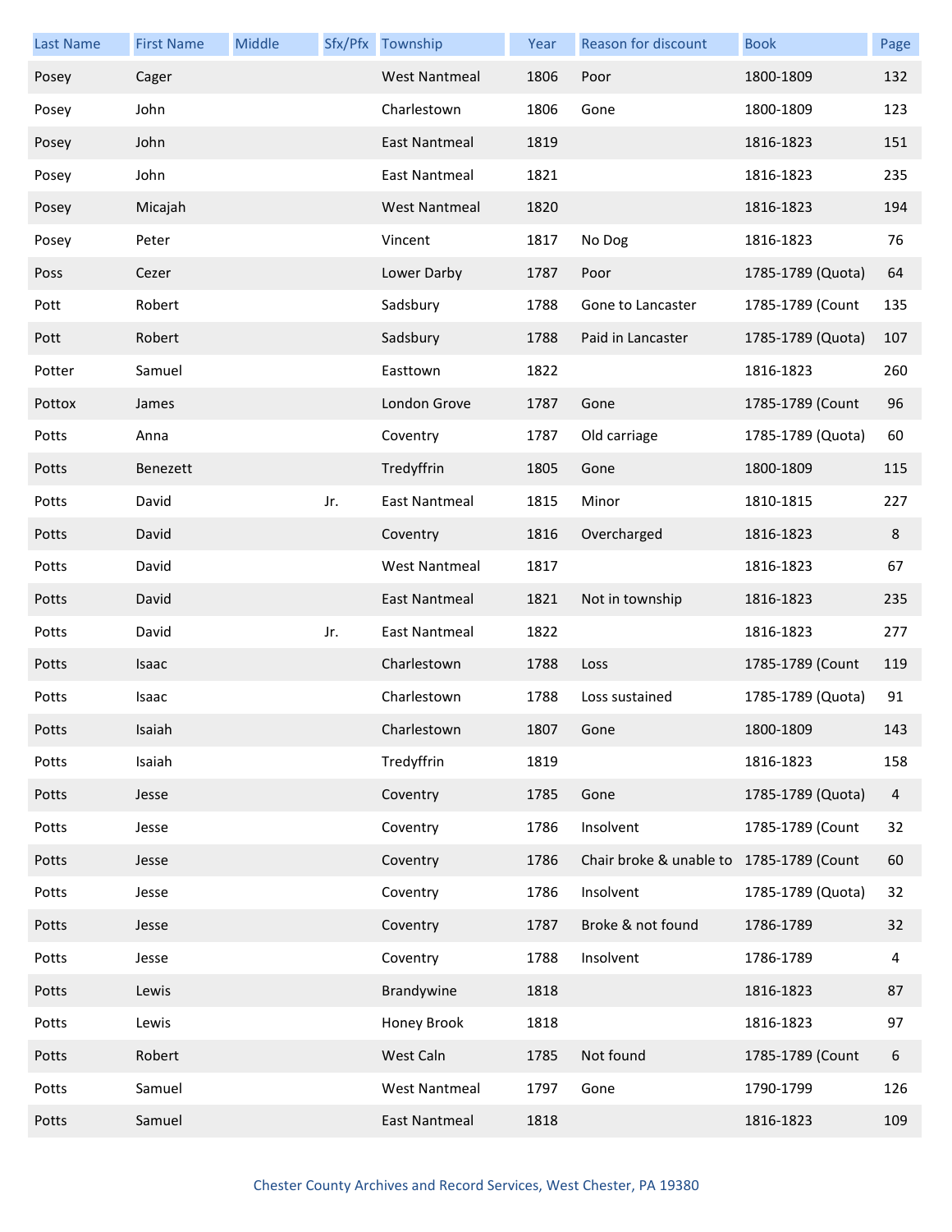| Last Name | First Name | Middle | Sfx/Pfx | Township | Year | Reason for discount | Book | Page |
|---|---|---|---|---|---|---|---|---|
| Posey | Cager | | | West Nantmeal | 1806 | Poor | 1800-1809 | 132 |
| Posey | John | | | Charlestown | 1806 | Gone | 1800-1809 | 123 |
| Posey | John | | | East Nantmeal | 1819 | | 1816-1823 | 151 |
| Posey | John | | | East Nantmeal | 1821 | | 1816-1823 | 235 |
| Posey | Micajah | | | West Nantmeal | 1820 | | 1816-1823 | 194 |
| Posey | Peter | | | Vincent | 1817 | No Dog | 1816-1823 | 76 |
| Poss | Cezer | | | Lower Darby | 1787 | Poor | 1785-1789 (Quota) | 64 |
| Pott | Robert | | | Sadsbury | 1788 | Gone to Lancaster | 1785-1789 (Count | 135 |
| Pott | Robert | | | Sadsbury | 1788 | Paid in Lancaster | 1785-1789 (Quota) | 107 |
| Potter | Samuel | | | Easttown | 1822 | | 1816-1823 | 260 |
| Pottox | James | | | London Grove | 1787 | Gone | 1785-1789 (Count | 96 |
| Potts | Anna | | | Coventry | 1787 | Old carriage | 1785-1789 (Quota) | 60 |
| Potts | Benezett | | | Tredyffrin | 1805 | Gone | 1800-1809 | 115 |
| Potts | David | | Jr. | East Nantmeal | 1815 | Minor | 1810-1815 | 227 |
| Potts | David | | | Coventry | 1816 | Overcharged | 1816-1823 | 8 |
| Potts | David | | | West Nantmeal | 1817 | | 1816-1823 | 67 |
| Potts | David | | | East Nantmeal | 1821 | Not in township | 1816-1823 | 235 |
| Potts | David | | Jr. | East Nantmeal | 1822 | | 1816-1823 | 277 |
| Potts | Isaac | | | Charlestown | 1788 | Loss | 1785-1789 (Count | 119 |
| Potts | Isaac | | | Charlestown | 1788 | Loss sustained | 1785-1789 (Quota) | 91 |
| Potts | Isaiah | | | Charlestown | 1807 | Gone | 1800-1809 | 143 |
| Potts | Isaiah | | | Tredyffrin | 1819 | | 1816-1823 | 158 |
| Potts | Jesse | | | Coventry | 1785 | Gone | 1785-1789 (Quota) | 4 |
| Potts | Jesse | | | Coventry | 1786 | Insolvent | 1785-1789 (Count | 32 |
| Potts | Jesse | | | Coventry | 1786 | Chair broke & unable to | 1785-1789 (Count | 60 |
| Potts | Jesse | | | Coventry | 1786 | Insolvent | 1785-1789 (Quota) | 32 |
| Potts | Jesse | | | Coventry | 1787 | Broke & not found | 1786-1789 | 32 |
| Potts | Jesse | | | Coventry | 1788 | Insolvent | 1786-1789 | 4 |
| Potts | Lewis | | | Brandywine | 1818 | | 1816-1823 | 87 |
| Potts | Lewis | | | Honey Brook | 1818 | | 1816-1823 | 97 |
| Potts | Robert | | | West Caln | 1785 | Not found | 1785-1789 (Count | 6 |
| Potts | Samuel | | | West Nantmeal | 1797 | Gone | 1790-1799 | 126 |
| Potts | Samuel | | | East Nantmeal | 1818 | | 1816-1823 | 109 |

Chester County Archives and Record Services, West Chester, PA 19380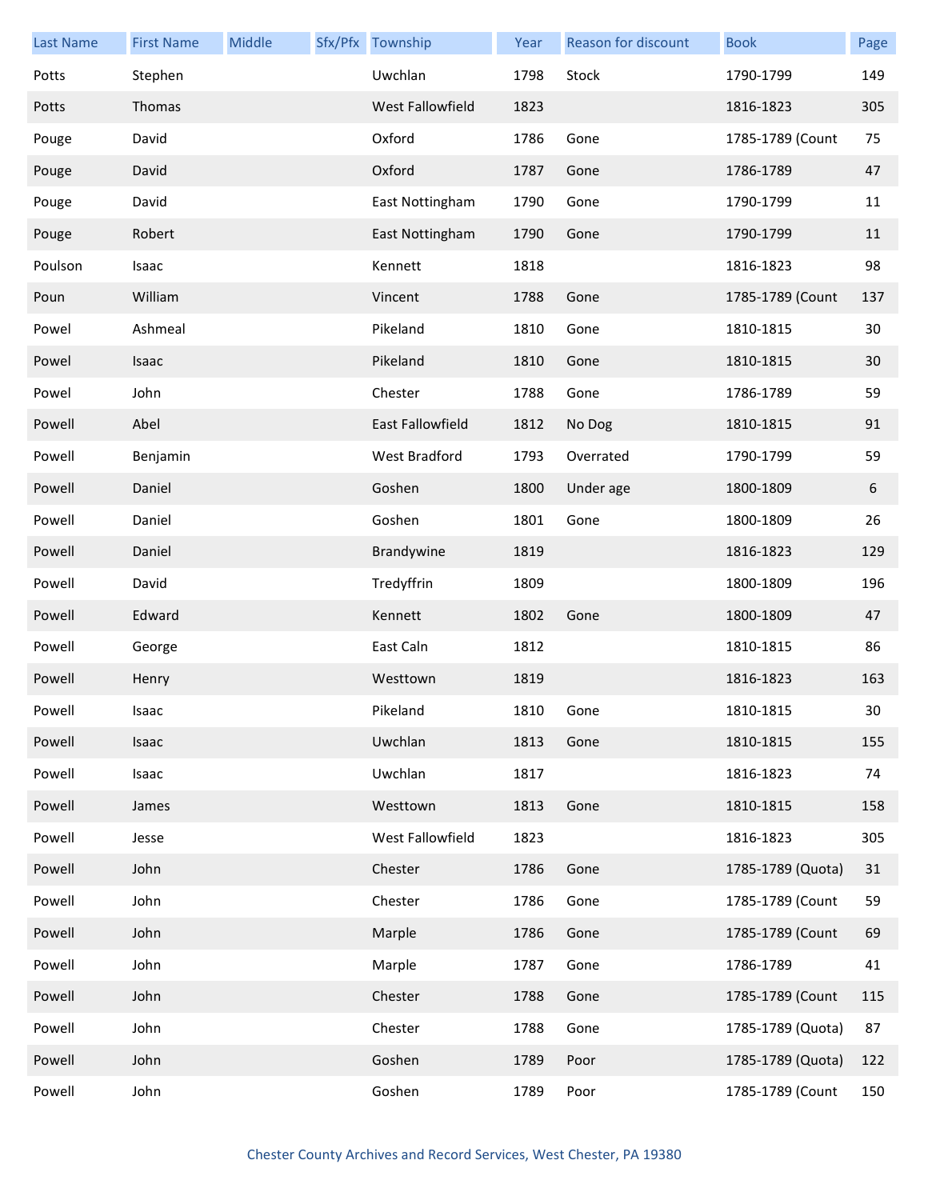| Last Name | First Name | Middle | Sfx/Pfx | Township | Year | Reason for discount | Book | Page |
|---|---|---|---|---|---|---|---|---|
| Potts | Stephen | | | Uwchlan | 1798 | Stock | 1790-1799 | 149 |
| Potts | Thomas | | | West Fallowfield | 1823 | | 1816-1823 | 305 |
| Pouge | David | | | Oxford | 1786 | Gone | 1785-1789 (Count | 75 |
| Pouge | David | | | Oxford | 1787 | Gone | 1786-1789 | 47 |
| Pouge | David | | | East Nottingham | 1790 | Gone | 1790-1799 | 11 |
| Pouge | Robert | | | East Nottingham | 1790 | Gone | 1790-1799 | 11 |
| Poulson | Isaac | | | Kennett | 1818 | | 1816-1823 | 98 |
| Poun | William | | | Vincent | 1788 | Gone | 1785-1789 (Count | 137 |
| Powel | Ashmeal | | | Pikeland | 1810 | Gone | 1810-1815 | 30 |
| Powel | Isaac | | | Pikeland | 1810 | Gone | 1810-1815 | 30 |
| Powel | John | | | Chester | 1788 | Gone | 1786-1789 | 59 |
| Powell | Abel | | | East Fallowfield | 1812 | No Dog | 1810-1815 | 91 |
| Powell | Benjamin | | | West Bradford | 1793 | Overrated | 1790-1799 | 59 |
| Powell | Daniel | | | Goshen | 1800 | Under age | 1800-1809 | 6 |
| Powell | Daniel | | | Goshen | 1801 | Gone | 1800-1809 | 26 |
| Powell | Daniel | | | Brandywine | 1819 | | 1816-1823 | 129 |
| Powell | David | | | Tredyffrin | 1809 | | 1800-1809 | 196 |
| Powell | Edward | | | Kennett | 1802 | Gone | 1800-1809 | 47 |
| Powell | George | | | East Caln | 1812 | | 1810-1815 | 86 |
| Powell | Henry | | | Westtown | 1819 | | 1816-1823 | 163 |
| Powell | Isaac | | | Pikeland | 1810 | Gone | 1810-1815 | 30 |
| Powell | Isaac | | | Uwchlan | 1813 | Gone | 1810-1815 | 155 |
| Powell | Isaac | | | Uwchlan | 1817 | | 1816-1823 | 74 |
| Powell | James | | | Westtown | 1813 | Gone | 1810-1815 | 158 |
| Powell | Jesse | | | West Fallowfield | 1823 | | 1816-1823 | 305 |
| Powell | John | | | Chester | 1786 | Gone | 1785-1789 (Quota) | 31 |
| Powell | John | | | Chester | 1786 | Gone | 1785-1789 (Count | 59 |
| Powell | John | | | Marple | 1786 | Gone | 1785-1789 (Count | 69 |
| Powell | John | | | Marple | 1787 | Gone | 1786-1789 | 41 |
| Powell | John | | | Chester | 1788 | Gone | 1785-1789 (Count | 115 |
| Powell | John | | | Chester | 1788 | Gone | 1785-1789 (Quota) | 87 |
| Powell | John | | | Goshen | 1789 | Poor | 1785-1789 (Quota) | 122 |
| Powell | John | | | Goshen | 1789 | Poor | 1785-1789 (Count | 150 |

Chester County Archives and Record Services, West Chester, PA 19380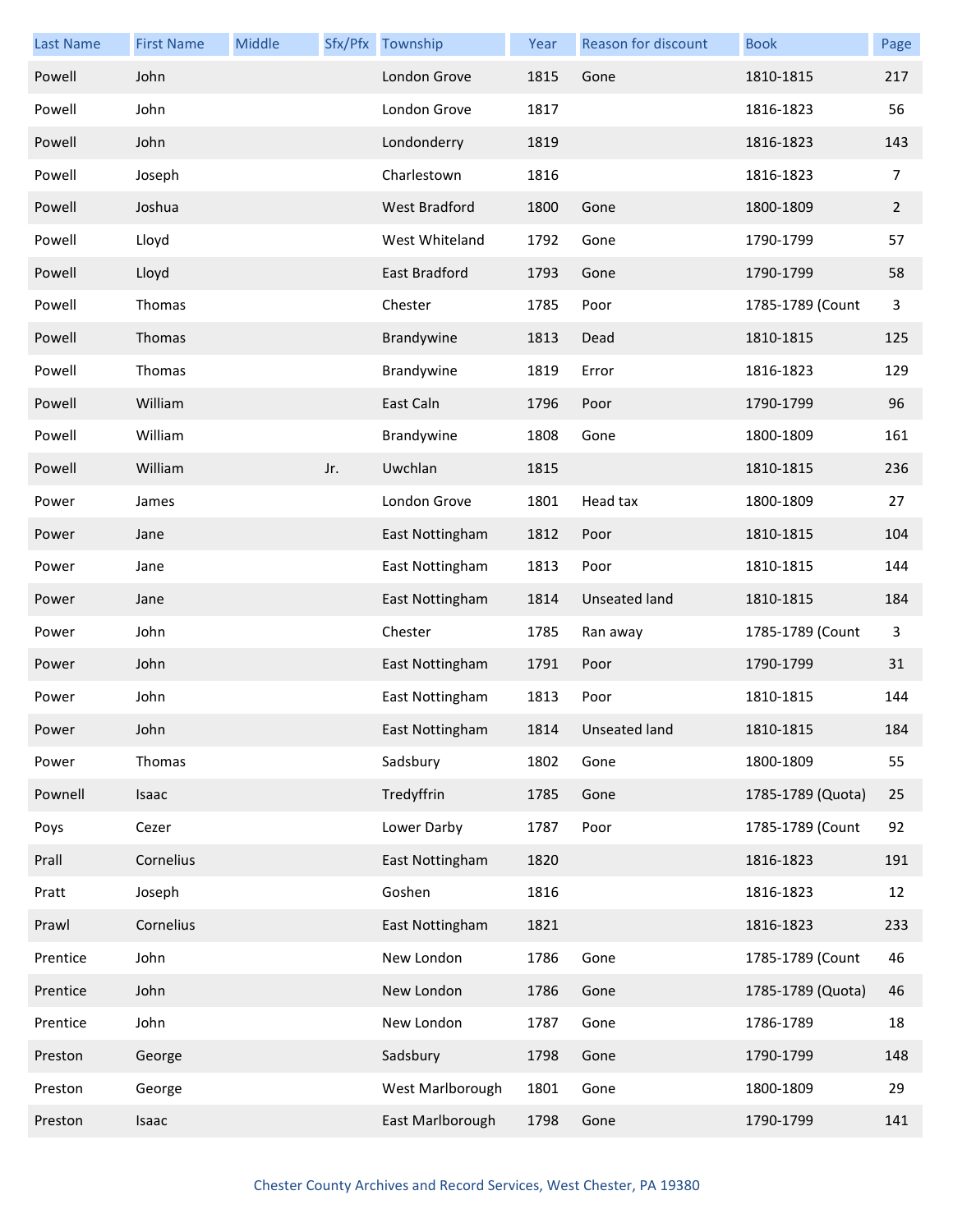| Last Name | First Name | Middle | Sfx/Pfx | Township | Year | Reason for discount | Book | Page |
|---|---|---|---|---|---|---|---|---|
| Powell | John | | | London Grove | 1815 | Gone | 1810-1815 | 217 |
| Powell | John | | | London Grove | 1817 | | 1816-1823 | 56 |
| Powell | John | | | Londonderry | 1819 | | 1816-1823 | 143 |
| Powell | Joseph | | | Charlestown | 1816 | | 1816-1823 | 7 |
| Powell | Joshua | | | West Bradford | 1800 | Gone | 1800-1809 | 2 |
| Powell | Lloyd | | | West Whiteland | 1792 | Gone | 1790-1799 | 57 |
| Powell | Lloyd | | | East Bradford | 1793 | Gone | 1790-1799 | 58 |
| Powell | Thomas | | | Chester | 1785 | Poor | 1785-1789 (Count | 3 |
| Powell | Thomas | | | Brandywine | 1813 | Dead | 1810-1815 | 125 |
| Powell | Thomas | | | Brandywine | 1819 | Error | 1816-1823 | 129 |
| Powell | William | | | East Caln | 1796 | Poor | 1790-1799 | 96 |
| Powell | William | | | Brandywine | 1808 | Gone | 1800-1809 | 161 |
| Powell | William | | Jr. | Uwchlan | 1815 | | 1810-1815 | 236 |
| Power | James | | | London Grove | 1801 | Head tax | 1800-1809 | 27 |
| Power | Jane | | | East Nottingham | 1812 | Poor | 1810-1815 | 104 |
| Power | Jane | | | East Nottingham | 1813 | Poor | 1810-1815 | 144 |
| Power | Jane | | | East Nottingham | 1814 | Unseated land | 1810-1815 | 184 |
| Power | John | | | Chester | 1785 | Ran away | 1785-1789 (Count | 3 |
| Power | John | | | East Nottingham | 1791 | Poor | 1790-1799 | 31 |
| Power | John | | | East Nottingham | 1813 | Poor | 1810-1815 | 144 |
| Power | John | | | East Nottingham | 1814 | Unseated land | 1810-1815 | 184 |
| Power | Thomas | | | Sadsbury | 1802 | Gone | 1800-1809 | 55 |
| Pownell | Isaac | | | Tredyffrin | 1785 | Gone | 1785-1789 (Quota) | 25 |
| Poys | Cezer | | | Lower Darby | 1787 | Poor | 1785-1789 (Count | 92 |
| Prall | Cornelius | | | East Nottingham | 1820 | | 1816-1823 | 191 |
| Pratt | Joseph | | | Goshen | 1816 | | 1816-1823 | 12 |
| Prawl | Cornelius | | | East Nottingham | 1821 | | 1816-1823 | 233 |
| Prentice | John | | | New London | 1786 | Gone | 1785-1789 (Count | 46 |
| Prentice | John | | | New London | 1786 | Gone | 1785-1789 (Quota) | 46 |
| Prentice | John | | | New London | 1787 | Gone | 1786-1789 | 18 |
| Preston | George | | | Sadsbury | 1798 | Gone | 1790-1799 | 148 |
| Preston | George | | | West Marlborough | 1801 | Gone | 1800-1809 | 29 |
| Preston | Isaac | | | East Marlborough | 1798 | Gone | 1790-1799 | 141 |

Chester County Archives and Record Services, West Chester, PA 19380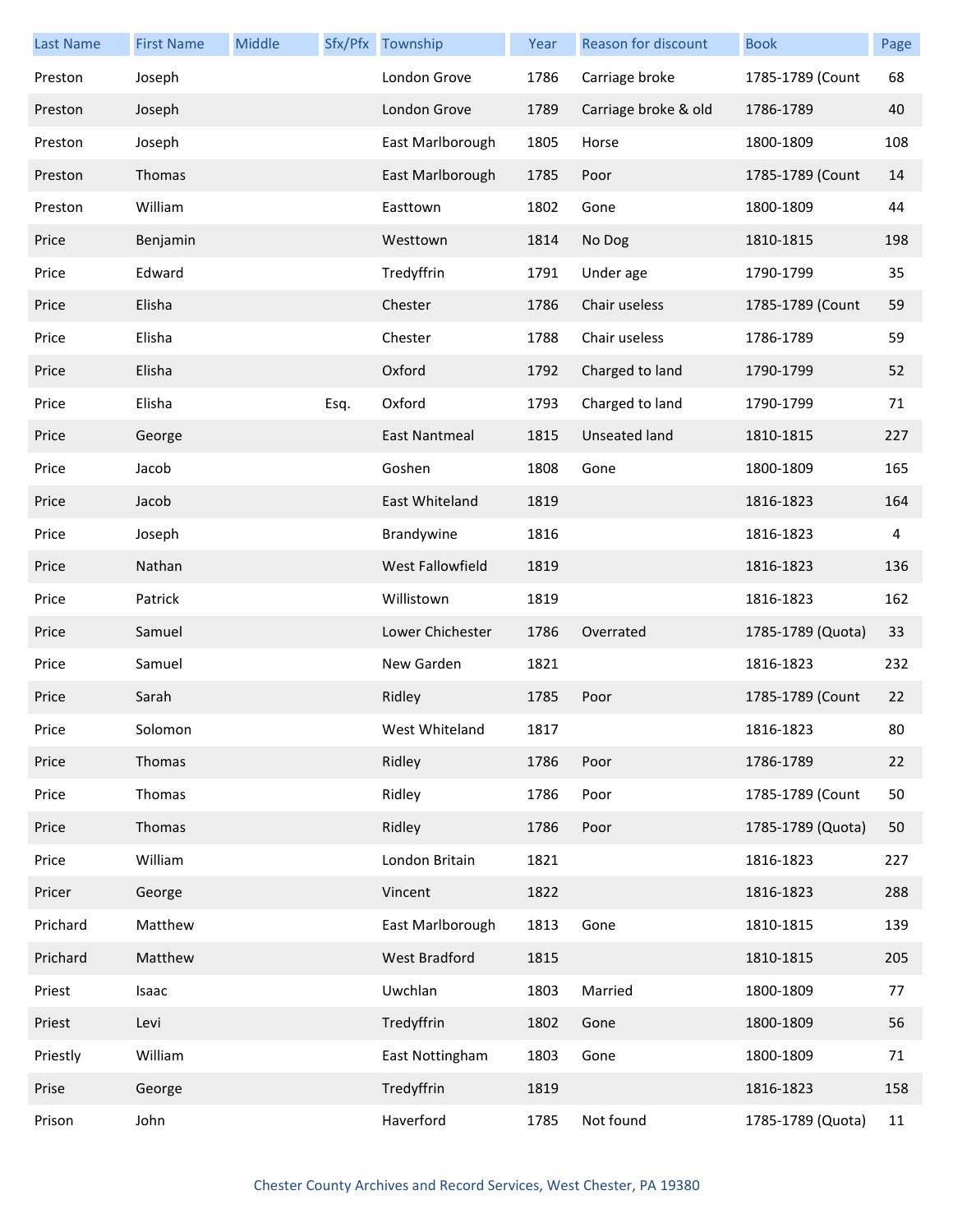| Last Name | First Name | Middle | Sfx/Pfx | Township | Year | Reason for discount | Book | Page |
|---|---|---|---|---|---|---|---|---|
| Preston | Joseph | | | London Grove | 1786 | Carriage broke | 1785-1789 (Count | 68 |
| Preston | Joseph | | | London Grove | 1789 | Carriage broke & old | 1786-1789 | 40 |
| Preston | Joseph | | | East Marlborough | 1805 | Horse | 1800-1809 | 108 |
| Preston | Thomas | | | East Marlborough | 1785 | Poor | 1785-1789 (Count | 14 |
| Preston | William | | | Easttown | 1802 | Gone | 1800-1809 | 44 |
| Price | Benjamin | | | Westtown | 1814 | No Dog | 1810-1815 | 198 |
| Price | Edward | | | Tredyffrin | 1791 | Under age | 1790-1799 | 35 |
| Price | Elisha | | | Chester | 1786 | Chair useless | 1785-1789 (Count | 59 |
| Price | Elisha | | | Chester | 1788 | Chair useless | 1786-1789 | 59 |
| Price | Elisha | | | Oxford | 1792 | Charged to land | 1790-1799 | 52 |
| Price | Elisha | | Esq. | Oxford | 1793 | Charged to land | 1790-1799 | 71 |
| Price | George | | | East Nantmeal | 1815 | Unseated land | 1810-1815 | 227 |
| Price | Jacob | | | Goshen | 1808 | Gone | 1800-1809 | 165 |
| Price | Jacob | | | East Whiteland | 1819 | | 1816-1823 | 164 |
| Price | Joseph | | | Brandywine | 1816 | | 1816-1823 | 4 |
| Price | Nathan | | | West Fallowfield | 1819 | | 1816-1823 | 136 |
| Price | Patrick | | | Willistown | 1819 | | 1816-1823 | 162 |
| Price | Samuel | | | Lower Chichester | 1786 | Overrated | 1785-1789 (Quota) | 33 |
| Price | Samuel | | | New Garden | 1821 | | 1816-1823 | 232 |
| Price | Sarah | | | Ridley | 1785 | Poor | 1785-1789 (Count | 22 |
| Price | Solomon | | | West Whiteland | 1817 | | 1816-1823 | 80 |
| Price | Thomas | | | Ridley | 1786 | Poor | 1786-1789 | 22 |
| Price | Thomas | | | Ridley | 1786 | Poor | 1785-1789 (Count | 50 |
| Price | Thomas | | | Ridley | 1786 | Poor | 1785-1789 (Quota) | 50 |
| Price | William | | | London Britain | 1821 | | 1816-1823 | 227 |
| Pricer | George | | | Vincent | 1822 | | 1816-1823 | 288 |
| Prichard | Matthew | | | East Marlborough | 1813 | Gone | 1810-1815 | 139 |
| Prichard | Matthew | | | West Bradford | 1815 | | 1810-1815 | 205 |
| Priest | Isaac | | | Uwchlan | 1803 | Married | 1800-1809 | 77 |
| Priest | Levi | | | Tredyffrin | 1802 | Gone | 1800-1809 | 56 |
| Priestly | William | | | East Nottingham | 1803 | Gone | 1800-1809 | 71 |
| Prise | George | | | Tredyffrin | 1819 | | 1816-1823 | 158 |
| Prison | John | | | Haverford | 1785 | Not found | 1785-1789 (Quota) | 11 |

Chester County Archives and Record Services, West Chester, PA 19380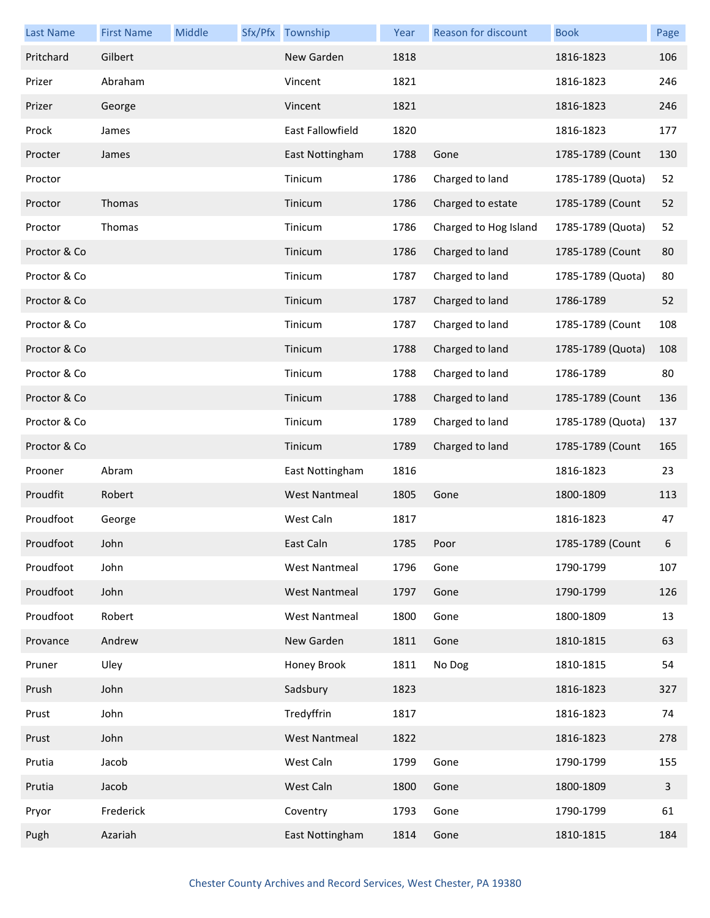| Last Name | First Name | Middle | Sfx/Pfx | Township | Year | Reason for discount | Book | Page |
|---|---|---|---|---|---|---|---|---|
| Pritchard | Gilbert | | | New Garden | 1818 | | 1816-1823 | 106 |
| Prizer | Abraham | | | Vincent | 1821 | | 1816-1823 | 246 |
| Prizer | George | | | Vincent | 1821 | | 1816-1823 | 246 |
| Prock | James | | | East Fallowfield | 1820 | | 1816-1823 | 177 |
| Procter | James | | | East Nottingham | 1788 | Gone | 1785-1789 (Count | 130 |
| Proctor | | | | Tinicum | 1786 | Charged to land | 1785-1789 (Quota) | 52 |
| Proctor | Thomas | | | Tinicum | 1786 | Charged to estate | 1785-1789 (Count | 52 |
| Proctor | Thomas | | | Tinicum | 1786 | Charged to Hog Island | 1785-1789 (Quota) | 52 |
| Proctor & Co | | | | Tinicum | 1786 | Charged to land | 1785-1789 (Count | 80 |
| Proctor & Co | | | | Tinicum | 1787 | Charged to land | 1785-1789 (Quota) | 80 |
| Proctor & Co | | | | Tinicum | 1787 | Charged to land | 1786-1789 | 52 |
| Proctor & Co | | | | Tinicum | 1787 | Charged to land | 1785-1789 (Count | 108 |
| Proctor & Co | | | | Tinicum | 1788 | Charged to land | 1785-1789 (Quota) | 108 |
| Proctor & Co | | | | Tinicum | 1788 | Charged to land | 1786-1789 | 80 |
| Proctor & Co | | | | Tinicum | 1788 | Charged to land | 1785-1789 (Count | 136 |
| Proctor & Co | | | | Tinicum | 1789 | Charged to land | 1785-1789 (Quota) | 137 |
| Proctor & Co | | | | Tinicum | 1789 | Charged to land | 1785-1789 (Count | 165 |
| Prooner | Abram | | | East Nottingham | 1816 | | 1816-1823 | 23 |
| Proudfit | Robert | | | West Nantmeal | 1805 | Gone | 1800-1809 | 113 |
| Proudfoot | George | | | West Caln | 1817 | | 1816-1823 | 47 |
| Proudfoot | John | | | East Caln | 1785 | Poor | 1785-1789 (Count | 6 |
| Proudfoot | John | | | West Nantmeal | 1796 | Gone | 1790-1799 | 107 |
| Proudfoot | John | | | West Nantmeal | 1797 | Gone | 1790-1799 | 126 |
| Proudfoot | Robert | | | West Nantmeal | 1800 | Gone | 1800-1809 | 13 |
| Provance | Andrew | | | New Garden | 1811 | Gone | 1810-1815 | 63 |
| Pruner | Uley | | | Honey Brook | 1811 | No Dog | 1810-1815 | 54 |
| Prush | John | | | Sadsbury | 1823 | | 1816-1823 | 327 |
| Prust | John | | | Tredyffrin | 1817 | | 1816-1823 | 74 |
| Prust | John | | | West Nantmeal | 1822 | | 1816-1823 | 278 |
| Prutia | Jacob | | | West Caln | 1799 | Gone | 1790-1799 | 155 |
| Prutia | Jacob | | | West Caln | 1800 | Gone | 1800-1809 | 3 |
| Pryor | Frederick | | | Coventry | 1793 | Gone | 1790-1799 | 61 |
| Pugh | Azariah | | | East Nottingham | 1814 | Gone | 1810-1815 | 184 |

Chester County Archives and Record Services, West Chester, PA 19380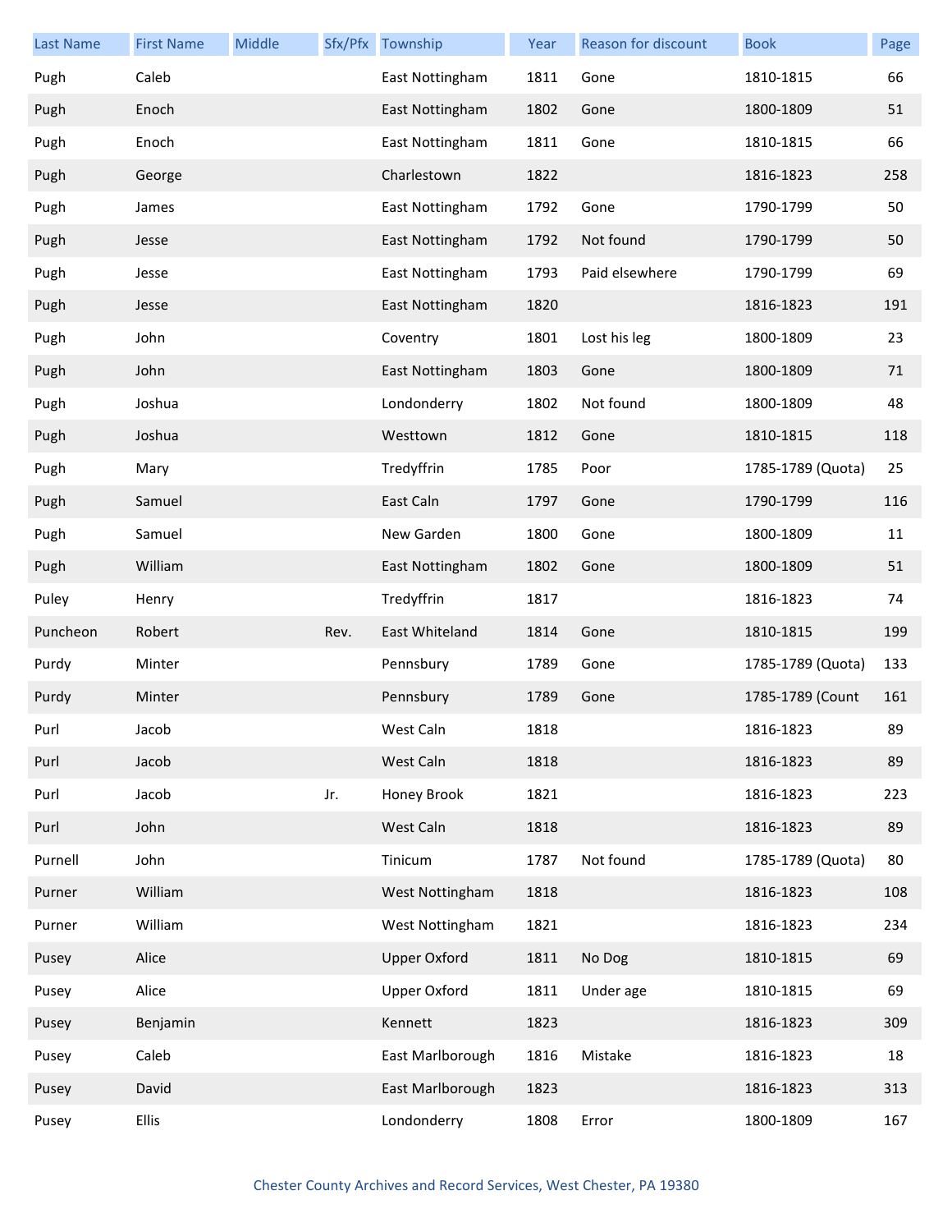| Last Name | First Name | Middle | Sfx/Pfx | Township | Year | Reason for discount | Book | Page |
|---|---|---|---|---|---|---|---|---|
| Pugh | Caleb | | | East Nottingham | 1811 | Gone | 1810-1815 | 66 |
| Pugh | Enoch | | | East Nottingham | 1802 | Gone | 1800-1809 | 51 |
| Pugh | Enoch | | | East Nottingham | 1811 | Gone | 1810-1815 | 66 |
| Pugh | George | | | Charlestown | 1822 | | 1816-1823 | 258 |
| Pugh | James | | | East Nottingham | 1792 | Gone | 1790-1799 | 50 |
| Pugh | Jesse | | | East Nottingham | 1792 | Not found | 1790-1799 | 50 |
| Pugh | Jesse | | | East Nottingham | 1793 | Paid elsewhere | 1790-1799 | 69 |
| Pugh | Jesse | | | East Nottingham | 1820 | | 1816-1823 | 191 |
| Pugh | John | | | Coventry | 1801 | Lost his leg | 1800-1809 | 23 |
| Pugh | John | | | East Nottingham | 1803 | Gone | 1800-1809 | 71 |
| Pugh | Joshua | | | Londonderry | 1802 | Not found | 1800-1809 | 48 |
| Pugh | Joshua | | | Westtown | 1812 | Gone | 1810-1815 | 118 |
| Pugh | Mary | | | Tredyffrin | 1785 | Poor | 1785-1789 (Quota) | 25 |
| Pugh | Samuel | | | East Caln | 1797 | Gone | 1790-1799 | 116 |
| Pugh | Samuel | | | New Garden | 1800 | Gone | 1800-1809 | 11 |
| Pugh | William | | | East Nottingham | 1802 | Gone | 1800-1809 | 51 |
| Puley | Henry | | | Tredyffrin | 1817 | | 1816-1823 | 74 |
| Puncheon | Robert | | Rev. | East Whiteland | 1814 | Gone | 1810-1815 | 199 |
| Purdy | Minter | | | Pennsbury | 1789 | Gone | 1785-1789 (Quota) | 133 |
| Purdy | Minter | | | Pennsbury | 1789 | Gone | 1785-1789 (Count | 161 |
| Purl | Jacob | | | West Caln | 1818 | | 1816-1823 | 89 |
| Purl | Jacob | | | West Caln | 1818 | | 1816-1823 | 89 |
| Purl | Jacob | | Jr. | Honey Brook | 1821 | | 1816-1823 | 223 |
| Purl | John | | | West Caln | 1818 | | 1816-1823 | 89 |
| Purnell | John | | | Tinicum | 1787 | Not found | 1785-1789 (Quota) | 80 |
| Purner | William | | | West Nottingham | 1818 | | 1816-1823 | 108 |
| Purner | William | | | West Nottingham | 1821 | | 1816-1823 | 234 |
| Pusey | Alice | | | Upper Oxford | 1811 | No Dog | 1810-1815 | 69 |
| Pusey | Alice | | | Upper Oxford | 1811 | Under age | 1810-1815 | 69 |
| Pusey | Benjamin | | | Kennett | 1823 | | 1816-1823 | 309 |
| Pusey | Caleb | | | East Marlborough | 1816 | Mistake | 1816-1823 | 18 |
| Pusey | David | | | East Marlborough | 1823 | | 1816-1823 | 313 |
| Pusey | Ellis | | | Londonderry | 1808 | Error | 1800-1809 | 167 |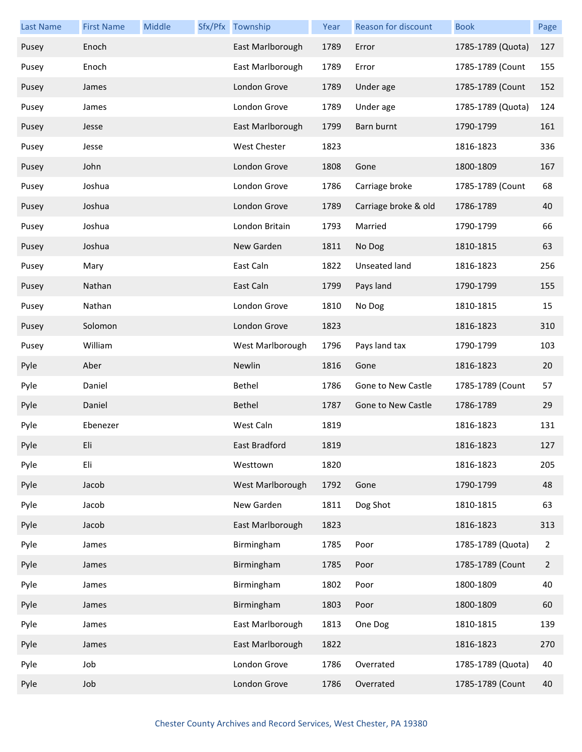| Last Name | First Name | Middle | Sfx/Pfx | Township | Year | Reason for discount | Book | Page |
|---|---|---|---|---|---|---|---|---|
| Pusey | Enoch | | | East Marlborough | 1789 | Error | 1785-1789 (Quota) | 127 |
| Pusey | Enoch | | | East Marlborough | 1789 | Error | 1785-1789 (Count | 155 |
| Pusey | James | | | London Grove | 1789 | Under age | 1785-1789 (Count | 152 |
| Pusey | James | | | London Grove | 1789 | Under age | 1785-1789 (Quota) | 124 |
| Pusey | Jesse | | | East Marlborough | 1799 | Barn burnt | 1790-1799 | 161 |
| Pusey | Jesse | | | West Chester | 1823 | | 1816-1823 | 336 |
| Pusey | John | | | London Grove | 1808 | Gone | 1800-1809 | 167 |
| Pusey | Joshua | | | London Grove | 1786 | Carriage broke | 1785-1789 (Count | 68 |
| Pusey | Joshua | | | London Grove | 1789 | Carriage broke & old | 1786-1789 | 40 |
| Pusey | Joshua | | | London Britain | 1793 | Married | 1790-1799 | 66 |
| Pusey | Joshua | | | New Garden | 1811 | No Dog | 1810-1815 | 63 |
| Pusey | Mary | | | East Caln | 1822 | Unseated land | 1816-1823 | 256 |
| Pusey | Nathan | | | East Caln | 1799 | Pays land | 1790-1799 | 155 |
| Pusey | Nathan | | | London Grove | 1810 | No Dog | 1810-1815 | 15 |
| Pusey | Solomon | | | London Grove | 1823 | | 1816-1823 | 310 |
| Pusey | William | | | West Marlborough | 1796 | Pays land tax | 1790-1799 | 103 |
| Pyle | Aber | | | Newlin | 1816 | Gone | 1816-1823 | 20 |
| Pyle | Daniel | | | Bethel | 1786 | Gone to New Castle | 1785-1789 (Count | 57 |
| Pyle | Daniel | | | Bethel | 1787 | Gone to New Castle | 1786-1789 | 29 |
| Pyle | Ebenezer | | | West Caln | 1819 | | 1816-1823 | 131 |
| Pyle | Eli | | | East Bradford | 1819 | | 1816-1823 | 127 |
| Pyle | Eli | | | Westtown | 1820 | | 1816-1823 | 205 |
| Pyle | Jacob | | | West Marlborough | 1792 | Gone | 1790-1799 | 48 |
| Pyle | Jacob | | | New Garden | 1811 | Dog Shot | 1810-1815 | 63 |
| Pyle | Jacob | | | East Marlborough | 1823 | | 1816-1823 | 313 |
| Pyle | James | | | Birmingham | 1785 | Poor | 1785-1789 (Quota) | 2 |
| Pyle | James | | | Birmingham | 1785 | Poor | 1785-1789 (Count | 2 |
| Pyle | James | | | Birmingham | 1802 | Poor | 1800-1809 | 40 |
| Pyle | James | | | Birmingham | 1803 | Poor | 1800-1809 | 60 |
| Pyle | James | | | East Marlborough | 1813 | One Dog | 1810-1815 | 139 |
| Pyle | James | | | East Marlborough | 1822 | | 1816-1823 | 270 |
| Pyle | Job | | | London Grove | 1786 | Overrated | 1785-1789 (Quota) | 40 |
| Pyle | Job | | | London Grove | 1786 | Overrated | 1785-1789 (Count | 40 |

Chester County Archives and Record Services, West Chester, PA 19380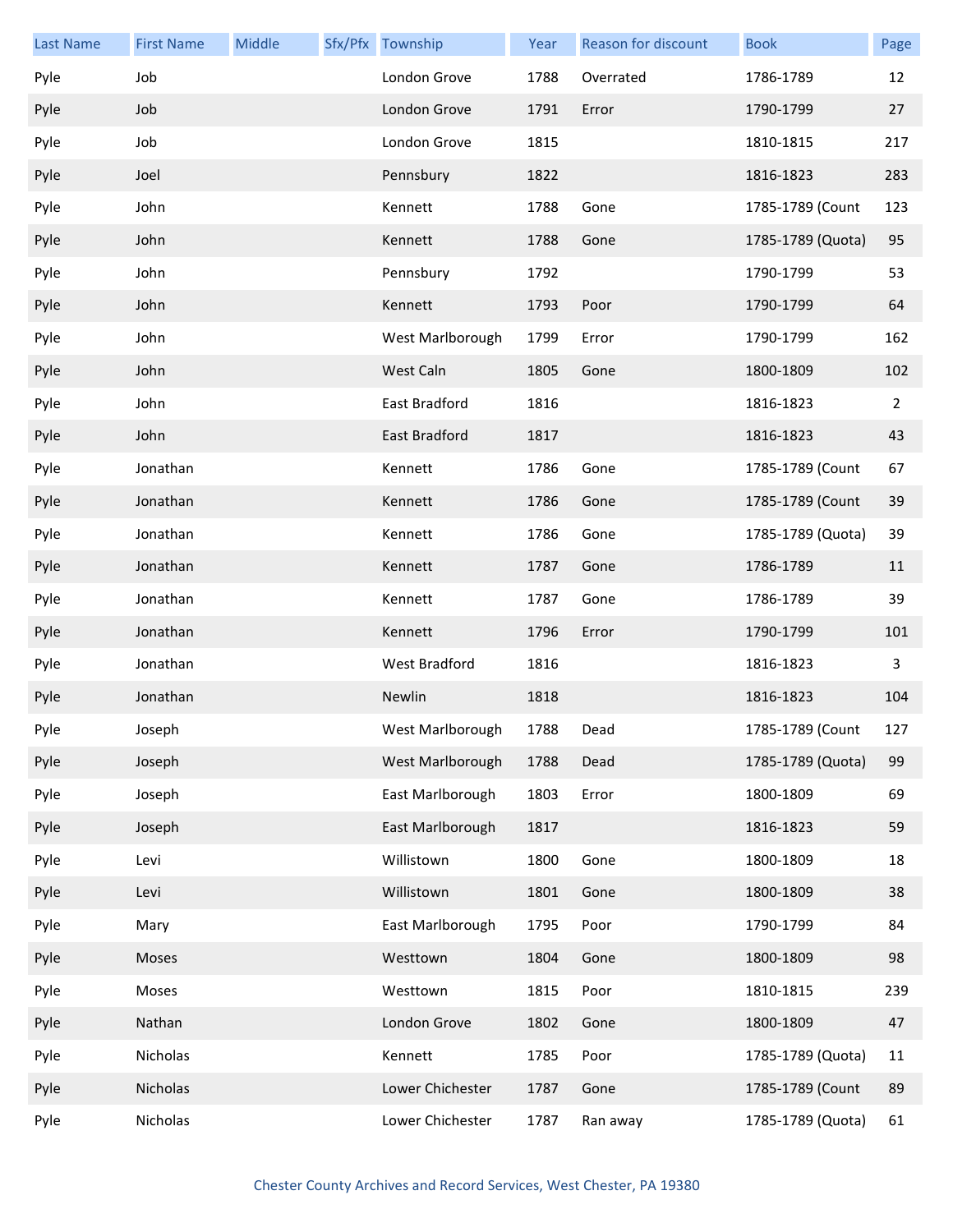| Last Name | First Name | Middle | Sfx/Pfx | Township | Year | Reason for discount | Book | Page |
|---|---|---|---|---|---|---|---|---|
| Pyle | Job | | | London Grove | 1788 | Overrated | 1786-1789 | 12 |
| Pyle | Job | | | London Grove | 1791 | Error | 1790-1799 | 27 |
| Pyle | Job | | | London Grove | 1815 | | 1810-1815 | 217 |
| Pyle | Joel | | | Pennsbury | 1822 | | 1816-1823 | 283 |
| Pyle | John | | | Kennett | 1788 | Gone | 1785-1789 (Count | 123 |
| Pyle | John | | | Kennett | 1788 | Gone | 1785-1789 (Quota) | 95 |
| Pyle | John | | | Pennsbury | 1792 | | 1790-1799 | 53 |
| Pyle | John | | | Kennett | 1793 | Poor | 1790-1799 | 64 |
| Pyle | John | | | West Marlborough | 1799 | Error | 1790-1799 | 162 |
| Pyle | John | | | West Caln | 1805 | Gone | 1800-1809 | 102 |
| Pyle | John | | | East Bradford | 1816 | | 1816-1823 | 2 |
| Pyle | John | | | East Bradford | 1817 | | 1816-1823 | 43 |
| Pyle | Jonathan | | | Kennett | 1786 | Gone | 1785-1789 (Count | 67 |
| Pyle | Jonathan | | | Kennett | 1786 | Gone | 1785-1789 (Count | 39 |
| Pyle | Jonathan | | | Kennett | 1786 | Gone | 1785-1789 (Quota) | 39 |
| Pyle | Jonathan | | | Kennett | 1787 | Gone | 1786-1789 | 11 |
| Pyle | Jonathan | | | Kennett | 1787 | Gone | 1786-1789 | 39 |
| Pyle | Jonathan | | | Kennett | 1796 | Error | 1790-1799 | 101 |
| Pyle | Jonathan | | | West Bradford | 1816 | | 1816-1823 | 3 |
| Pyle | Jonathan | | | Newlin | 1818 | | 1816-1823 | 104 |
| Pyle | Joseph | | | West Marlborough | 1788 | Dead | 1785-1789 (Count | 127 |
| Pyle | Joseph | | | West Marlborough | 1788 | Dead | 1785-1789 (Quota) | 99 |
| Pyle | Joseph | | | East Marlborough | 1803 | Error | 1800-1809 | 69 |
| Pyle | Joseph | | | East Marlborough | 1817 | | 1816-1823 | 59 |
| Pyle | Levi | | | Willistown | 1800 | Gone | 1800-1809 | 18 |
| Pyle | Levi | | | Willistown | 1801 | Gone | 1800-1809 | 38 |
| Pyle | Mary | | | East Marlborough | 1795 | Poor | 1790-1799 | 84 |
| Pyle | Moses | | | Westtown | 1804 | Gone | 1800-1809 | 98 |
| Pyle | Moses | | | Westtown | 1815 | Poor | 1810-1815 | 239 |
| Pyle | Nathan | | | London Grove | 1802 | Gone | 1800-1809 | 47 |
| Pyle | Nicholas | | | Kennett | 1785 | Poor | 1785-1789 (Quota) | 11 |
| Pyle | Nicholas | | | Lower Chichester | 1787 | Gone | 1785-1789 (Count | 89 |
| Pyle | Nicholas | | | Lower Chichester | 1787 | Ran away | 1785-1789 (Quota) | 61 |

Chester County Archives and Record Services, West Chester, PA 19380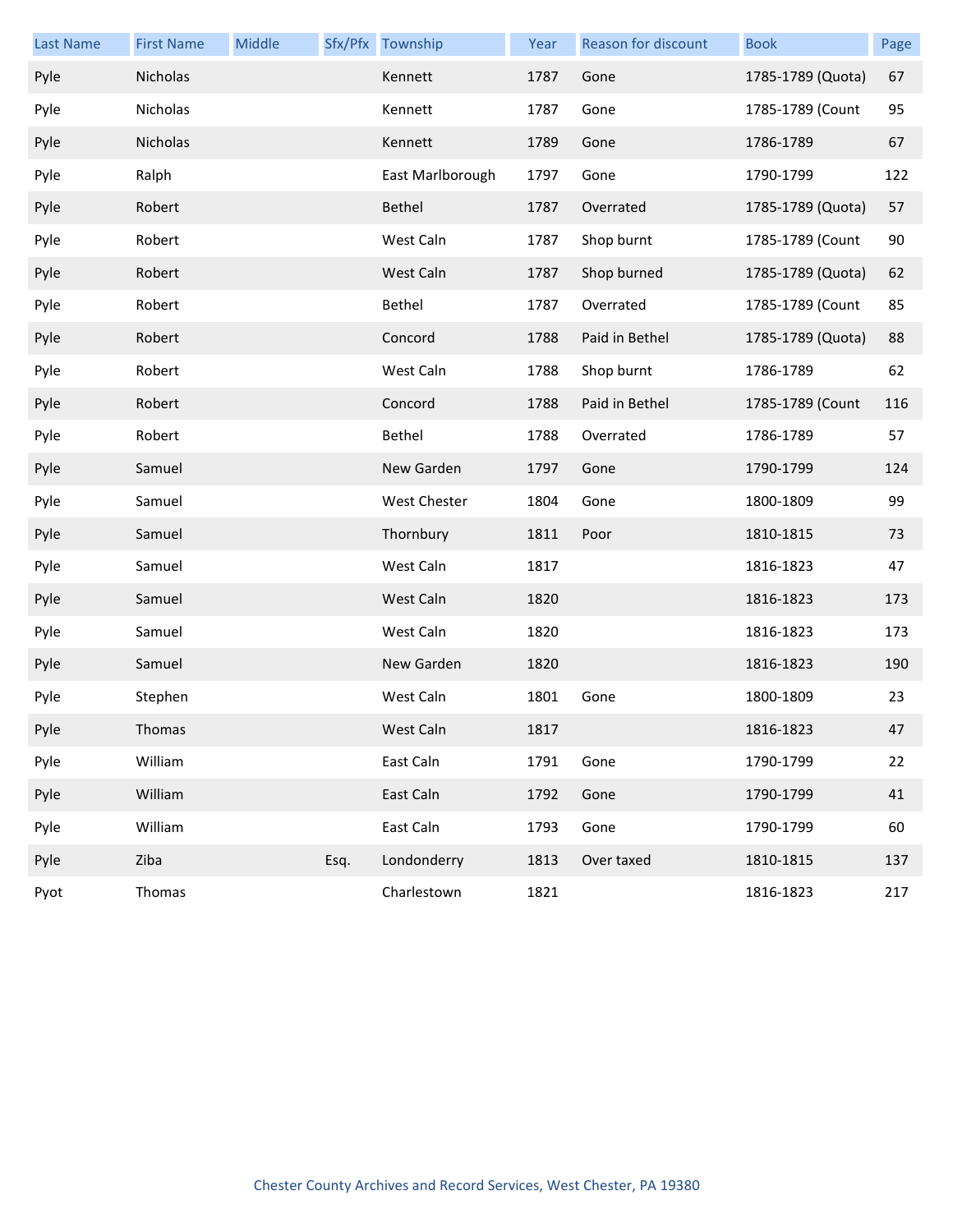| Last Name | First Name | Middle | Sfx/Pfx | Township | Year | Reason for discount | Book | Page |
|---|---|---|---|---|---|---|---|---|
| Pyle | Nicholas | | | Kennett | 1787 | Gone | 1785-1789 (Quota) | 67 |
| Pyle | Nicholas | | | Kennett | 1787 | Gone | 1785-1789 (Count | 95 |
| Pyle | Nicholas | | | Kennett | 1789 | Gone | 1786-1789 | 67 |
| Pyle | Ralph | | | East Marlborough | 1797 | Gone | 1790-1799 | 122 |
| Pyle | Robert | | | Bethel | 1787 | Overrated | 1785-1789 (Quota) | 57 |
| Pyle | Robert | | | West Caln | 1787 | Shop burnt | 1785-1789 (Count | 90 |
| Pyle | Robert | | | West Caln | 1787 | Shop burned | 1785-1789 (Quota) | 62 |
| Pyle | Robert | | | Bethel | 1787 | Overrated | 1785-1789 (Count | 85 |
| Pyle | Robert | | | Concord | 1788 | Paid in Bethel | 1785-1789 (Quota) | 88 |
| Pyle | Robert | | | West Caln | 1788 | Shop burnt | 1786-1789 | 62 |
| Pyle | Robert | | | Concord | 1788 | Paid in Bethel | 1785-1789 (Count | 116 |
| Pyle | Robert | | | Bethel | 1788 | Overrated | 1786-1789 | 57 |
| Pyle | Samuel | | | New Garden | 1797 | Gone | 1790-1799 | 124 |
| Pyle | Samuel | | | West Chester | 1804 | Gone | 1800-1809 | 99 |
| Pyle | Samuel | | | Thornbury | 1811 | Poor | 1810-1815 | 73 |
| Pyle | Samuel | | | West Caln | 1817 | | 1816-1823 | 47 |
| Pyle | Samuel | | | West Caln | 1820 | | 1816-1823 | 173 |
| Pyle | Samuel | | | West Caln | 1820 | | 1816-1823 | 173 |
| Pyle | Samuel | | | New Garden | 1820 | | 1816-1823 | 190 |
| Pyle | Stephen | | | West Caln | 1801 | Gone | 1800-1809 | 23 |
| Pyle | Thomas | | | West Caln | 1817 | | 1816-1823 | 47 |
| Pyle | William | | | East Caln | 1791 | Gone | 1790-1799 | 22 |
| Pyle | William | | | East Caln | 1792 | Gone | 1790-1799 | 41 |
| Pyle | William | | | East Caln | 1793 | Gone | 1790-1799 | 60 |
| Pyle | Ziba | | Esq. | Londonderry | 1813 | Over taxed | 1810-1815 | 137 |
| Pyot | Thomas | | | Charlestown | 1821 | | 1816-1823 | 217 |

Chester County Archives and Record Services, West Chester, PA 19380